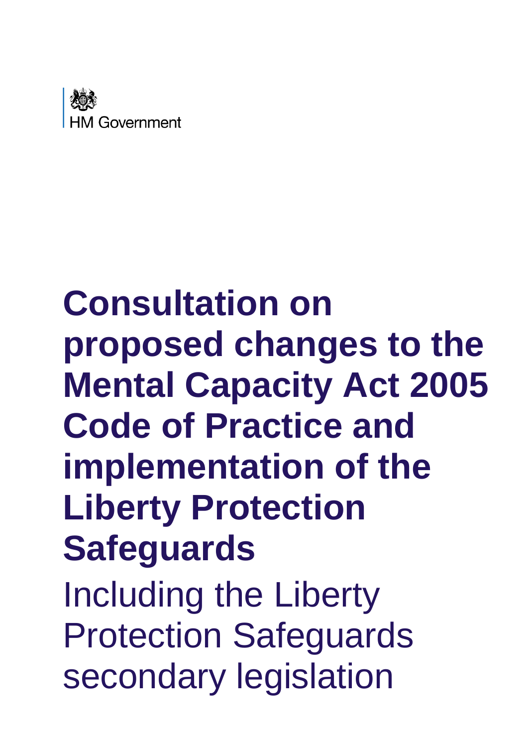HM Government

# Consultation on proposed changes to the Mental Capacity Act 2005 Code of Practice and implementation of the Liberty Protection Safeguards

Including the Liberty Protection Safeguards secondary legislation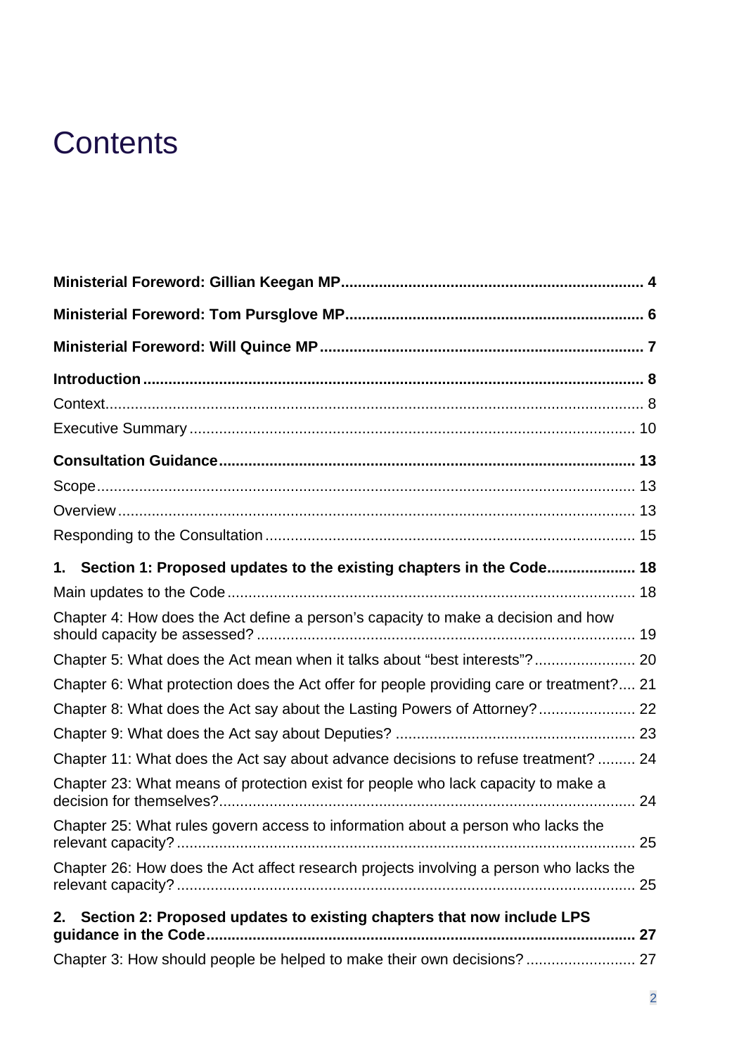# Contents

**Ministerial Foreword: Gillian Keegan MP** .......... 4

**Ministerial Foreword: Tom Pursglove MP** .......... 6

**Ministerial Foreword: Will Quince MP** .......... 7

**Introduction** .......... 8

Context .......... 8

Executive Summary .......... 10

**Consultation Guidance** .......... 13

Scope .......... 13

Overview .......... 13

Responding to the Consultation .......... 15

**1. Section 1: Proposed updates to the existing chapters in the Code** .......... 18

Main updates to the Code .......... 18

Chapter 4: How does the Act define a person's capacity to make a decision and how should capacity be assessed? .......... 19

Chapter 5: What does the Act mean when it talks about "best interests"? .......... 20

Chapter 6: What protection does the Act offer for people providing care or treatment? .......... 21

Chapter 8: What does the Act say about the Lasting Powers of Attorney? .......... 22

Chapter 9: What does the Act say about Deputies? .......... 23

Chapter 11: What does the Act say about advance decisions to refuse treatment? .......... 24

Chapter 23: What means of protection exist for people who lack capacity to make a decision for themselves? .......... 24

Chapter 25: What rules govern access to information about a person who lacks the relevant capacity? .......... 25

Chapter 26: How does the Act affect research projects involving a person who lacks the relevant capacity? .......... 25

**2. Section 2: Proposed updates to existing chapters that now include LPS guidance in the Code** .......... 27

Chapter 3: How should people be helped to make their own decisions? .......... 27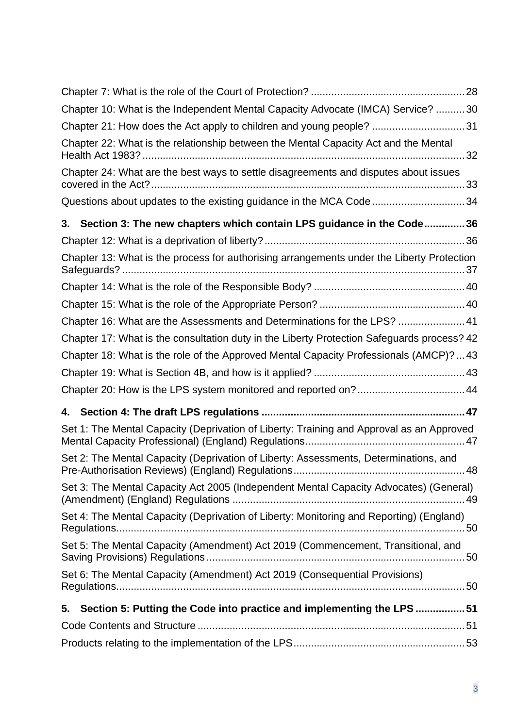Chapter 7: What is the role of the Court of Protection? 28

Chapter 10: What is the Independent Mental Capacity Advocate (IMCA) Service? 30

Chapter 21: How does the Act apply to children and young people? 31

Chapter 22: What is the relationship between the Mental Capacity Act and the Mental Health Act 1983? 32

Chapter 24: What are the best ways to settle disagreements and disputes about issues covered in the Act? 33

Questions about updates to the existing guidance in the MCA Code 34

**3. Section 3: The new chapters which contain LPS guidance in the Code 36**

Chapter 12: What is a deprivation of liberty? 36

Chapter 13: What is the process for authorising arrangements under the Liberty Protection Safeguards? 37

Chapter 14: What is the role of the Responsible Body? 40

Chapter 15: What is the role of the Appropriate Person? 40

Chapter 16: What are the Assessments and Determinations for the LPS? 41

Chapter 17: What is the consultation duty in the Liberty Protection Safeguards process? 42

Chapter 18: What is the role of the Approved Mental Capacity Professionals (AMCP)? 43

Chapter 19: What is Section 4B, and how is it applied? 43

Chapter 20: How is the LPS system monitored and reported on? 44

**4. Section 4: The draft LPS regulations 47**

Set 1: The Mental Capacity (Deprivation of Liberty: Training and Approval as an Approved Mental Capacity Professional) (England) Regulations 47

Set 2: The Mental Capacity (Deprivation of Liberty: Assessments, Determinations, and Pre-Authorisation Reviews) (England) Regulations 48

Set 3: The Mental Capacity Act 2005 (Independent Mental Capacity Advocates) (General) (Amendment) (England) Regulations 49

Set 4: The Mental Capacity (Deprivation of Liberty: Monitoring and Reporting) (England) Regulations 50

Set 5: The Mental Capacity (Amendment) Act 2019 (Commencement, Transitional, and Saving Provisions) Regulations 50

Set 6: The Mental Capacity (Amendment) Act 2019 (Consequential Provisions) Regulations 50

**5. Section 5: Putting the Code into practice and implementing the LPS 51**

Code Contents and Structure 51

Products relating to the implementation of the LPS 53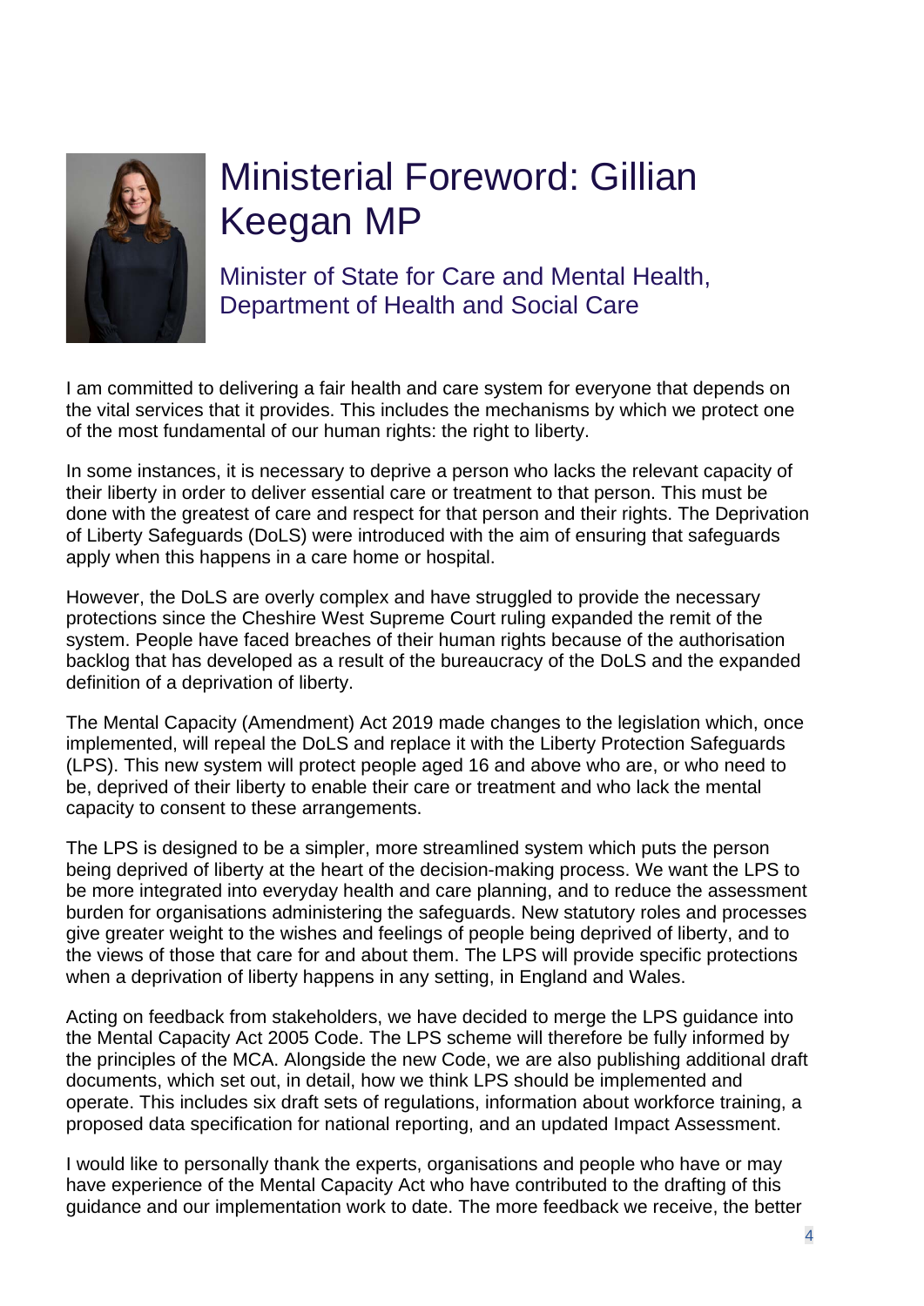# Ministerial Foreword: Gillian Keegan MP

## Minister of State for Care and Mental Health, Department of Health and Social Care

I am committed to delivering a fair health and care system for everyone that depends on the vital services that it provides. This includes the mechanisms by which we protect one of the most fundamental of our human rights: the right to liberty.

In some instances, it is necessary to deprive a person who lacks the relevant capacity of their liberty in order to deliver essential care or treatment to that person. This must be done with the greatest of care and respect for that person and their rights. The Deprivation of Liberty Safeguards (DoLS) were introduced with the aim of ensuring that safeguards apply when this happens in a care home or hospital.

However, the DoLS are overly complex and have struggled to provide the necessary protections since the Cheshire West Supreme Court ruling expanded the remit of the system. People have faced breaches of their human rights because of the authorisation backlog that has developed as a result of the bureaucracy of the DoLS and the expanded definition of a deprivation of liberty.

The Mental Capacity (Amendment) Act 2019 made changes to the legislation which, once implemented, will repeal the DoLS and replace it with the Liberty Protection Safeguards (LPS). This new system will protect people aged 16 and above who are, or who need to be, deprived of their liberty to enable their care or treatment and who lack the mental capacity to consent to these arrangements.

The LPS is designed to be a simpler, more streamlined system which puts the person being deprived of liberty at the heart of the decision-making process. We want the LPS to be more integrated into everyday health and care planning, and to reduce the assessment burden for organisations administering the safeguards. New statutory roles and processes give greater weight to the wishes and feelings of people being deprived of liberty, and to the views of those that care for and about them. The LPS will provide specific protections when a deprivation of liberty happens in any setting, in England and Wales.

Acting on feedback from stakeholders, we have decided to merge the LPS guidance into the Mental Capacity Act 2005 Code. The LPS scheme will therefore be fully informed by the principles of the MCA. Alongside the new Code, we are also publishing additional draft documents, which set out, in detail, how we think LPS should be implemented and operate. This includes six draft sets of regulations, information about workforce training, a proposed data specification for national reporting, and an updated Impact Assessment.

I would like to personally thank the experts, organisations and people who have or may have experience of the Mental Capacity Act who have contributed to the drafting of this guidance and our implementation work to date. The more feedback we receive, the better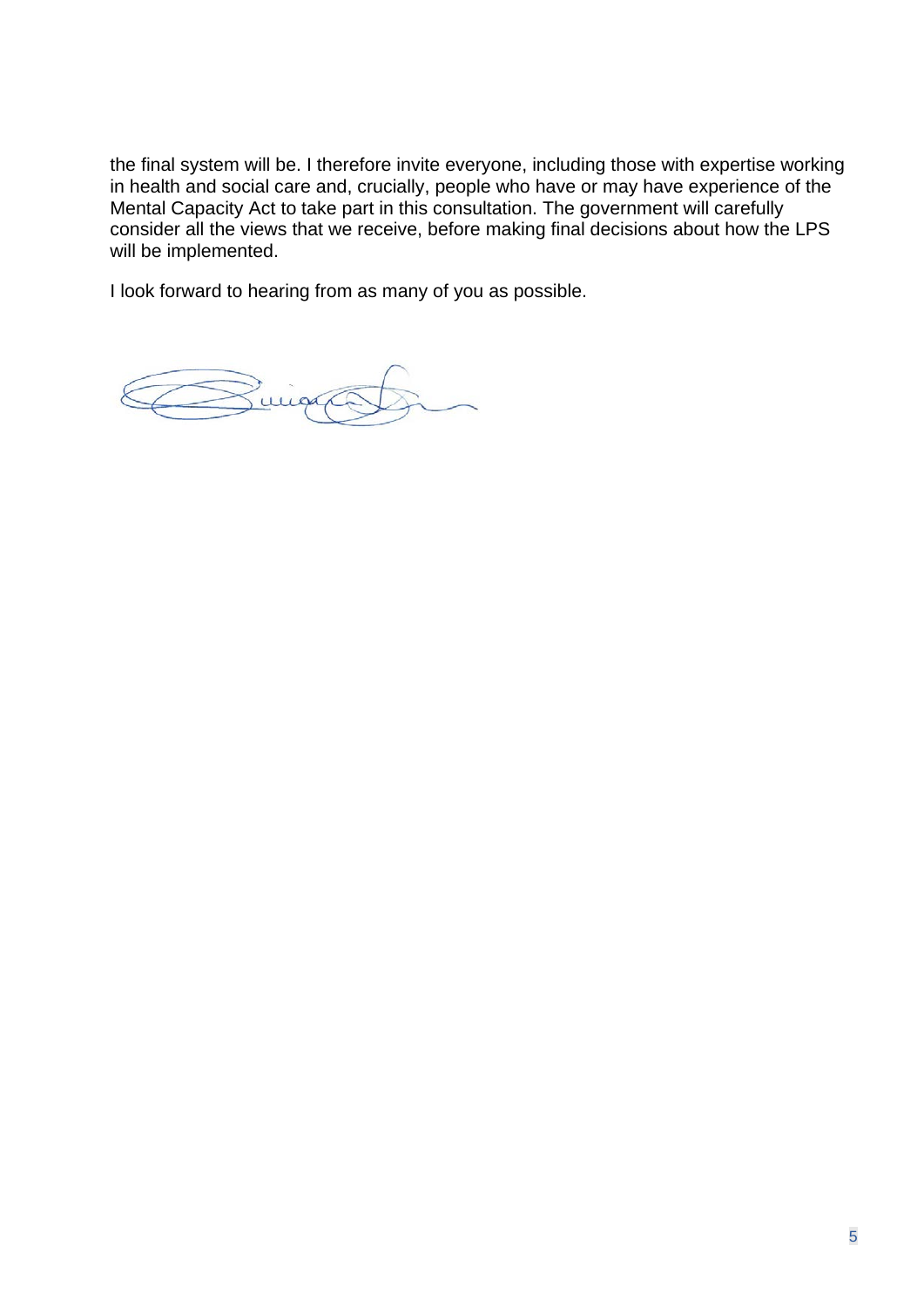the final system will be. I therefore invite everyone, including those with expertise working in health and social care and, crucially, people who have or may have experience of the Mental Capacity Act to take part in this consultation. The government will carefully consider all the views that we receive, before making final decisions about how the LPS will be implemented.

I look forward to hearing from as many of you as possible.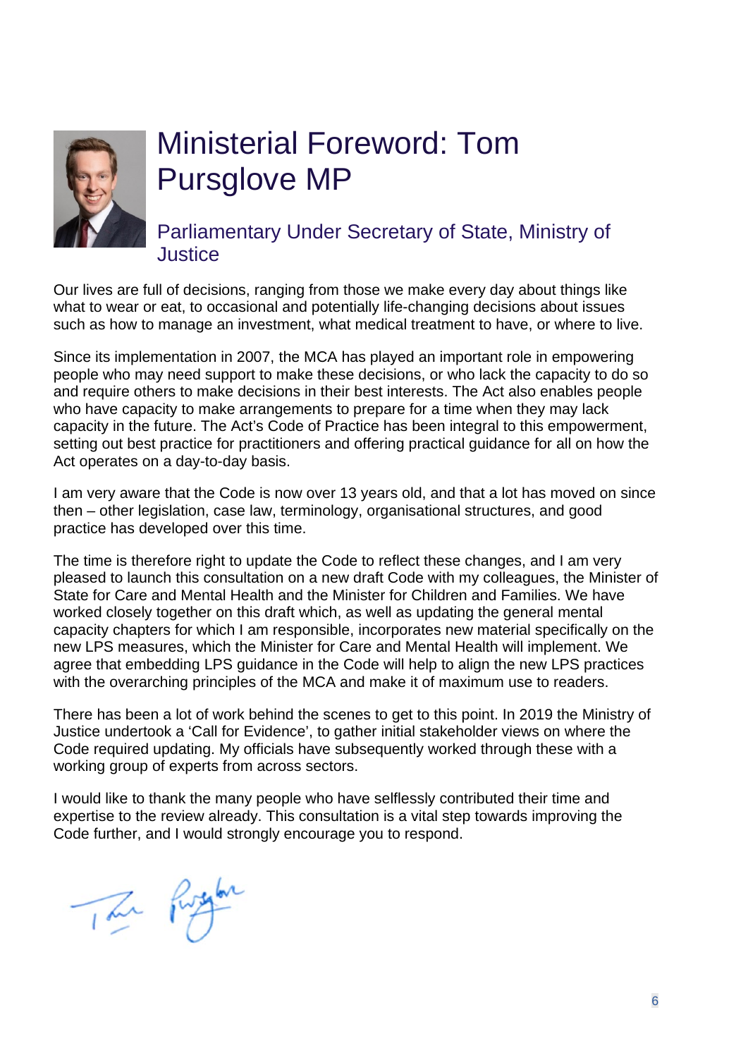# Ministerial Foreword: Tom Pursglove MP

## Parliamentary Under Secretary of State, Ministry of Justice

Our lives are full of decisions, ranging from those we make every day about things like what to wear or eat, to occasional and potentially life-changing decisions about issues such as how to manage an investment, what medical treatment to have, or where to live.

Since its implementation in 2007, the MCA has played an important role in empowering people who may need support to make these decisions, or who lack the capacity to do so and require others to make decisions in their best interests. The Act also enables people who have capacity to make arrangements to prepare for a time when they may lack capacity in the future. The Act's Code of Practice has been integral to this empowerment, setting out best practice for practitioners and offering practical guidance for all on how the Act operates on a day-to-day basis.

I am very aware that the Code is now over 13 years old, and that a lot has moved on since then – other legislation, case law, terminology, organisational structures, and good practice has developed over this time.

The time is therefore right to update the Code to reflect these changes, and I am very pleased to launch this consultation on a new draft Code with my colleagues, the Minister of State for Care and Mental Health and the Minister for Children and Families. We have worked closely together on this draft which, as well as updating the general mental capacity chapters for which I am responsible, incorporates new material specifically on the new LPS measures, which the Minister for Care and Mental Health will implement. We agree that embedding LPS guidance in the Code will help to align the new LPS practices with the overarching principles of the MCA and make it of maximum use to readers.

There has been a lot of work behind the scenes to get to this point. In 2019 the Ministry of Justice undertook a 'Call for Evidence', to gather initial stakeholder views on where the Code required updating. My officials have subsequently worked through these with a working group of experts from across sectors.

I would like to thank the many people who have selflessly contributed their time and expertise to the review already. This consultation is a vital step towards improving the Code further, and I would strongly encourage you to respond.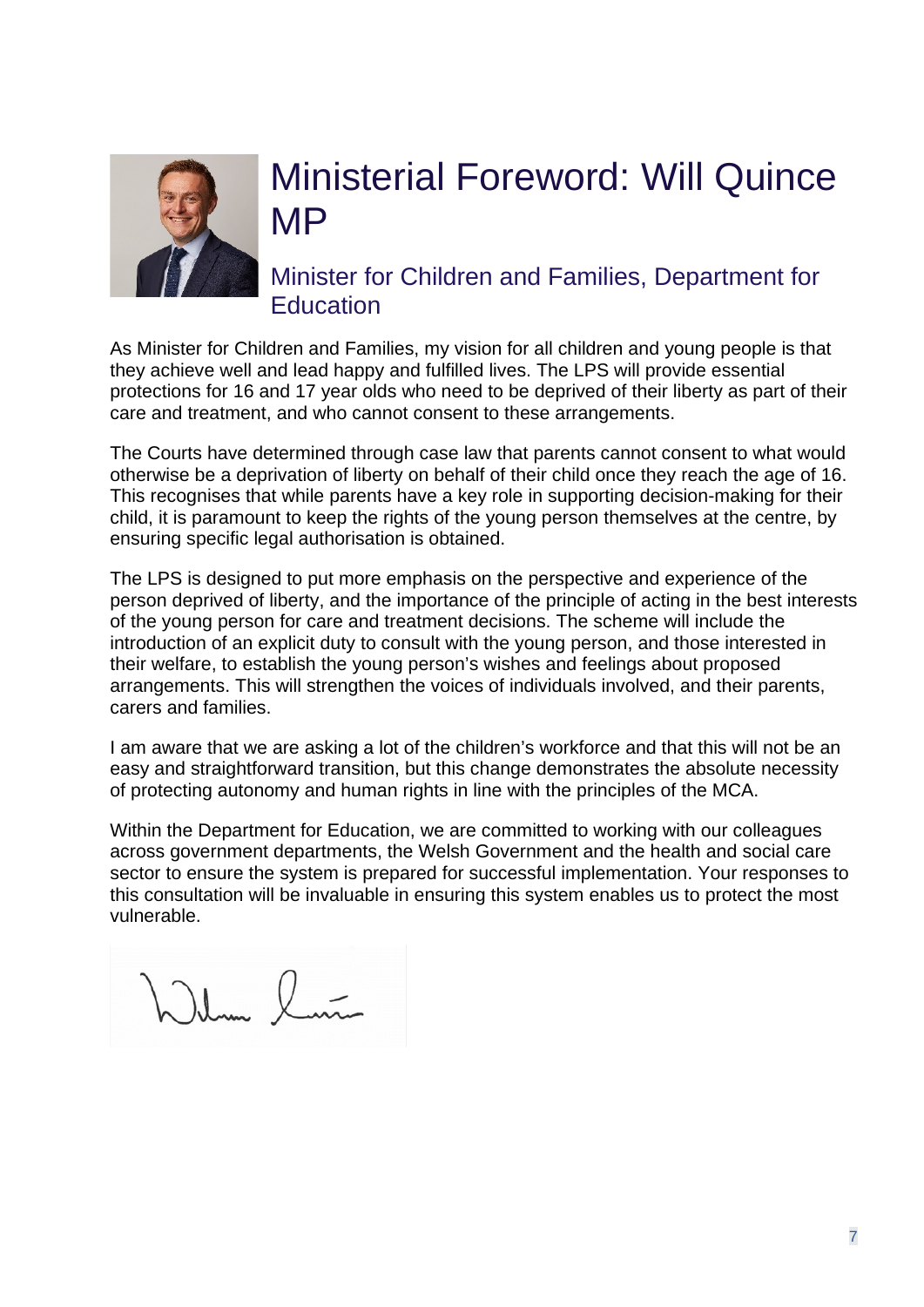# Ministerial Foreword: Will Quince MP

## Minister for Children and Families, Department for Education

As Minister for Children and Families, my vision for all children and young people is that they achieve well and lead happy and fulfilled lives. The LPS will provide essential protections for 16 and 17 year olds who need to be deprived of their liberty as part of their care and treatment, and who cannot consent to these arrangements.

The Courts have determined through case law that parents cannot consent to what would otherwise be a deprivation of liberty on behalf of their child once they reach the age of 16. This recognises that while parents have a key role in supporting decision-making for their child, it is paramount to keep the rights of the young person themselves at the centre, by ensuring specific legal authorisation is obtained.

The LPS is designed to put more emphasis on the perspective and experience of the person deprived of liberty, and the importance of the principle of acting in the best interests of the young person for care and treatment decisions. The scheme will include the introduction of an explicit duty to consult with the young person, and those interested in their welfare, to establish the young person's wishes and feelings about proposed arrangements. This will strengthen the voices of individuals involved, and their parents, carers and families.

I am aware that we are asking a lot of the children's workforce and that this will not be an easy and straightforward transition, but this change demonstrates the absolute necessity of protecting autonomy and human rights in line with the principles of the MCA.

Within the Department for Education, we are committed to working with our colleagues across government departments, the Welsh Government and the health and social care sector to ensure the system is prepared for successful implementation. Your responses to this consultation will be invaluable in ensuring this system enables us to protect the most vulnerable.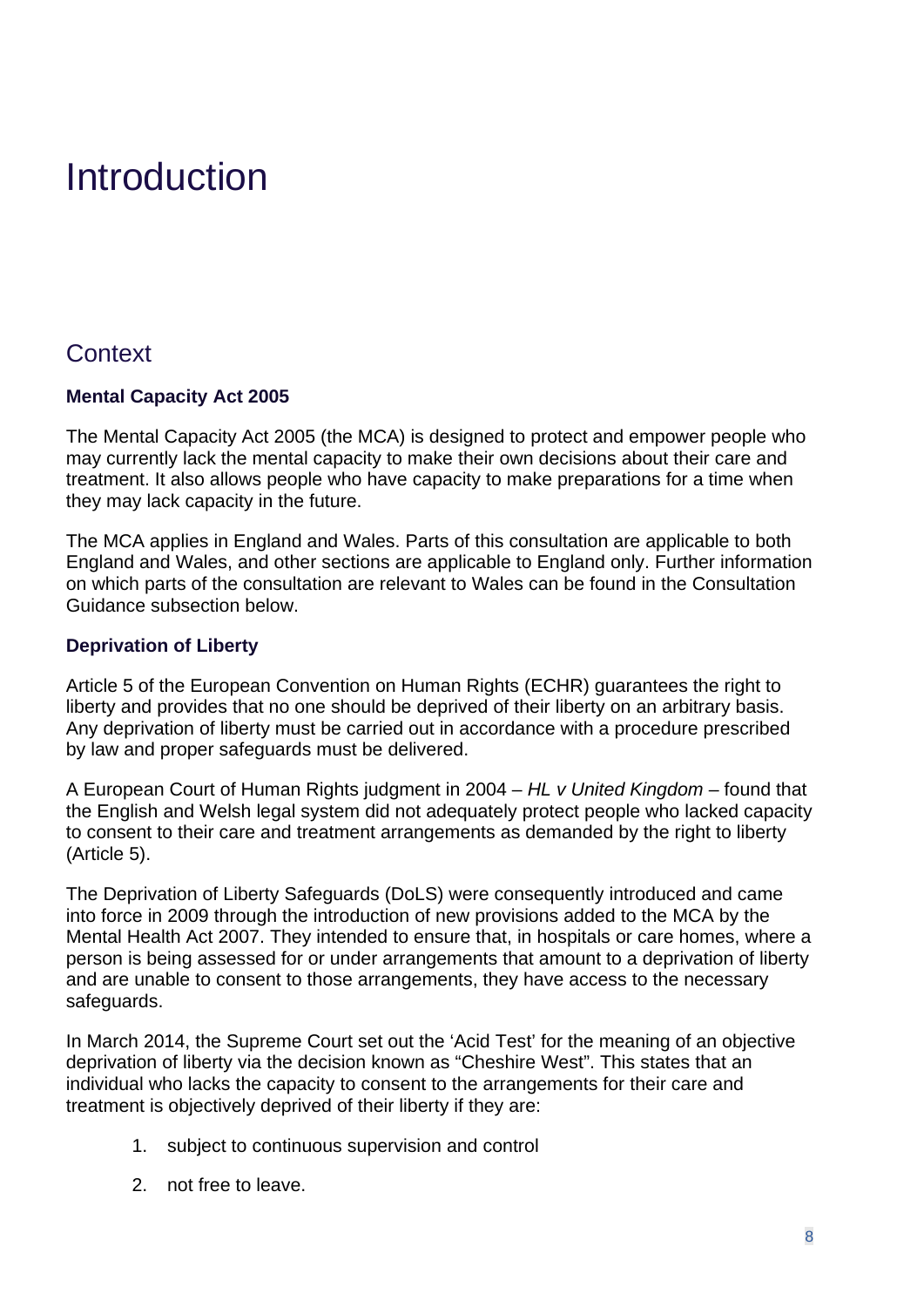# Introduction

## Context

### Mental Capacity Act 2005

The Mental Capacity Act 2005 (the MCA) is designed to protect and empower people who may currently lack the mental capacity to make their own decisions about their care and treatment. It also allows people who have capacity to make preparations for a time when they may lack capacity in the future.

The MCA applies in England and Wales. Parts of this consultation are applicable to both England and Wales, and other sections are applicable to England only. Further information on which parts of the consultation are relevant to Wales can be found in the Consultation Guidance subsection below.

### Deprivation of Liberty

Article 5 of the European Convention on Human Rights (ECHR) guarantees the right to liberty and provides that no one should be deprived of their liberty on an arbitrary basis. Any deprivation of liberty must be carried out in accordance with a procedure prescribed by law and proper safeguards must be delivered.

A European Court of Human Rights judgment in 2004 – *HL v United Kingdom* – found that the English and Welsh legal system did not adequately protect people who lacked capacity to consent to their care and treatment arrangements as demanded by the right to liberty (Article 5).

The Deprivation of Liberty Safeguards (DoLS) were consequently introduced and came into force in 2009 through the introduction of new provisions added to the MCA by the Mental Health Act 2007. They intended to ensure that, in hospitals or care homes, where a person is being assessed for or under arrangements that amount to a deprivation of liberty and are unable to consent to those arrangements, they have access to the necessary safeguards.

In March 2014, the Supreme Court set out the 'Acid Test' for the meaning of an objective deprivation of liberty via the decision known as "Cheshire West". This states that an individual who lacks the capacity to consent to the arrangements for their care and treatment is objectively deprived of their liberty if they are:

1. subject to continuous supervision and control
2. not free to leave.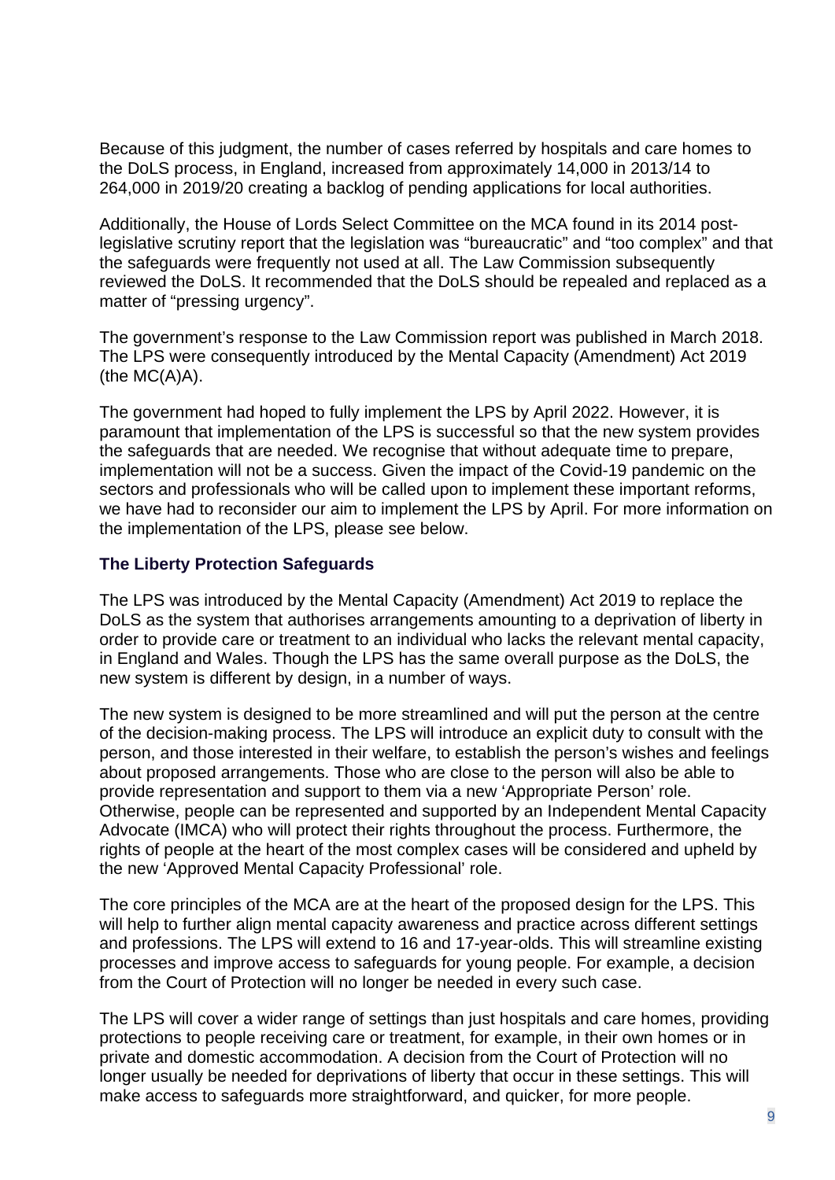Because of this judgment, the number of cases referred by hospitals and care homes to the DoLS process, in England, increased from approximately 14,000 in 2013/14 to 264,000 in 2019/20 creating a backlog of pending applications for local authorities.

Additionally, the House of Lords Select Committee on the MCA found in its 2014 post-legislative scrutiny report that the legislation was "bureaucratic" and "too complex" and that the safeguards were frequently not used at all. The Law Commission subsequently reviewed the DoLS. It recommended that the DoLS should be repealed and replaced as a matter of "pressing urgency".

The government's response to the Law Commission report was published in March 2018. The LPS were consequently introduced by the Mental Capacity (Amendment) Act 2019 (the MC(A)A).

The government had hoped to fully implement the LPS by April 2022. However, it is paramount that implementation of the LPS is successful so that the new system provides the safeguards that are needed. We recognise that without adequate time to prepare, implementation will not be a success. Given the impact of the Covid-19 pandemic on the sectors and professionals who will be called upon to implement these important reforms, we have had to reconsider our aim to implement the LPS by April. For more information on the implementation of the LPS, please see below.

### The Liberty Protection Safeguards

The LPS was introduced by the Mental Capacity (Amendment) Act 2019 to replace the DoLS as the system that authorises arrangements amounting to a deprivation of liberty in order to provide care or treatment to an individual who lacks the relevant mental capacity, in England and Wales. Though the LPS has the same overall purpose as the DoLS, the new system is different by design, in a number of ways.

The new system is designed to be more streamlined and will put the person at the centre of the decision-making process. The LPS will introduce an explicit duty to consult with the person, and those interested in their welfare, to establish the person's wishes and feelings about proposed arrangements. Those who are close to the person will also be able to provide representation and support to them via a new 'Appropriate Person' role. Otherwise, people can be represented and supported by an Independent Mental Capacity Advocate (IMCA) who will protect their rights throughout the process. Furthermore, the rights of people at the heart of the most complex cases will be considered and upheld by the new 'Approved Mental Capacity Professional' role.

The core principles of the MCA are at the heart of the proposed design for the LPS. This will help to further align mental capacity awareness and practice across different settings and professions. The LPS will extend to 16 and 17-year-olds. This will streamline existing processes and improve access to safeguards for young people. For example, a decision from the Court of Protection will no longer be needed in every such case.

The LPS will cover a wider range of settings than just hospitals and care homes, providing protections to people receiving care or treatment, for example, in their own homes or in private and domestic accommodation. A decision from the Court of Protection will no longer usually be needed for deprivations of liberty that occur in these settings. This will make access to safeguards more straightforward, and quicker, for more people.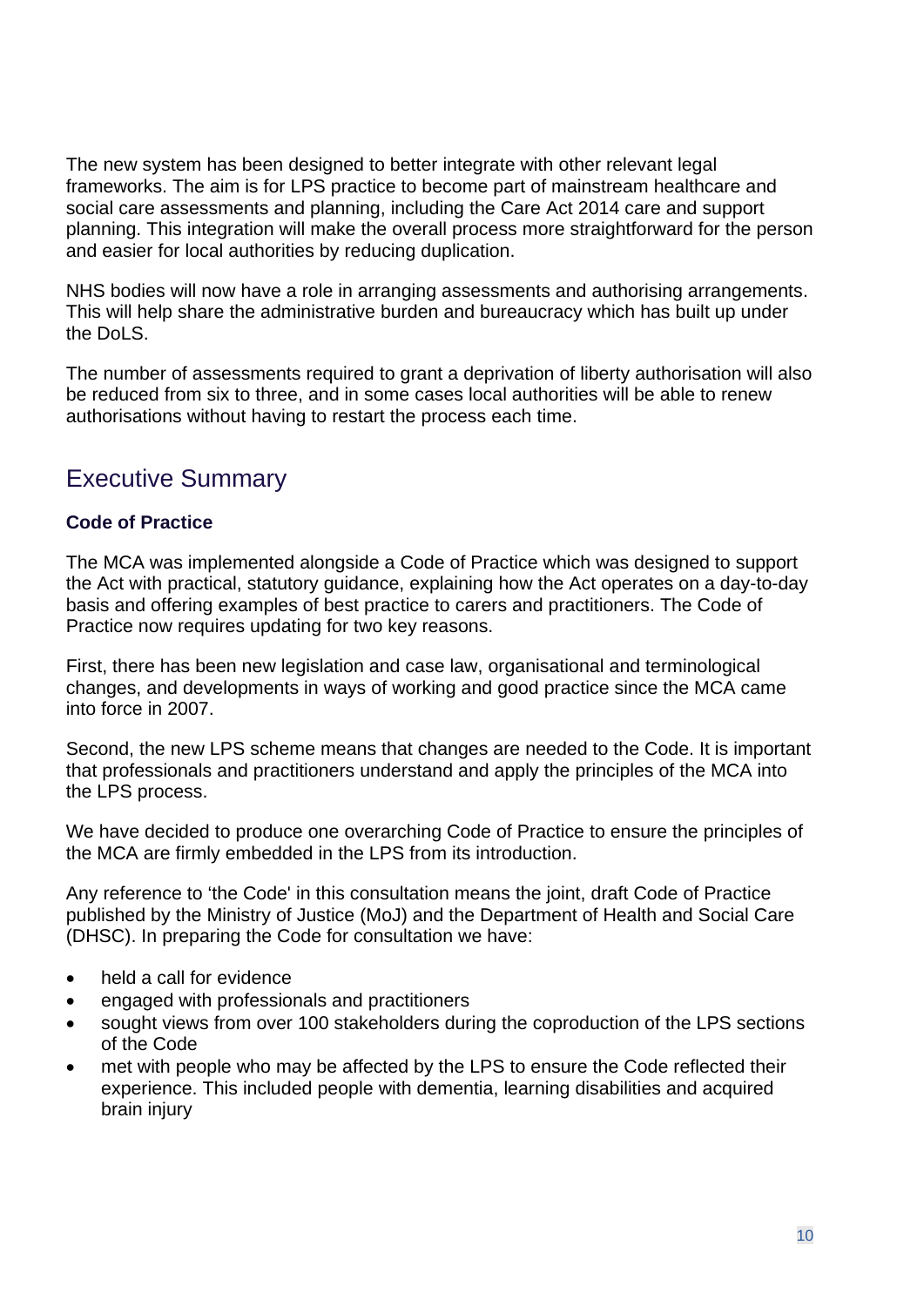The new system has been designed to better integrate with other relevant legal frameworks. The aim is for LPS practice to become part of mainstream healthcare and social care assessments and planning, including the Care Act 2014 care and support planning. This integration will make the overall process more straightforward for the person and easier for local authorities by reducing duplication.

NHS bodies will now have a role in arranging assessments and authorising arrangements. This will help share the administrative burden and bureaucracy which has built up under the DoLS.

The number of assessments required to grant a deprivation of liberty authorisation will also be reduced from six to three, and in some cases local authorities will be able to renew authorisations without having to restart the process each time.

## Executive Summary

**Code of Practice**

The MCA was implemented alongside a Code of Practice which was designed to support the Act with practical, statutory guidance, explaining how the Act operates on a day-to-day basis and offering examples of best practice to carers and practitioners. The Code of Practice now requires updating for two key reasons.

First, there has been new legislation and case law, organisational and terminological changes, and developments in ways of working and good practice since the MCA came into force in 2007.

Second, the new LPS scheme means that changes are needed to the Code. It is important that professionals and practitioners understand and apply the principles of the MCA into the LPS process.

We have decided to produce one overarching Code of Practice to ensure the principles of the MCA are firmly embedded in the LPS from its introduction.

Any reference to 'the Code' in this consultation means the joint, draft Code of Practice published by the Ministry of Justice (MoJ) and the Department of Health and Social Care (DHSC). In preparing the Code for consultation we have:

- held a call for evidence
- engaged with professionals and practitioners
- sought views from over 100 stakeholders during the coproduction of the LPS sections of the Code
- met with people who may be affected by the LPS to ensure the Code reflected their experience. This included people with dementia, learning disabilities and acquired brain injury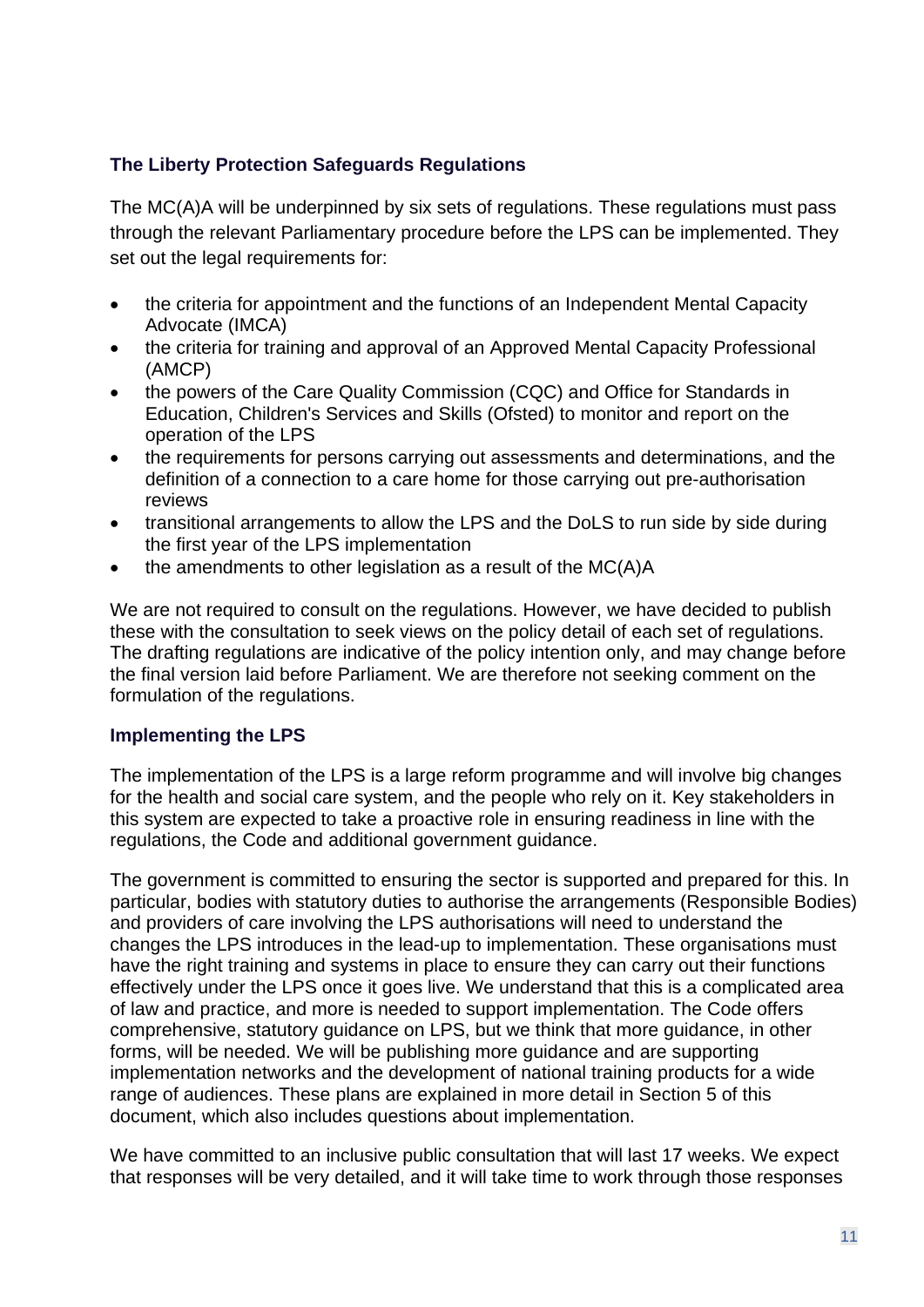### The Liberty Protection Safeguards Regulations

The MC(A)A will be underpinned by six sets of regulations. These regulations must pass through the relevant Parliamentary procedure before the LPS can be implemented. They set out the legal requirements for:

- the criteria for appointment and the functions of an Independent Mental Capacity Advocate (IMCA)
- the criteria for training and approval of an Approved Mental Capacity Professional (AMCP)
- the powers of the Care Quality Commission (CQC) and Office for Standards in Education, Children's Services and Skills (Ofsted) to monitor and report on the operation of the LPS
- the requirements for persons carrying out assessments and determinations, and the definition of a connection to a care home for those carrying out pre-authorisation reviews
- transitional arrangements to allow the LPS and the DoLS to run side by side during the first year of the LPS implementation
- the amendments to other legislation as a result of the MC(A)A

We are not required to consult on the regulations. However, we have decided to publish these with the consultation to seek views on the policy detail of each set of regulations. The drafting regulations are indicative of the policy intention only, and may change before the final version laid before Parliament. We are therefore not seeking comment on the formulation of the regulations.

### Implementing the LPS

The implementation of the LPS is a large reform programme and will involve big changes for the health and social care system, and the people who rely on it. Key stakeholders in this system are expected to take a proactive role in ensuring readiness in line with the regulations, the Code and additional government guidance.

The government is committed to ensuring the sector is supported and prepared for this. In particular, bodies with statutory duties to authorise the arrangements (Responsible Bodies) and providers of care involving the LPS authorisations will need to understand the changes the LPS introduces in the lead-up to implementation. These organisations must have the right training and systems in place to ensure they can carry out their functions effectively under the LPS once it goes live. We understand that this is a complicated area of law and practice, and more is needed to support implementation. The Code offers comprehensive, statutory guidance on LPS, but we think that more guidance, in other forms, will be needed. We will be publishing more guidance and are supporting implementation networks and the development of national training products for a wide range of audiences. These plans are explained in more detail in Section 5 of this document, which also includes questions about implementation.

We have committed to an inclusive public consultation that will last 17 weeks. We expect that responses will be very detailed, and it will take time to work through those responses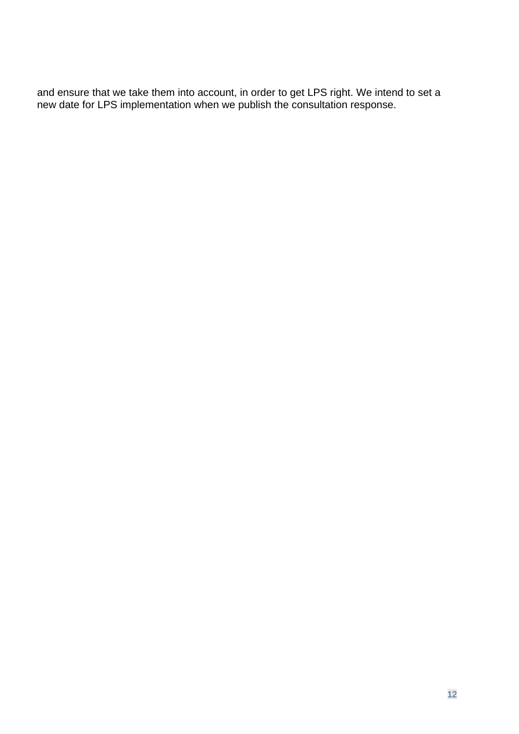and ensure that we take them into account, in order to get LPS right. We intend to set a new date for LPS implementation when we publish the consultation response.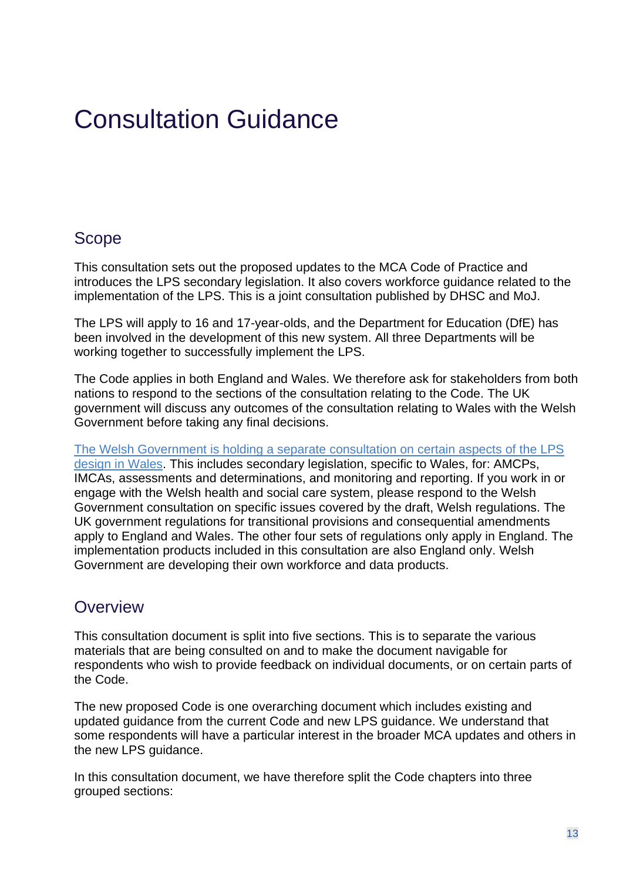# Consultation Guidance

## Scope

This consultation sets out the proposed updates to the MCA Code of Practice and introduces the LPS secondary legislation. It also covers workforce guidance related to the implementation of the LPS. This is a joint consultation published by DHSC and MoJ.

The LPS will apply to 16 and 17-year-olds, and the Department for Education (DfE) has been involved in the development of this new system. All three Departments will be working together to successfully implement the LPS.

The Code applies in both England and Wales. We therefore ask for stakeholders from both nations to respond to the sections of the consultation relating to the Code. The UK government will discuss any outcomes of the consultation relating to Wales with the Welsh Government before taking any final decisions.

The Welsh Government is holding a separate consultation on certain aspects of the LPS design in Wales. This includes secondary legislation, specific to Wales, for: AMCPs, IMCAs, assessments and determinations, and monitoring and reporting. If you work in or engage with the Welsh health and social care system, please respond to the Welsh Government consultation on specific issues covered by the draft, Welsh regulations. The UK government regulations for transitional provisions and consequential amendments apply to England and Wales. The other four sets of regulations only apply in England. The implementation products included in this consultation are also England only. Welsh Government are developing their own workforce and data products.

## Overview

This consultation document is split into five sections. This is to separate the various materials that are being consulted on and to make the document navigable for respondents who wish to provide feedback on individual documents, or on certain parts of the Code.

The new proposed Code is one overarching document which includes existing and updated guidance from the current Code and new LPS guidance. We understand that some respondents will have a particular interest in the broader MCA updates and others in the new LPS guidance.

In this consultation document, we have therefore split the Code chapters into three grouped sections: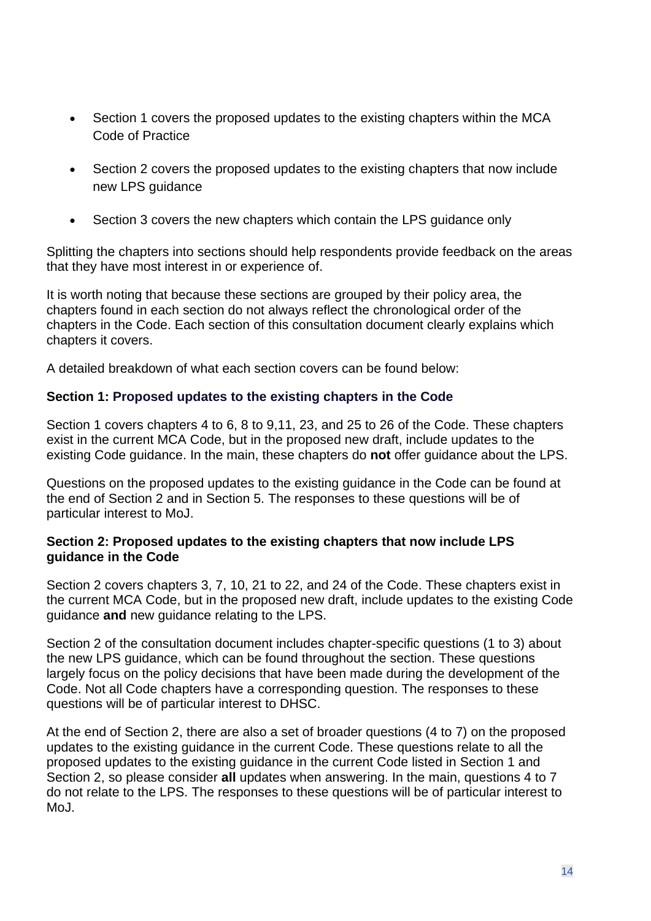- Section 1 covers the proposed updates to the existing chapters within the MCA Code of Practice
- Section 2 covers the proposed updates to the existing chapters that now include new LPS guidance
- Section 3 covers the new chapters which contain the LPS guidance only

Splitting the chapters into sections should help respondents provide feedback on the areas that they have most interest in or experience of.

It is worth noting that because these sections are grouped by their policy area, the chapters found in each section do not always reflect the chronological order of the chapters in the Code. Each section of this consultation document clearly explains which chapters it covers.

A detailed breakdown of what each section covers can be found below:

**Section 1: Proposed updates to the existing chapters in the Code**

Section 1 covers chapters 4 to 6, 8 to 9,11, 23, and 25 to 26 of the Code. These chapters exist in the current MCA Code, but in the proposed new draft, include updates to the existing Code guidance. In the main, these chapters do **not** offer guidance about the LPS.

Questions on the proposed updates to the existing guidance in the Code can be found at the end of Section 2 and in Section 5. The responses to these questions will be of particular interest to MoJ.

**Section 2: Proposed updates to the existing chapters that now include LPS guidance in the Code**

Section 2 covers chapters 3, 7, 10, 21 to 22, and 24 of the Code. These chapters exist in the current MCA Code, but in the proposed new draft, include updates to the existing Code guidance **and** new guidance relating to the LPS.

Section 2 of the consultation document includes chapter-specific questions (1 to 3) about the new LPS guidance, which can be found throughout the section. These questions largely focus on the policy decisions that have been made during the development of the Code. Not all Code chapters have a corresponding question. The responses to these questions will be of particular interest to DHSC.

At the end of Section 2, there are also a set of broader questions (4 to 7) on the proposed updates to the existing guidance in the current Code. These questions relate to all the proposed updates to the existing guidance in the current Code listed in Section 1 and Section 2, so please consider **all** updates when answering. In the main, questions 4 to 7 do not relate to the LPS. The responses to these questions will be of particular interest to MoJ.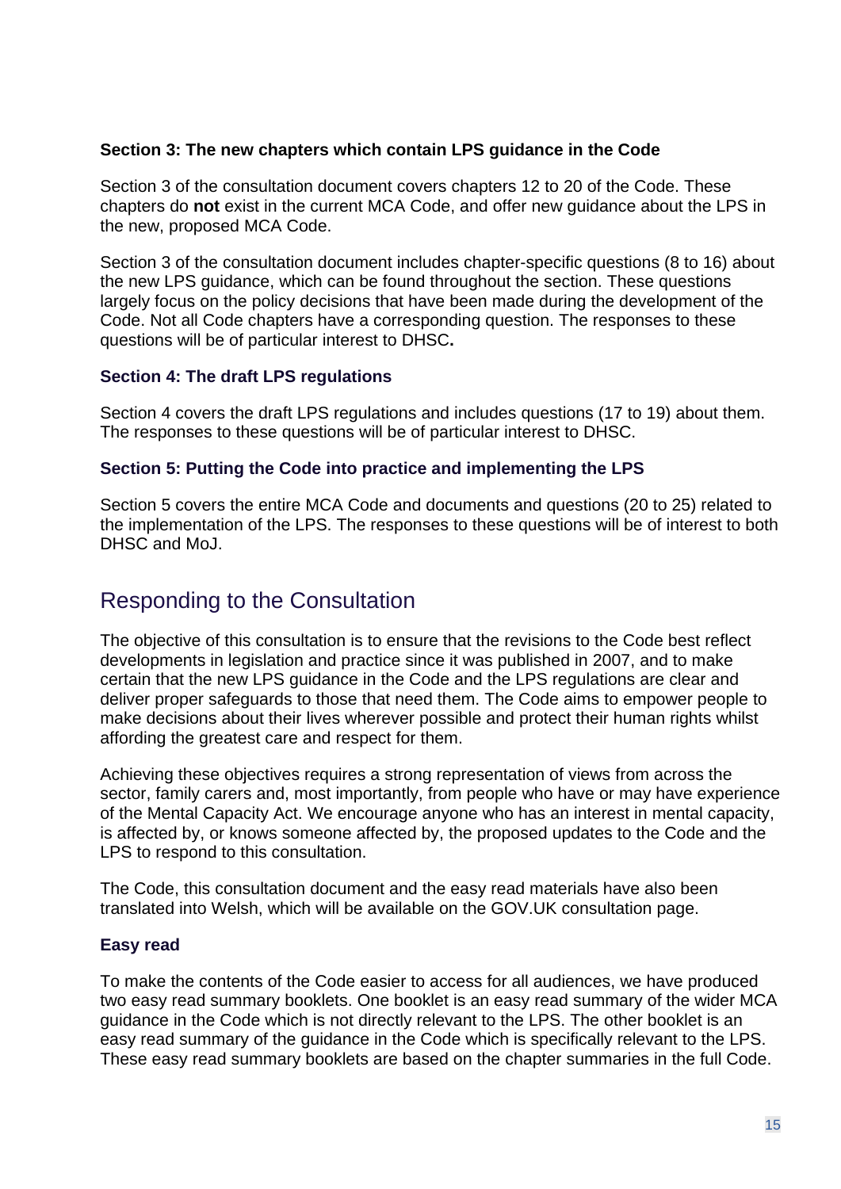### Section 3: The new chapters which contain LPS guidance in the Code

Section 3 of the consultation document covers chapters 12 to 20 of the Code. These chapters do **not** exist in the current MCA Code, and offer new guidance about the LPS in the new, proposed MCA Code.

Section 3 of the consultation document includes chapter-specific questions (8 to 16) about the new LPS guidance, which can be found throughout the section. These questions largely focus on the policy decisions that have been made during the development of the Code. Not all Code chapters have a corresponding question. The responses to these questions will be of particular interest to DHSC**.**

### Section 4: The draft LPS regulations

Section 4 covers the draft LPS regulations and includes questions (17 to 19) about them. The responses to these questions will be of particular interest to DHSC.

### Section 5: Putting the Code into practice and implementing the LPS

Section 5 covers the entire MCA Code and documents and questions (20 to 25) related to the implementation of the LPS. The responses to these questions will be of interest to both DHSC and MoJ.

## Responding to the Consultation

The objective of this consultation is to ensure that the revisions to the Code best reflect developments in legislation and practice since it was published in 2007, and to make certain that the new LPS guidance in the Code and the LPS regulations are clear and deliver proper safeguards to those that need them. The Code aims to empower people to make decisions about their lives wherever possible and protect their human rights whilst affording the greatest care and respect for them.

Achieving these objectives requires a strong representation of views from across the sector, family carers and, most importantly, from people who have or may have experience of the Mental Capacity Act. We encourage anyone who has an interest in mental capacity, is affected by, or knows someone affected by, the proposed updates to the Code and the LPS to respond to this consultation.

The Code, this consultation document and the easy read materials have also been translated into Welsh, which will be available on the GOV.UK consultation page.

### Easy read

To make the contents of the Code easier to access for all audiences, we have produced two easy read summary booklets. One booklet is an easy read summary of the wider MCA guidance in the Code which is not directly relevant to the LPS. The other booklet is an easy read summary of the guidance in the Code which is specifically relevant to the LPS. These easy read summary booklets are based on the chapter summaries in the full Code.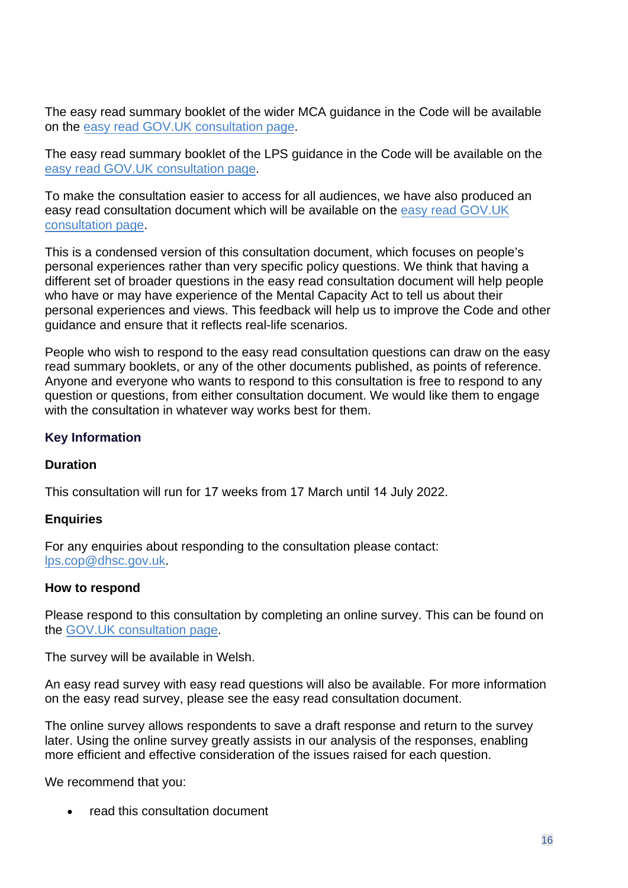The easy read summary booklet of the wider MCA guidance in the Code will be available on the easy read GOV.UK consultation page.

The easy read summary booklet of the LPS guidance in the Code will be available on the easy read GOV.UK consultation page.

To make the consultation easier to access for all audiences, we have also produced an easy read consultation document which will be available on the easy read GOV.UK consultation page.

This is a condensed version of this consultation document, which focuses on people's personal experiences rather than very specific policy questions. We think that having a different set of broader questions in the easy read consultation document will help people who have or may have experience of the Mental Capacity Act to tell us about their personal experiences and views. This feedback will help us to improve the Code and other guidance and ensure that it reflects real-life scenarios.

People who wish to respond to the easy read consultation questions can draw on the easy read summary booklets, or any of the other documents published, as points of reference. Anyone and everyone who wants to respond to this consultation is free to respond to any question or questions, from either consultation document. We would like them to engage with the consultation in whatever way works best for them.

## Key Information

### Duration

This consultation will run for 17 weeks from 17 March until 14 July 2022.

### Enquiries

For any enquiries about responding to the consultation please contact: lps.cop@dhsc.gov.uk.

### How to respond

Please respond to this consultation by completing an online survey. This can be found on the GOV.UK consultation page.

The survey will be available in Welsh.

An easy read survey with easy read questions will also be available. For more information on the easy read survey, please see the easy read consultation document.

The online survey allows respondents to save a draft response and return to the survey later. Using the online survey greatly assists in our analysis of the responses, enabling more efficient and effective consideration of the issues raised for each question.

We recommend that you:

- read this consultation document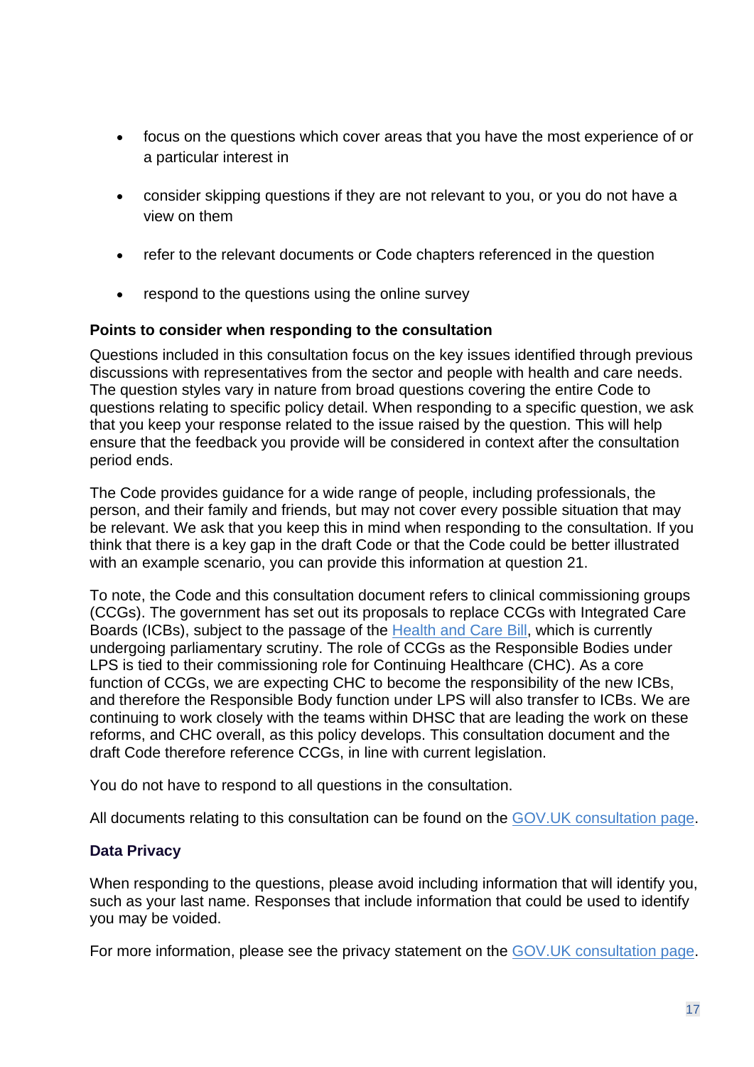- focus on the questions which cover areas that you have the most experience of or a particular interest in
- consider skipping questions if they are not relevant to you, or you do not have a view on them
- refer to the relevant documents or Code chapters referenced in the question
- respond to the questions using the online survey

### Points to consider when responding to the consultation

Questions included in this consultation focus on the key issues identified through previous discussions with representatives from the sector and people with health and care needs. The question styles vary in nature from broad questions covering the entire Code to questions relating to specific policy detail. When responding to a specific question, we ask that you keep your response related to the issue raised by the question. This will help ensure that the feedback you provide will be considered in context after the consultation period ends.

The Code provides guidance for a wide range of people, including professionals, the person, and their family and friends, but may not cover every possible situation that may be relevant. We ask that you keep this in mind when responding to the consultation. If you think that there is a key gap in the draft Code or that the Code could be better illustrated with an example scenario, you can provide this information at question 21.

To note, the Code and this consultation document refers to clinical commissioning groups (CCGs). The government has set out its proposals to replace CCGs with Integrated Care Boards (ICBs), subject to the passage of the Health and Care Bill, which is currently undergoing parliamentary scrutiny. The role of CCGs as the Responsible Bodies under LPS is tied to their commissioning role for Continuing Healthcare (CHC). As a core function of CCGs, we are expecting CHC to become the responsibility of the new ICBs, and therefore the Responsible Body function under LPS will also transfer to ICBs. We are continuing to work closely with the teams within DHSC that are leading the work on these reforms, and CHC overall, as this policy develops. This consultation document and the draft Code therefore reference CCGs, in line with current legislation.

You do not have to respond to all questions in the consultation.

All documents relating to this consultation can be found on the GOV.UK consultation page.

### Data Privacy

When responding to the questions, please avoid including information that will identify you, such as your last name. Responses that include information that could be used to identify you may be voided.

For more information, please see the privacy statement on the GOV.UK consultation page.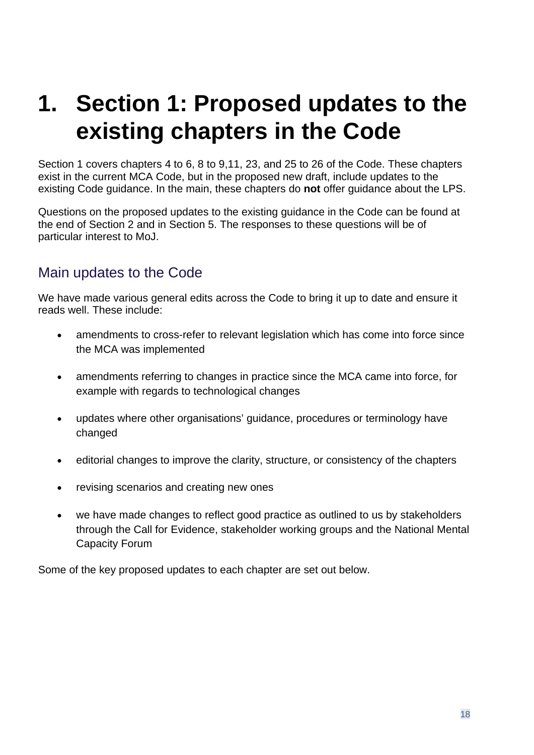# 1. Section 1: Proposed updates to the existing chapters in the Code

Section 1 covers chapters 4 to 6, 8 to 9,11, 23, and 25 to 26 of the Code. These chapters exist in the current MCA Code, but in the proposed new draft, include updates to the existing Code guidance. In the main, these chapters do **not** offer guidance about the LPS.

Questions on the proposed updates to the existing guidance in the Code can be found at the end of Section 2 and in Section 5. The responses to these questions will be of particular interest to MoJ.

## Main updates to the Code

We have made various general edits across the Code to bring it up to date and ensure it reads well. These include:

- amendments to cross-refer to relevant legislation which has come into force since the MCA was implemented
- amendments referring to changes in practice since the MCA came into force, for example with regards to technological changes
- updates where other organisations' guidance, procedures or terminology have changed
- editorial changes to improve the clarity, structure, or consistency of the chapters
- revising scenarios and creating new ones
- we have made changes to reflect good practice as outlined to us by stakeholders through the Call for Evidence, stakeholder working groups and the National Mental Capacity Forum

Some of the key proposed updates to each chapter are set out below.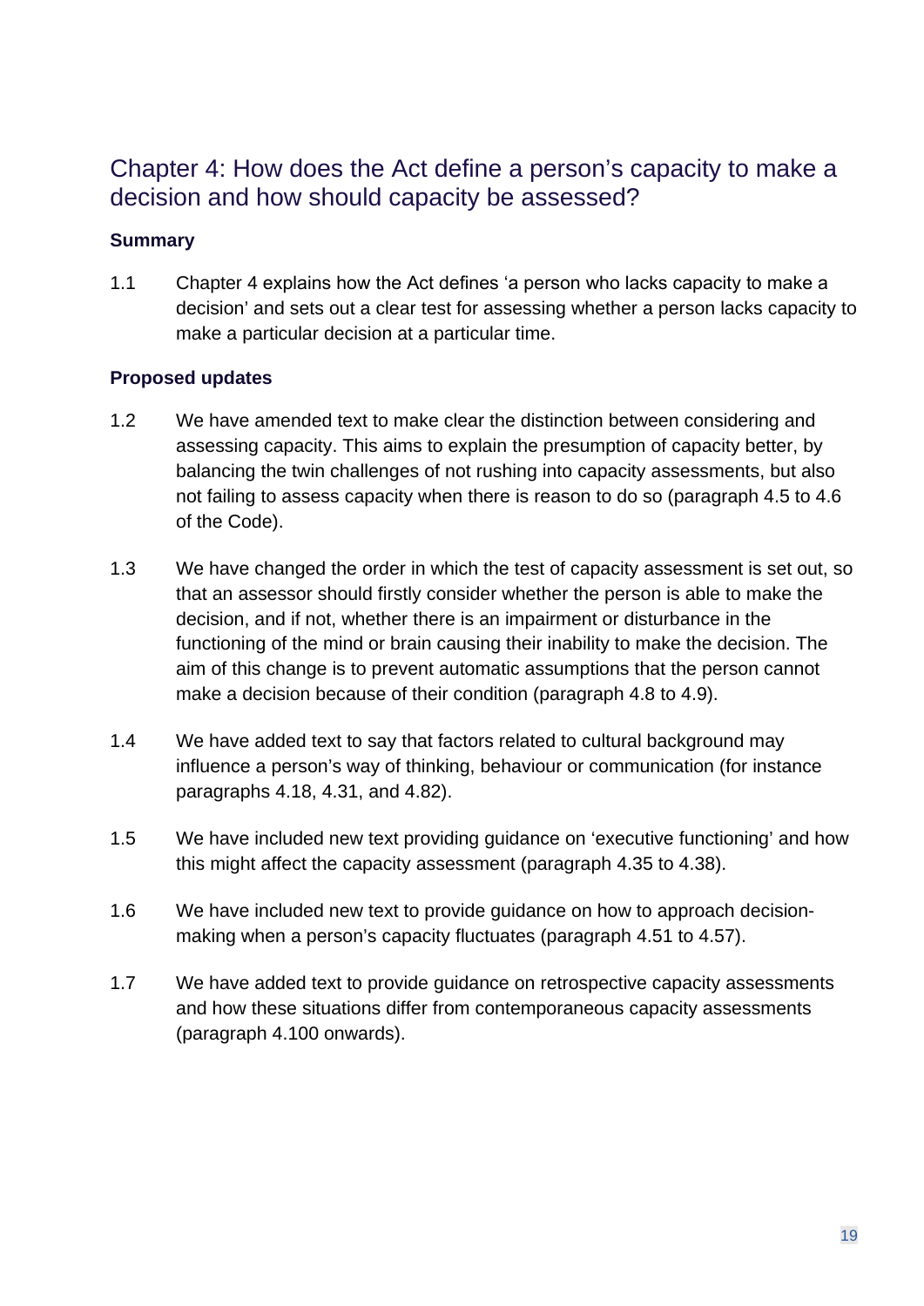## Chapter 4: How does the Act define a person's capacity to make a decision and how should capacity be assessed?

### Summary

1.1 Chapter 4 explains how the Act defines 'a person who lacks capacity to make a decision' and sets out a clear test for assessing whether a person lacks capacity to make a particular decision at a particular time.

### Proposed updates

1.2 We have amended text to make clear the distinction between considering and assessing capacity. This aims to explain the presumption of capacity better, by balancing the twin challenges of not rushing into capacity assessments, but also not failing to assess capacity when there is reason to do so (paragraph 4.5 to 4.6 of the Code).

1.3 We have changed the order in which the test of capacity assessment is set out, so that an assessor should firstly consider whether the person is able to make the decision, and if not, whether there is an impairment or disturbance in the functioning of the mind or brain causing their inability to make the decision. The aim of this change is to prevent automatic assumptions that the person cannot make a decision because of their condition (paragraph 4.8 to 4.9).

1.4 We have added text to say that factors related to cultural background may influence a person's way of thinking, behaviour or communication (for instance paragraphs 4.18, 4.31, and 4.82).

1.5 We have included new text providing guidance on 'executive functioning' and how this might affect the capacity assessment (paragraph 4.35 to 4.38).

1.6 We have included new text to provide guidance on how to approach decision-making when a person's capacity fluctuates (paragraph 4.51 to 4.57).

1.7 We have added text to provide guidance on retrospective capacity assessments and how these situations differ from contemporaneous capacity assessments (paragraph 4.100 onwards).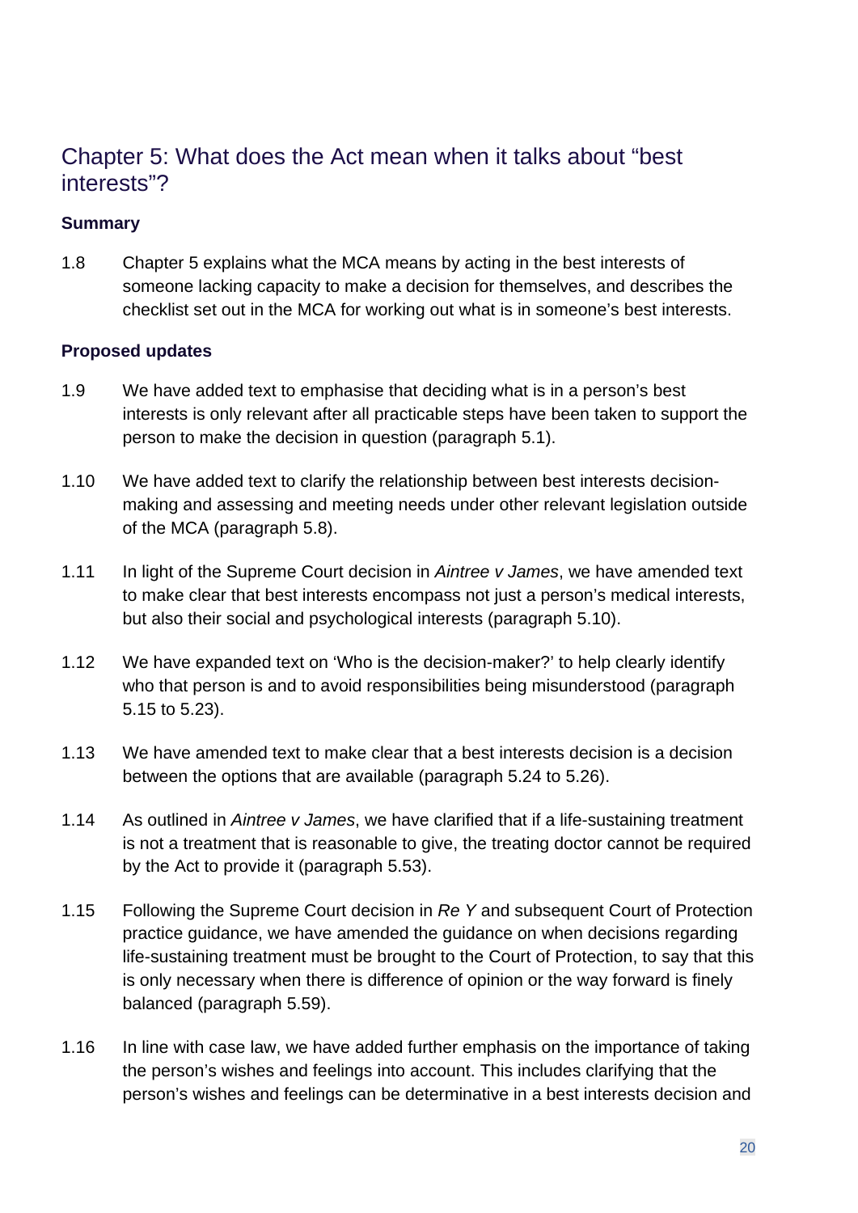## Chapter 5: What does the Act mean when it talks about "best interests"?

### Summary

1.8 Chapter 5 explains what the MCA means by acting in the best interests of someone lacking capacity to make a decision for themselves, and describes the checklist set out in the MCA for working out what is in someone's best interests.

### Proposed updates

1.9 We have added text to emphasise that deciding what is in a person's best interests is only relevant after all practicable steps have been taken to support the person to make the decision in question (paragraph 5.1).

1.10 We have added text to clarify the relationship between best interests decision-making and assessing and meeting needs under other relevant legislation outside of the MCA (paragraph 5.8).

1.11 In light of the Supreme Court decision in *Aintree v James*, we have amended text to make clear that best interests encompass not just a person's medical interests, but also their social and psychological interests (paragraph 5.10).

1.12 We have expanded text on 'Who is the decision-maker?' to help clearly identify who that person is and to avoid responsibilities being misunderstood (paragraph 5.15 to 5.23).

1.13 We have amended text to make clear that a best interests decision is a decision between the options that are available (paragraph 5.24 to 5.26).

1.14 As outlined in *Aintree v James*, we have clarified that if a life-sustaining treatment is not a treatment that is reasonable to give, the treating doctor cannot be required by the Act to provide it (paragraph 5.53).

1.15 Following the Supreme Court decision in *Re Y* and subsequent Court of Protection practice guidance, we have amended the guidance on when decisions regarding life-sustaining treatment must be brought to the Court of Protection, to say that this is only necessary when there is difference of opinion or the way forward is finely balanced (paragraph 5.59).

1.16 In line with case law, we have added further emphasis on the importance of taking the person's wishes and feelings into account. This includes clarifying that the person's wishes and feelings can be determinative in a best interests decision and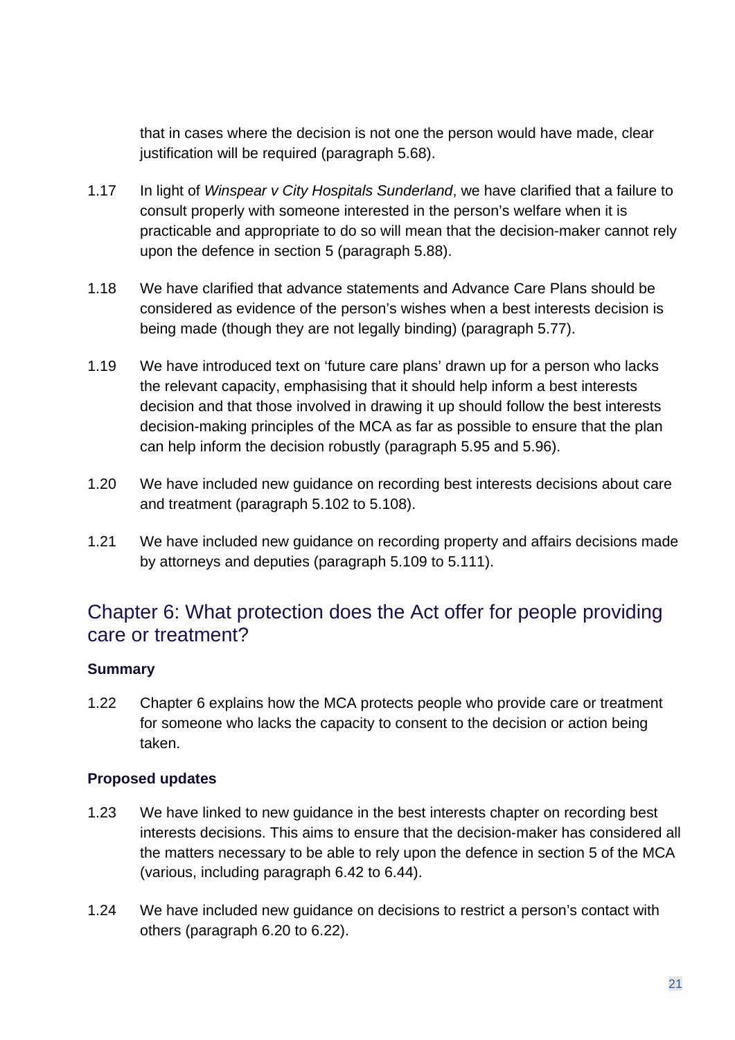that in cases where the decision is not one the person would have made, clear justification will be required (paragraph 5.68).

1.17 In light of *Winspear v City Hospitals Sunderland*, we have clarified that a failure to consult properly with someone interested in the person's welfare when it is practicable and appropriate to do so will mean that the decision-maker cannot rely upon the defence in section 5 (paragraph 5.88).

1.18 We have clarified that advance statements and Advance Care Plans should be considered as evidence of the person's wishes when a best interests decision is being made (though they are not legally binding) (paragraph 5.77).

1.19 We have introduced text on 'future care plans' drawn up for a person who lacks the relevant capacity, emphasising that it should help inform a best interests decision and that those involved in drawing it up should follow the best interests decision-making principles of the MCA as far as possible to ensure that the plan can help inform the decision robustly (paragraph 5.95 and 5.96).

1.20 We have included new guidance on recording best interests decisions about care and treatment (paragraph 5.102 to 5.108).

1.21 We have included new guidance on recording property and affairs decisions made by attorneys and deputies (paragraph 5.109 to 5.111).

## Chapter 6: What protection does the Act offer for people providing care or treatment?

### Summary

1.22 Chapter 6 explains how the MCA protects people who provide care or treatment for someone who lacks the capacity to consent to the decision or action being taken.

### Proposed updates

1.23 We have linked to new guidance in the best interests chapter on recording best interests decisions. This aims to ensure that the decision-maker has considered all the matters necessary to be able to rely upon the defence in section 5 of the MCA (various, including paragraph 6.42 to 6.44).

1.24 We have included new guidance on decisions to restrict a person's contact with others (paragraph 6.20 to 6.22).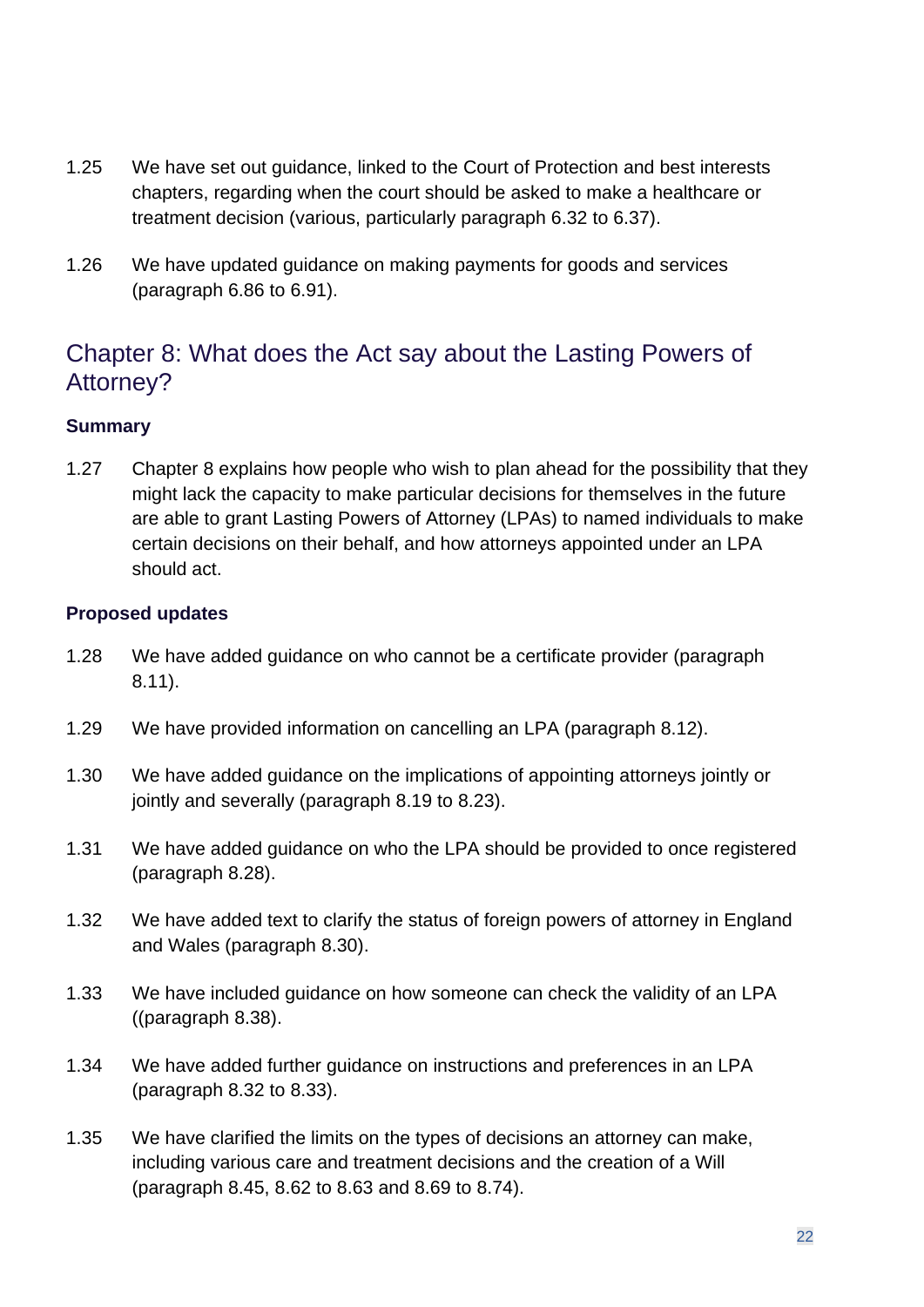1.25 We have set out guidance, linked to the Court of Protection and best interests chapters, regarding when the court should be asked to make a healthcare or treatment decision (various, particularly paragraph 6.32 to 6.37).

1.26 We have updated guidance on making payments for goods and services (paragraph 6.86 to 6.91).

## Chapter 8: What does the Act say about the Lasting Powers of Attorney?

**Summary**

1.27 Chapter 8 explains how people who wish to plan ahead for the possibility that they might lack the capacity to make particular decisions for themselves in the future are able to grant Lasting Powers of Attorney (LPAs) to named individuals to make certain decisions on their behalf, and how attorneys appointed under an LPA should act.

**Proposed updates**

1.28 We have added guidance on who cannot be a certificate provider (paragraph 8.11).

1.29 We have provided information on cancelling an LPA (paragraph 8.12).

1.30 We have added guidance on the implications of appointing attorneys jointly or jointly and severally (paragraph 8.19 to 8.23).

1.31 We have added guidance on who the LPA should be provided to once registered (paragraph 8.28).

1.32 We have added text to clarify the status of foreign powers of attorney in England and Wales (paragraph 8.30).

1.33 We have included guidance on how someone can check the validity of an LPA ((paragraph 8.38).

1.34 We have added further guidance on instructions and preferences in an LPA (paragraph 8.32 to 8.33).

1.35 We have clarified the limits on the types of decisions an attorney can make, including various care and treatment decisions and the creation of a Will (paragraph 8.45, 8.62 to 8.63 and 8.69 to 8.74).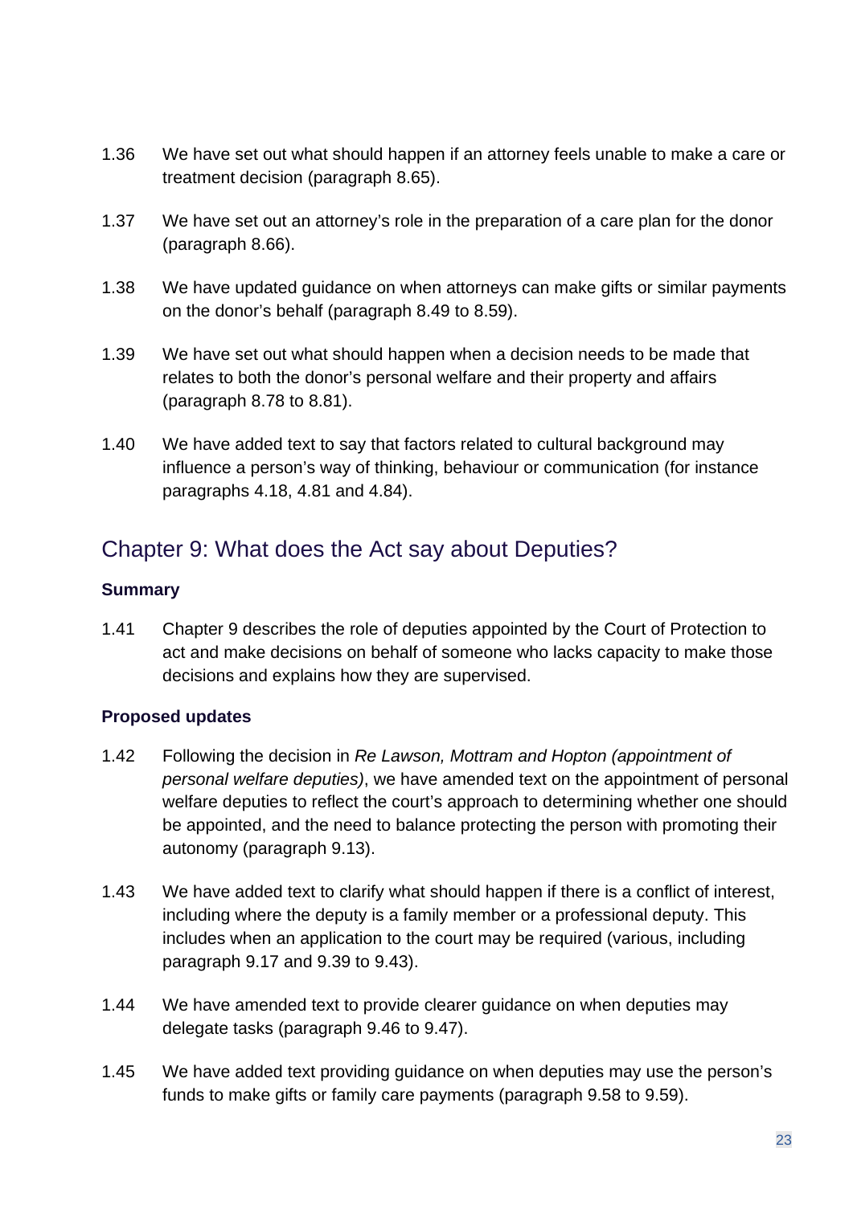1.36 We have set out what should happen if an attorney feels unable to make a care or treatment decision (paragraph 8.65).

1.37 We have set out an attorney's role in the preparation of a care plan for the donor (paragraph 8.66).

1.38 We have updated guidance on when attorneys can make gifts or similar payments on the donor's behalf (paragraph 8.49 to 8.59).

1.39 We have set out what should happen when a decision needs to be made that relates to both the donor's personal welfare and their property and affairs (paragraph 8.78 to 8.81).

1.40 We have added text to say that factors related to cultural background may influence a person's way of thinking, behaviour or communication (for instance paragraphs 4.18, 4.81 and 4.84).

## Chapter 9: What does the Act say about Deputies?

**Summary**

1.41 Chapter 9 describes the role of deputies appointed by the Court of Protection to act and make decisions on behalf of someone who lacks capacity to make those decisions and explains how they are supervised.

**Proposed updates**

1.42 Following the decision in *Re Lawson, Mottram and Hopton (appointment of personal welfare deputies)*, we have amended text on the appointment of personal welfare deputies to reflect the court's approach to determining whether one should be appointed, and the need to balance protecting the person with promoting their autonomy (paragraph 9.13).

1.43 We have added text to clarify what should happen if there is a conflict of interest, including where the deputy is a family member or a professional deputy. This includes when an application to the court may be required (various, including paragraph 9.17 and 9.39 to 9.43).

1.44 We have amended text to provide clearer guidance on when deputies may delegate tasks (paragraph 9.46 to 9.47).

1.45 We have added text providing guidance on when deputies may use the person's funds to make gifts or family care payments (paragraph 9.58 to 9.59).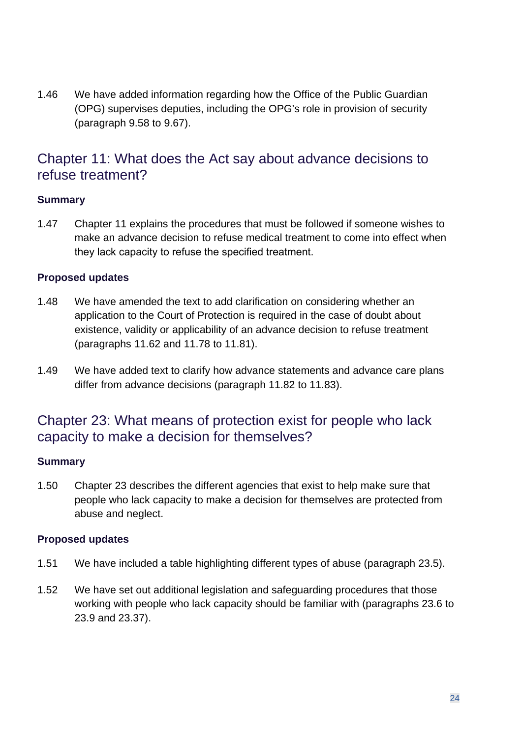1.46 We have added information regarding how the Office of the Public Guardian (OPG) supervises deputies, including the OPG's role in provision of security (paragraph 9.58 to 9.67).

## Chapter 11: What does the Act say about advance decisions to refuse treatment?

**Summary**

1.47 Chapter 11 explains the procedures that must be followed if someone wishes to make an advance decision to refuse medical treatment to come into effect when they lack capacity to refuse the specified treatment.

**Proposed updates**

1.48 We have amended the text to add clarification on considering whether an application to the Court of Protection is required in the case of doubt about existence, validity or applicability of an advance decision to refuse treatment (paragraphs 11.62 and 11.78 to 11.81).

1.49 We have added text to clarify how advance statements and advance care plans differ from advance decisions (paragraph 11.82 to 11.83).

## Chapter 23: What means of protection exist for people who lack capacity to make a decision for themselves?

**Summary**

1.50 Chapter 23 describes the different agencies that exist to help make sure that people who lack capacity to make a decision for themselves are protected from abuse and neglect.

**Proposed updates**

1.51 We have included a table highlighting different types of abuse (paragraph 23.5).

1.52 We have set out additional legislation and safeguarding procedures that those working with people who lack capacity should be familiar with (paragraphs 23.6 to 23.9 and 23.37).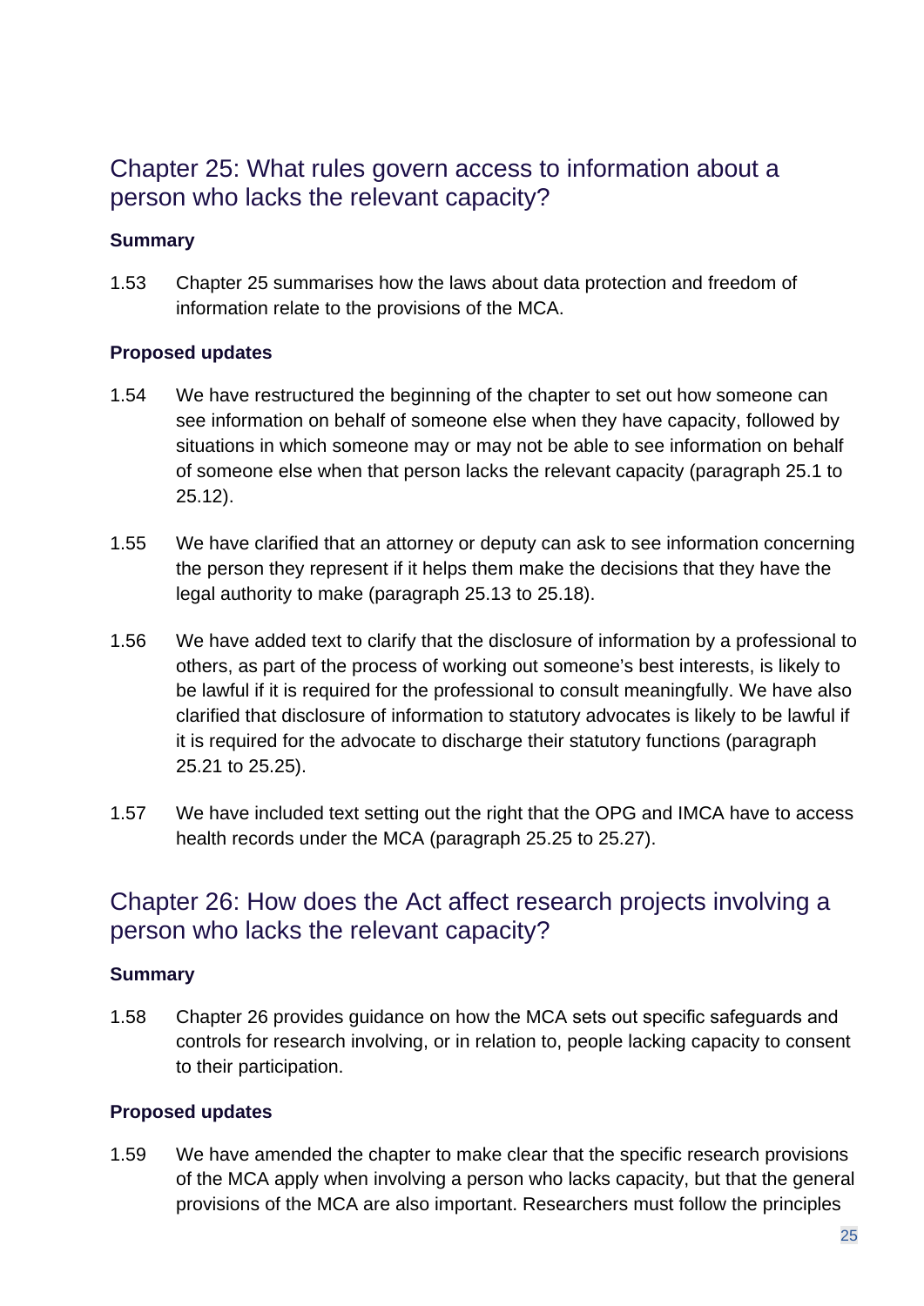## Chapter 25: What rules govern access to information about a person who lacks the relevant capacity?

**Summary**

1.53 Chapter 25 summarises how the laws about data protection and freedom of information relate to the provisions of the MCA.

**Proposed updates**

1.54 We have restructured the beginning of the chapter to set out how someone can see information on behalf of someone else when they have capacity, followed by situations in which someone may or may not be able to see information on behalf of someone else when that person lacks the relevant capacity (paragraph 25.1 to 25.12).

1.55 We have clarified that an attorney or deputy can ask to see information concerning the person they represent if it helps them make the decisions that they have the legal authority to make (paragraph 25.13 to 25.18).

1.56 We have added text to clarify that the disclosure of information by a professional to others, as part of the process of working out someone's best interests, is likely to be lawful if it is required for the professional to consult meaningfully. We have also clarified that disclosure of information to statutory advocates is likely to be lawful if it is required for the advocate to discharge their statutory functions (paragraph 25.21 to 25.25).

1.57 We have included text setting out the right that the OPG and IMCA have to access health records under the MCA (paragraph 25.25 to 25.27).

## Chapter 26: How does the Act affect research projects involving a person who lacks the relevant capacity?

**Summary**

1.58 Chapter 26 provides guidance on how the MCA sets out specific safeguards and controls for research involving, or in relation to, people lacking capacity to consent to their participation.

**Proposed updates**

1.59 We have amended the chapter to make clear that the specific research provisions of the MCA apply when involving a person who lacks capacity, but that the general provisions of the MCA are also important. Researchers must follow the principles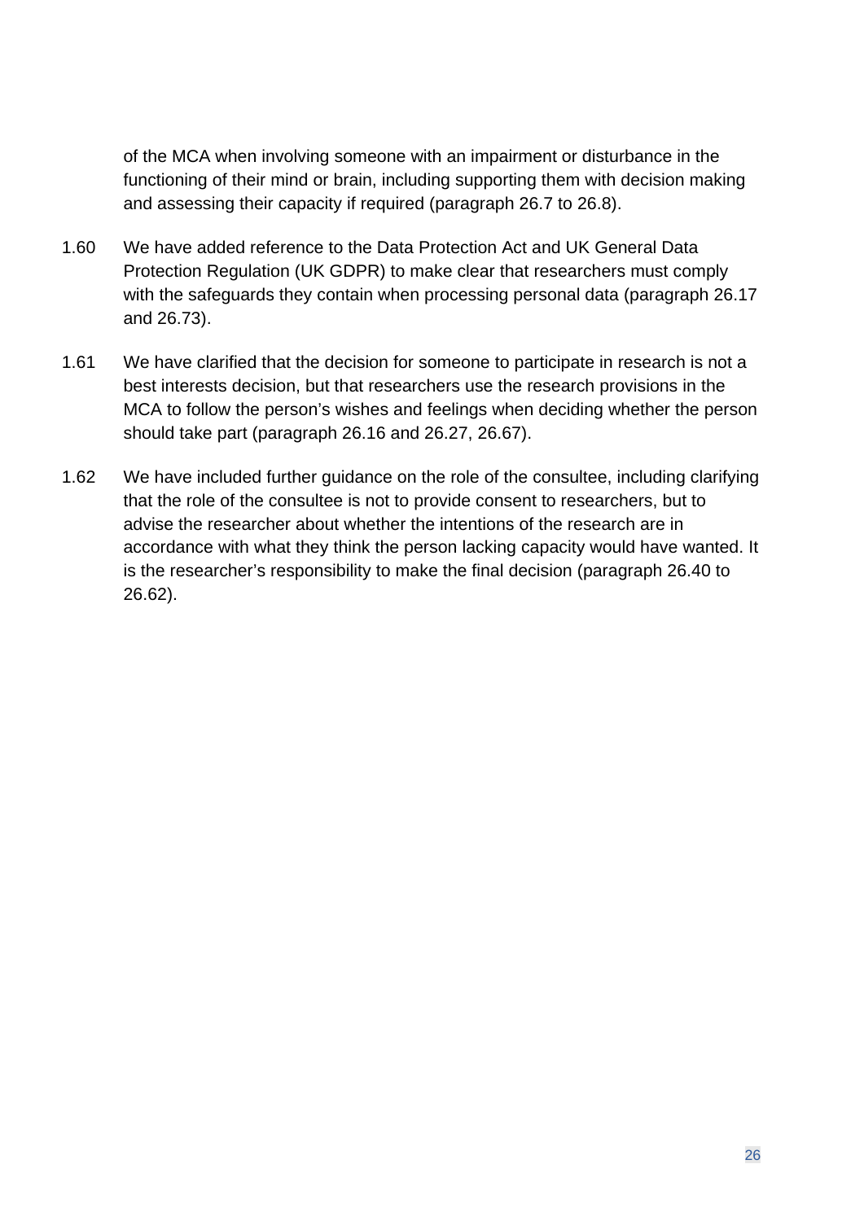of the MCA when involving someone with an impairment or disturbance in the functioning of their mind or brain, including supporting them with decision making and assessing their capacity if required (paragraph 26.7 to 26.8).

1.60 We have added reference to the Data Protection Act and UK General Data Protection Regulation (UK GDPR) to make clear that researchers must comply with the safeguards they contain when processing personal data (paragraph 26.17 and 26.73).

1.61 We have clarified that the decision for someone to participate in research is not a best interests decision, but that researchers use the research provisions in the MCA to follow the person's wishes and feelings when deciding whether the person should take part (paragraph 26.16 and 26.27, 26.67).

1.62 We have included further guidance on the role of the consultee, including clarifying that the role of the consultee is not to provide consent to researchers, but to advise the researcher about whether the intentions of the research are in accordance with what they think the person lacking capacity would have wanted. It is the researcher's responsibility to make the final decision (paragraph 26.40 to 26.62).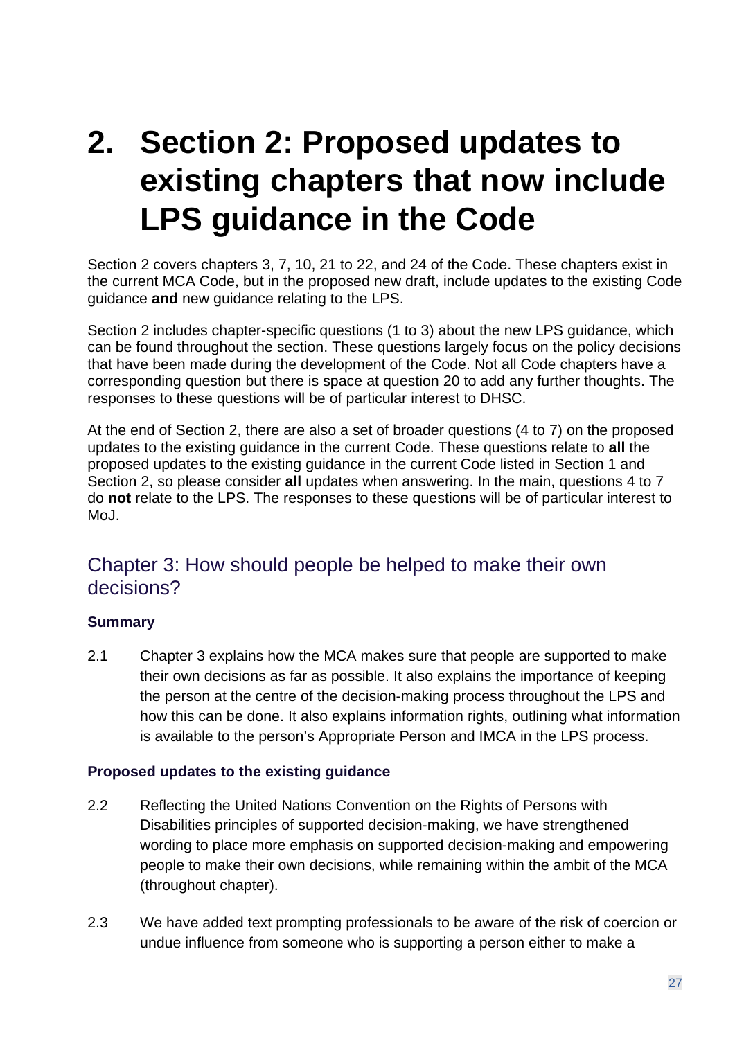# 2. Section 2: Proposed updates to existing chapters that now include LPS guidance in the Code

Section 2 covers chapters 3, 7, 10, 21 to 22, and 24 of the Code. These chapters exist in the current MCA Code, but in the proposed new draft, include updates to the existing Code guidance **and** new guidance relating to the LPS.

Section 2 includes chapter-specific questions (1 to 3) about the new LPS guidance, which can be found throughout the section. These questions largely focus on the policy decisions that have been made during the development of the Code. Not all Code chapters have a corresponding question but there is space at question 20 to add any further thoughts. The responses to these questions will be of particular interest to DHSC.

At the end of Section 2, there are also a set of broader questions (4 to 7) on the proposed updates to the existing guidance in the current Code. These questions relate to **all** the proposed updates to the existing guidance in the current Code listed in Section 1 and Section 2, so please consider **all** updates when answering. In the main, questions 4 to 7 do **not** relate to the LPS. The responses to these questions will be of particular interest to MoJ.

## Chapter 3: How should people be helped to make their own decisions?

### Summary

2.1 Chapter 3 explains how the MCA makes sure that people are supported to make their own decisions as far as possible. It also explains the importance of keeping the person at the centre of the decision-making process throughout the LPS and how this can be done. It also explains information rights, outlining what information is available to the person's Appropriate Person and IMCA in the LPS process.

### Proposed updates to the existing guidance

2.2 Reflecting the United Nations Convention on the Rights of Persons with Disabilities principles of supported decision-making, we have strengthened wording to place more emphasis on supported decision-making and empowering people to make their own decisions, while remaining within the ambit of the MCA (throughout chapter).

2.3 We have added text prompting professionals to be aware of the risk of coercion or undue influence from someone who is supporting a person either to make a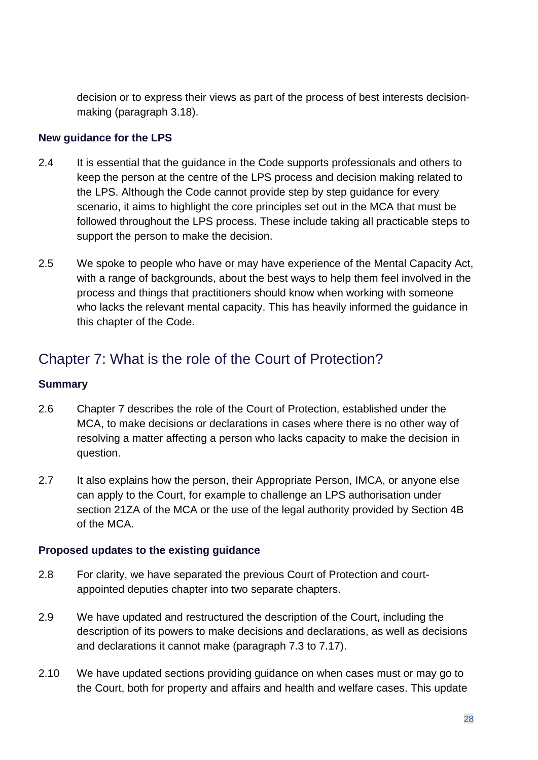decision or to express their views as part of the process of best interests decision-making (paragraph 3.18).

### New guidance for the LPS

2.4 It is essential that the guidance in the Code supports professionals and others to keep the person at the centre of the LPS process and decision making related to the LPS. Although the Code cannot provide step by step guidance for every scenario, it aims to highlight the core principles set out in the MCA that must be followed throughout the LPS process. These include taking all practicable steps to support the person to make the decision.

2.5 We spoke to people who have or may have experience of the Mental Capacity Act, with a range of backgrounds, about the best ways to help them feel involved in the process and things that practitioners should know when working with someone who lacks the relevant mental capacity. This has heavily informed the guidance in this chapter of the Code.

## Chapter 7: What is the role of the Court of Protection?

### Summary

2.6 Chapter 7 describes the role of the Court of Protection, established under the MCA, to make decisions or declarations in cases where there is no other way of resolving a matter affecting a person who lacks capacity to make the decision in question.

2.7 It also explains how the person, their Appropriate Person, IMCA, or anyone else can apply to the Court, for example to challenge an LPS authorisation under section 21ZA of the MCA or the use of the legal authority provided by Section 4B of the MCA.

### Proposed updates to the existing guidance

2.8 For clarity, we have separated the previous Court of Protection and court-appointed deputies chapter into two separate chapters.

2.9 We have updated and restructured the description of the Court, including the description of its powers to make decisions and declarations, as well as decisions and declarations it cannot make (paragraph 7.3 to 7.17).

2.10 We have updated sections providing guidance on when cases must or may go to the Court, both for property and affairs and health and welfare cases. This update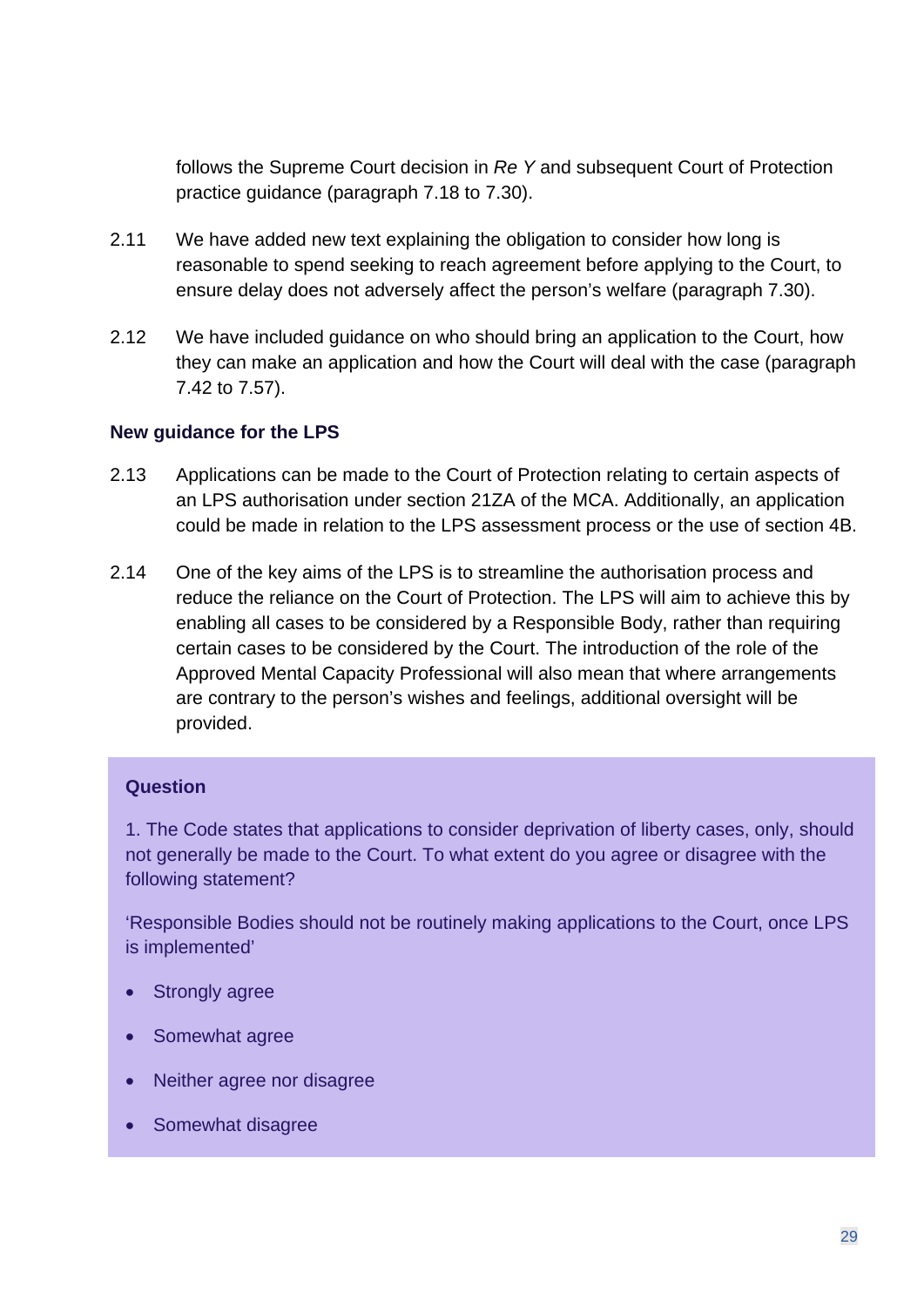follows the Supreme Court decision in *Re Y* and subsequent Court of Protection practice guidance (paragraph 7.18 to 7.30).

2.11 We have added new text explaining the obligation to consider how long is reasonable to spend seeking to reach agreement before applying to the Court, to ensure delay does not adversely affect the person's welfare (paragraph 7.30).

2.12 We have included guidance on who should bring an application to the Court, how they can make an application and how the Court will deal with the case (paragraph 7.42 to 7.57).

### New guidance for the LPS

2.13 Applications can be made to the Court of Protection relating to certain aspects of an LPS authorisation under section 21ZA of the MCA. Additionally, an application could be made in relation to the LPS assessment process or the use of section 4B.

2.14 One of the key aims of the LPS is to streamline the authorisation process and reduce the reliance on the Court of Protection. The LPS will aim to achieve this by enabling all cases to be considered by a Responsible Body, rather than requiring certain cases to be considered by the Court. The introduction of the role of the Approved Mental Capacity Professional will also mean that where arrangements are contrary to the person's wishes and feelings, additional oversight will be provided.

**Question**

1. The Code states that applications to consider deprivation of liberty cases, only, should not generally be made to the Court. To what extent do you agree or disagree with the following statement?

'Responsible Bodies should not be routinely making applications to the Court, once LPS is implemented'

- Strongly agree
- Somewhat agree
- Neither agree nor disagree
- Somewhat disagree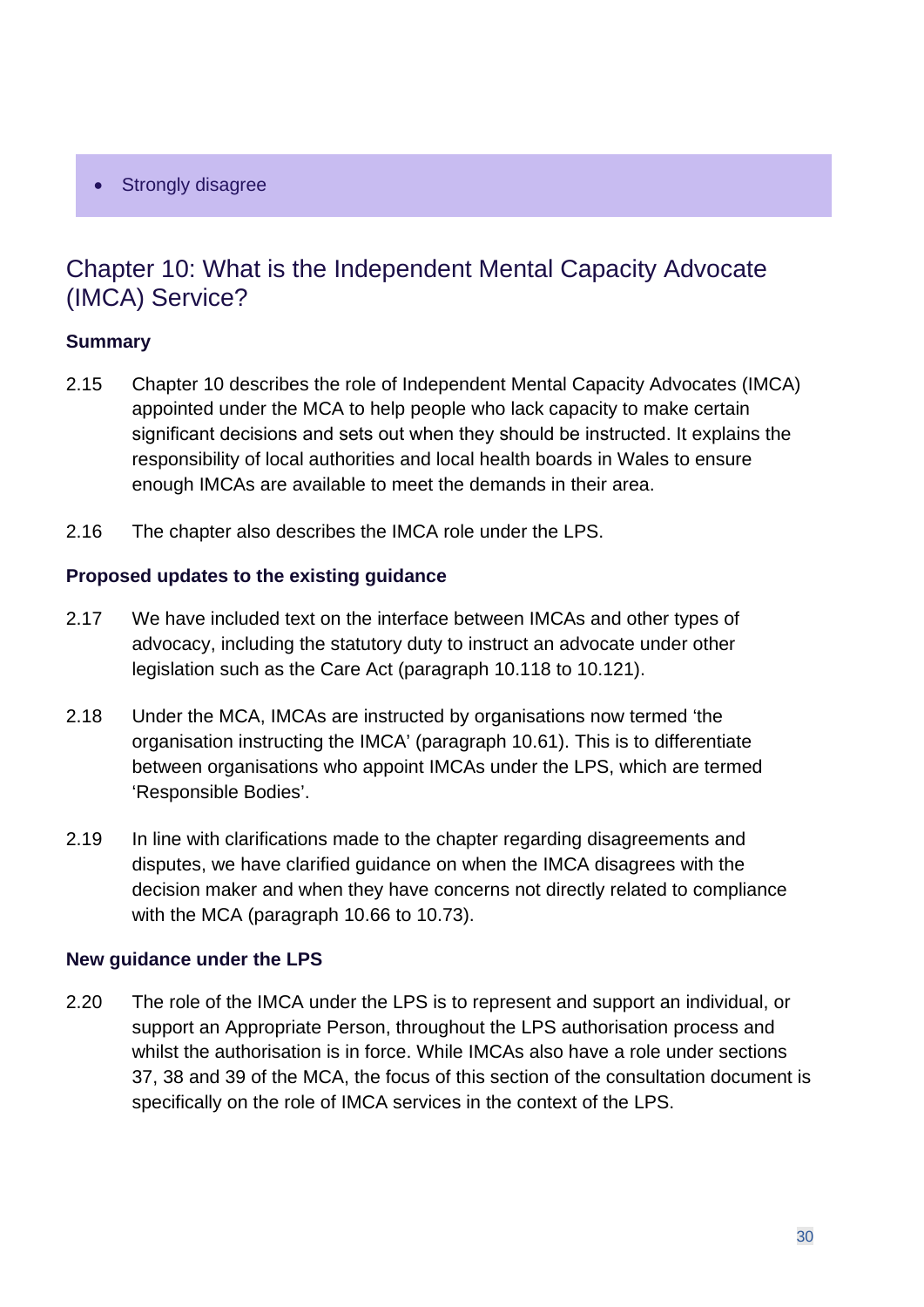- Strongly disagree

## Chapter 10: What is the Independent Mental Capacity Advocate (IMCA) Service?

**Summary**

2.15 Chapter 10 describes the role of Independent Mental Capacity Advocates (IMCA) appointed under the MCA to help people who lack capacity to make certain significant decisions and sets out when they should be instructed. It explains the responsibility of local authorities and local health boards in Wales to ensure enough IMCAs are available to meet the demands in their area.

2.16 The chapter also describes the IMCA role under the LPS.

**Proposed updates to the existing guidance**

2.17 We have included text on the interface between IMCAs and other types of advocacy, including the statutory duty to instruct an advocate under other legislation such as the Care Act (paragraph 10.118 to 10.121).

2.18 Under the MCA, IMCAs are instructed by organisations now termed 'the organisation instructing the IMCA' (paragraph 10.61). This is to differentiate between organisations who appoint IMCAs under the LPS, which are termed 'Responsible Bodies'.

2.19 In line with clarifications made to the chapter regarding disagreements and disputes, we have clarified guidance on when the IMCA disagrees with the decision maker and when they have concerns not directly related to compliance with the MCA (paragraph 10.66 to 10.73).

**New guidance under the LPS**

2.20 The role of the IMCA under the LPS is to represent and support an individual, or support an Appropriate Person, throughout the LPS authorisation process and whilst the authorisation is in force. While IMCAs also have a role under sections 37, 38 and 39 of the MCA, the focus of this section of the consultation document is specifically on the role of IMCA services in the context of the LPS.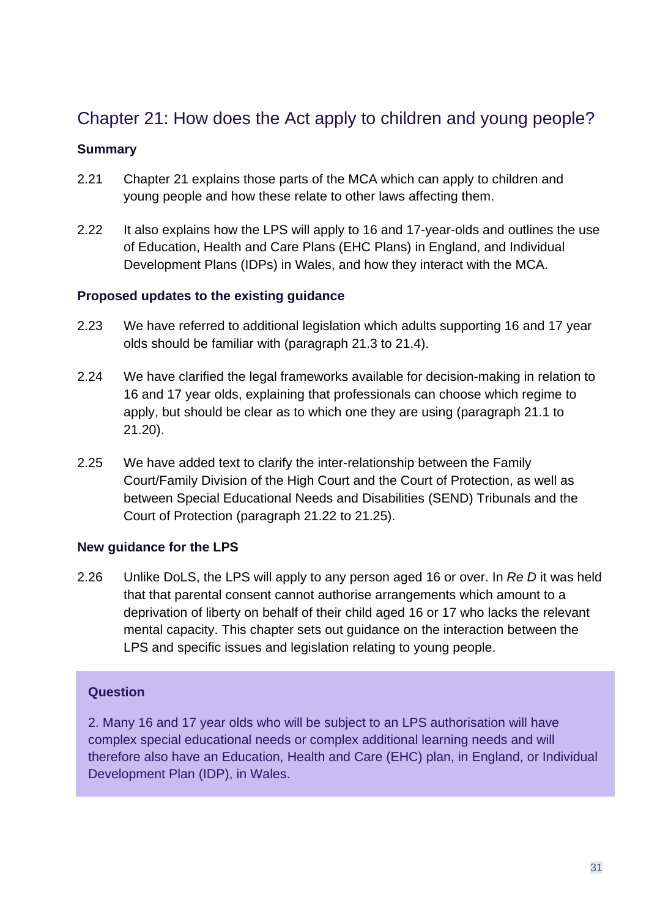## Chapter 21: How does the Act apply to children and young people?

### Summary

2.21 Chapter 21 explains those parts of the MCA which can apply to children and young people and how these relate to other laws affecting them.

2.22 It also explains how the LPS will apply to 16 and 17-year-olds and outlines the use of Education, Health and Care Plans (EHC Plans) in England, and Individual Development Plans (IDPs) in Wales, and how they interact with the MCA.

### Proposed updates to the existing guidance

2.23 We have referred to additional legislation which adults supporting 16 and 17 year olds should be familiar with (paragraph 21.3 to 21.4).

2.24 We have clarified the legal frameworks available for decision-making in relation to 16 and 17 year olds, explaining that professionals can choose which regime to apply, but should be clear as to which one they are using (paragraph 21.1 to 21.20).

2.25 We have added text to clarify the inter-relationship between the Family Court/Family Division of the High Court and the Court of Protection, as well as between Special Educational Needs and Disabilities (SEND) Tribunals and the Court of Protection (paragraph 21.22 to 21.25).

### New guidance for the LPS

2.26 Unlike DoLS, the LPS will apply to any person aged 16 or over. In *Re D* it was held that that parental consent cannot authorise arrangements which amount to a deprivation of liberty on behalf of their child aged 16 or 17 who lacks the relevant mental capacity. This chapter sets out guidance on the interaction between the LPS and specific issues and legislation relating to young people.

**Question**

2. Many 16 and 17 year olds who will be subject to an LPS authorisation will have complex special educational needs or complex additional learning needs and will therefore also have an Education, Health and Care (EHC) plan, in England, or Individual Development Plan (IDP), in Wales.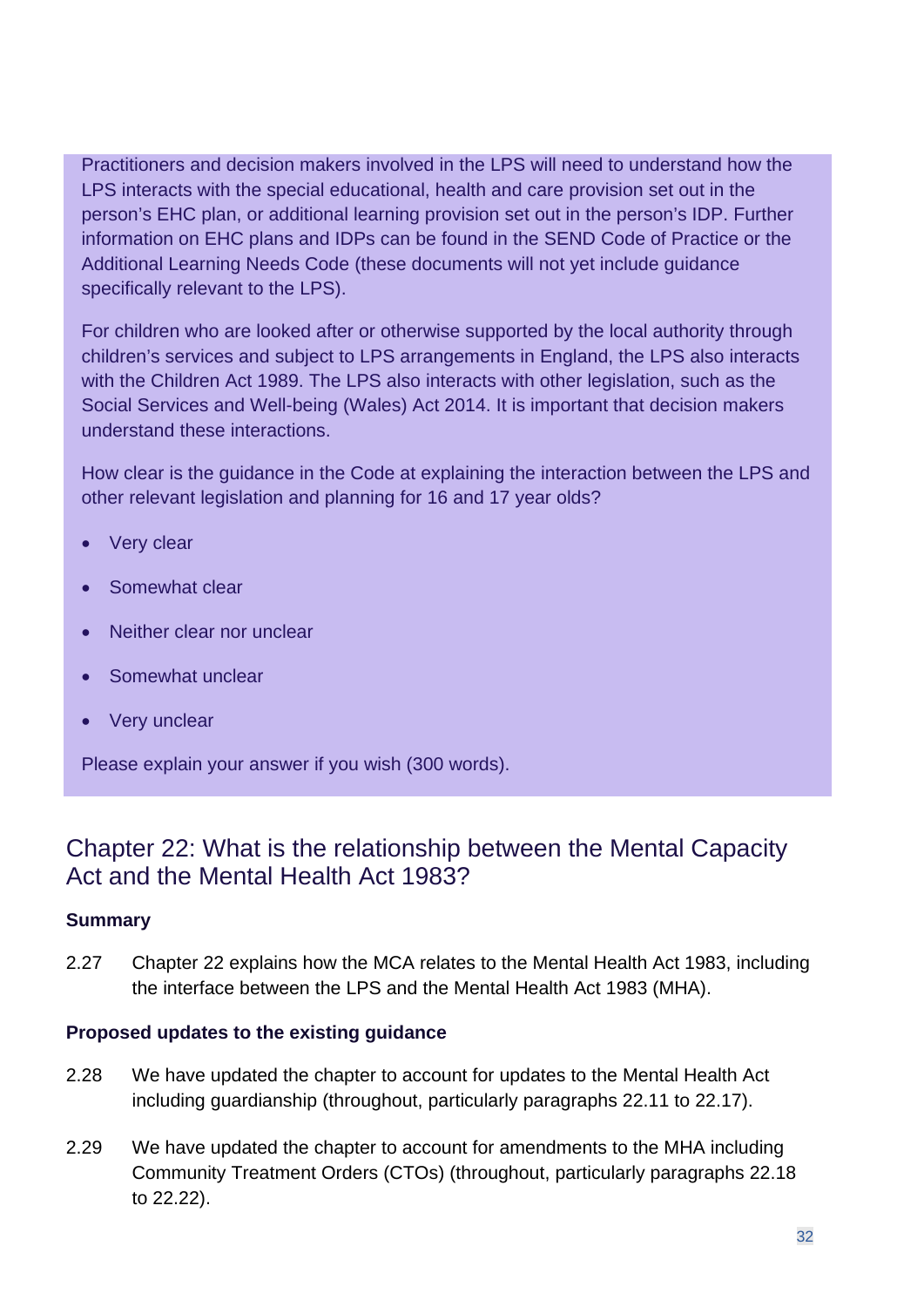Practitioners and decision makers involved in the LPS will need to understand how the LPS interacts with the special educational, health and care provision set out in the person's EHC plan, or additional learning provision set out in the person's IDP. Further information on EHC plans and IDPs can be found in the SEND Code of Practice or the Additional Learning Needs Code (these documents will not yet include guidance specifically relevant to the LPS).

For children who are looked after or otherwise supported by the local authority through children's services and subject to LPS arrangements in England, the LPS also interacts with the Children Act 1989. The LPS also interacts with other legislation, such as the Social Services and Well-being (Wales) Act 2014. It is important that decision makers understand these interactions.

How clear is the guidance in the Code at explaining the interaction between the LPS and other relevant legislation and planning for 16 and 17 year olds?

- Very clear
- Somewhat clear
- Neither clear nor unclear
- Somewhat unclear
- Very unclear

Please explain your answer if you wish (300 words).

## Chapter 22: What is the relationship between the Mental Capacity Act and the Mental Health Act 1983?

**Summary**

2.27 Chapter 22 explains how the MCA relates to the Mental Health Act 1983, including the interface between the LPS and the Mental Health Act 1983 (MHA).

**Proposed updates to the existing guidance**

2.28 We have updated the chapter to account for updates to the Mental Health Act including guardianship (throughout, particularly paragraphs 22.11 to 22.17).

2.29 We have updated the chapter to account for amendments to the MHA including Community Treatment Orders (CTOs) (throughout, particularly paragraphs 22.18 to 22.22).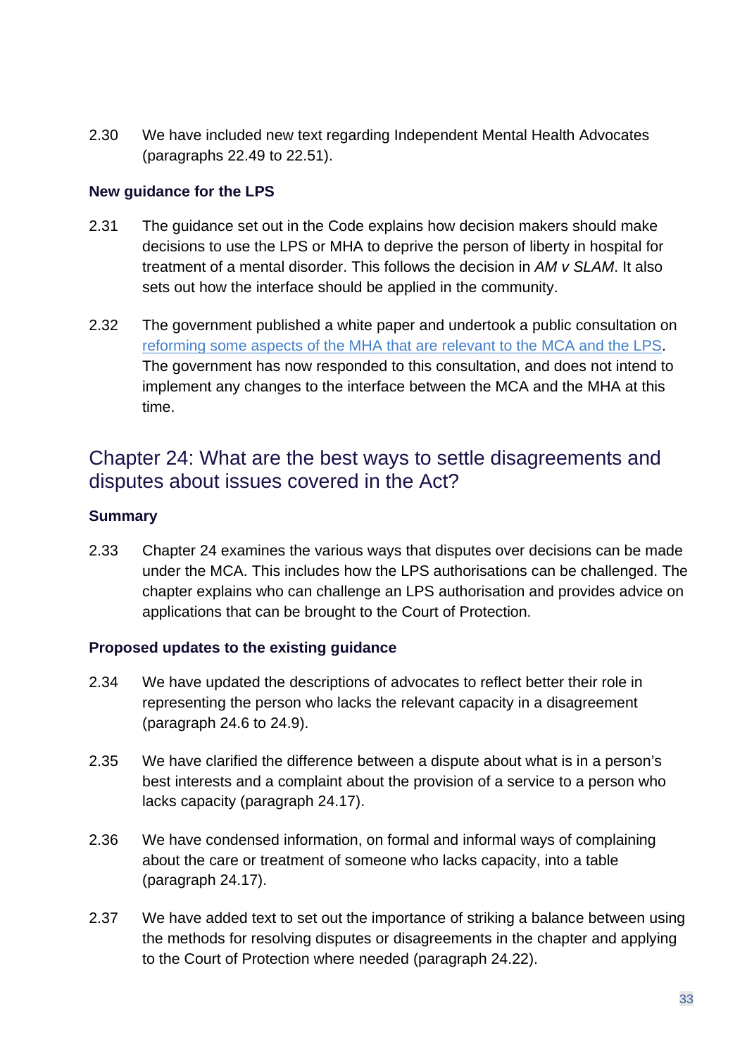2.30 We have included new text regarding Independent Mental Health Advocates (paragraphs 22.49 to 22.51).

### New guidance for the LPS

2.31 The guidance set out in the Code explains how decision makers should make decisions to use the LPS or MHA to deprive the person of liberty in hospital for treatment of a mental disorder. This follows the decision in *AM v SLAM*. It also sets out how the interface should be applied in the community.

2.32 The government published a white paper and undertook a public consultation on [reforming some aspects of the MHA that are relevant to the MCA and the LPS]. The government has now responded to this consultation, and does not intend to implement any changes to the interface between the MCA and the MHA at this time.

## Chapter 24: What are the best ways to settle disagreements and disputes about issues covered in the Act?

### Summary

2.33 Chapter 24 examines the various ways that disputes over decisions can be made under the MCA. This includes how the LPS authorisations can be challenged. The chapter explains who can challenge an LPS authorisation and provides advice on applications that can be brought to the Court of Protection.

### Proposed updates to the existing guidance

2.34 We have updated the descriptions of advocates to reflect better their role in representing the person who lacks the relevant capacity in a disagreement (paragraph 24.6 to 24.9).

2.35 We have clarified the difference between a dispute about what is in a person's best interests and a complaint about the provision of a service to a person who lacks capacity (paragraph 24.17).

2.36 We have condensed information, on formal and informal ways of complaining about the care or treatment of someone who lacks capacity, into a table (paragraph 24.17).

2.37 We have added text to set out the importance of striking a balance between using the methods for resolving disputes or disagreements in the chapter and applying to the Court of Protection where needed (paragraph 24.22).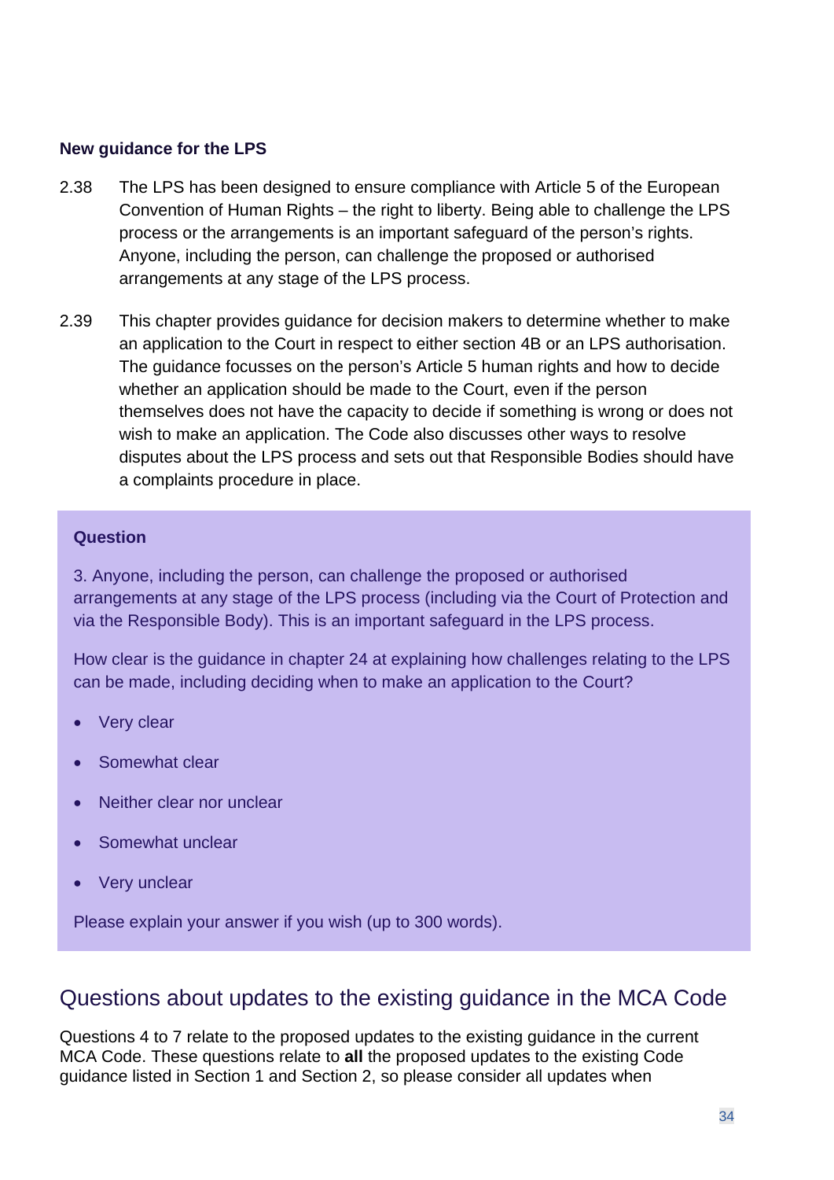**New guidance for the LPS**

2.38 The LPS has been designed to ensure compliance with Article 5 of the European Convention of Human Rights – the right to liberty. Being able to challenge the LPS process or the arrangements is an important safeguard of the person's rights. Anyone, including the person, can challenge the proposed or authorised arrangements at any stage of the LPS process.

2.39 This chapter provides guidance for decision makers to determine whether to make an application to the Court in respect to either section 4B or an LPS authorisation. The guidance focusses on the person's Article 5 human rights and how to decide whether an application should be made to the Court, even if the person themselves does not have the capacity to decide if something is wrong or does not wish to make an application. The Code also discusses other ways to resolve disputes about the LPS process and sets out that Responsible Bodies should have a complaints procedure in place.

**Question**

3. Anyone, including the person, can challenge the proposed or authorised arrangements at any stage of the LPS process (including via the Court of Protection and via the Responsible Body). This is an important safeguard in the LPS process.

How clear is the guidance in chapter 24 at explaining how challenges relating to the LPS can be made, including deciding when to make an application to the Court?

- Very clear
- Somewhat clear
- Neither clear nor unclear
- Somewhat unclear
- Very unclear

Please explain your answer if you wish (up to 300 words).

## Questions about updates to the existing guidance in the MCA Code

Questions 4 to 7 relate to the proposed updates to the existing guidance in the current MCA Code. These questions relate to **all** the proposed updates to the existing Code guidance listed in Section 1 and Section 2, so please consider all updates when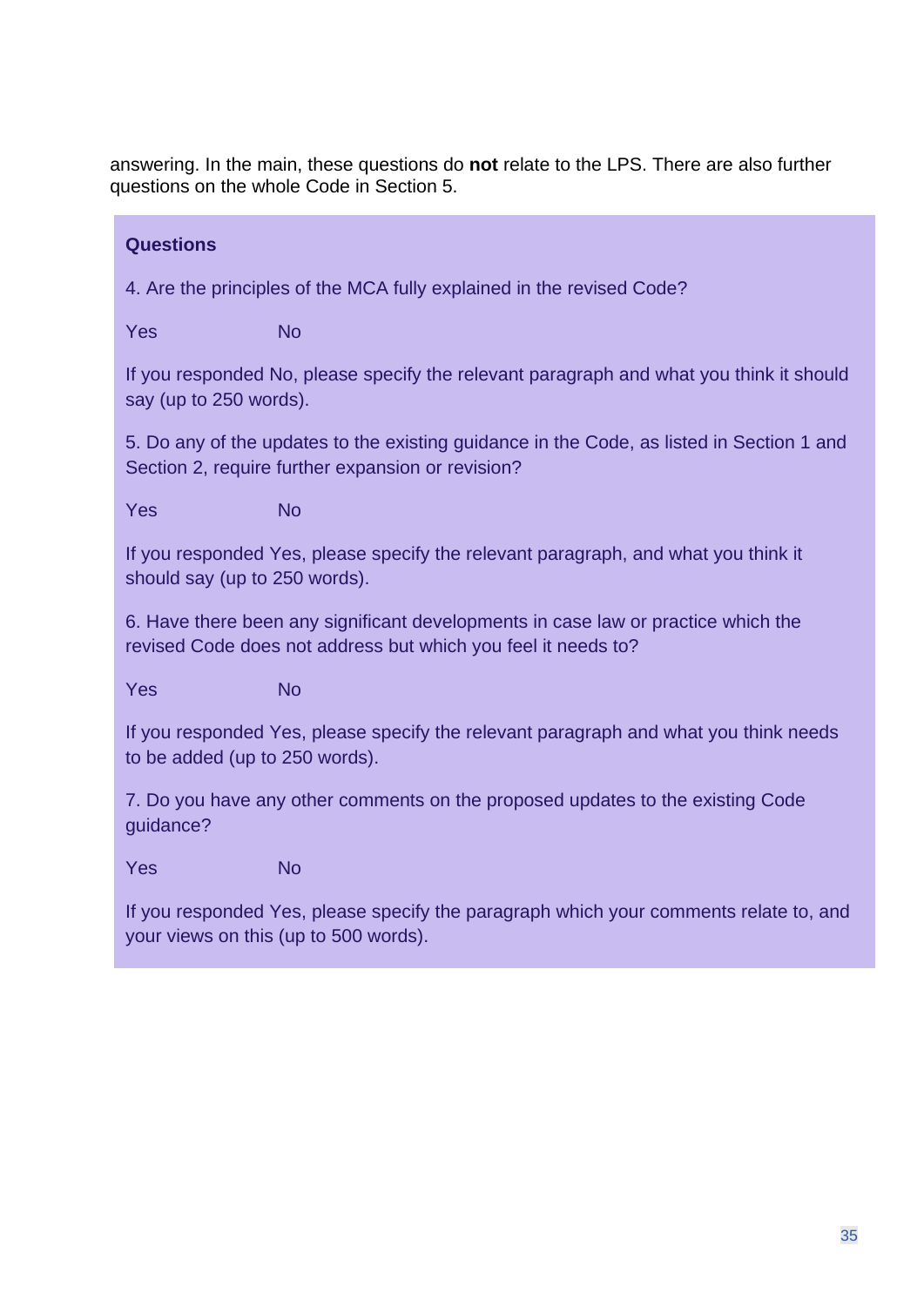answering. In the main, these questions do **not** relate to the LPS. There are also further questions on the whole Code in Section 5.

**Questions**

4. Are the principles of the MCA fully explained in the revised Code?

Yes No

If you responded No, please specify the relevant paragraph and what you think it should say (up to 250 words).

5. Do any of the updates to the existing guidance in the Code, as listed in Section 1 and Section 2, require further expansion or revision?

Yes No

If you responded Yes, please specify the relevant paragraph, and what you think it should say (up to 250 words).

6. Have there been any significant developments in case law or practice which the revised Code does not address but which you feel it needs to?

Yes No

If you responded Yes, please specify the relevant paragraph and what you think needs to be added (up to 250 words).

7. Do you have any other comments on the proposed updates to the existing Code guidance?

Yes No

If you responded Yes, please specify the paragraph which your comments relate to, and your views on this (up to 500 words).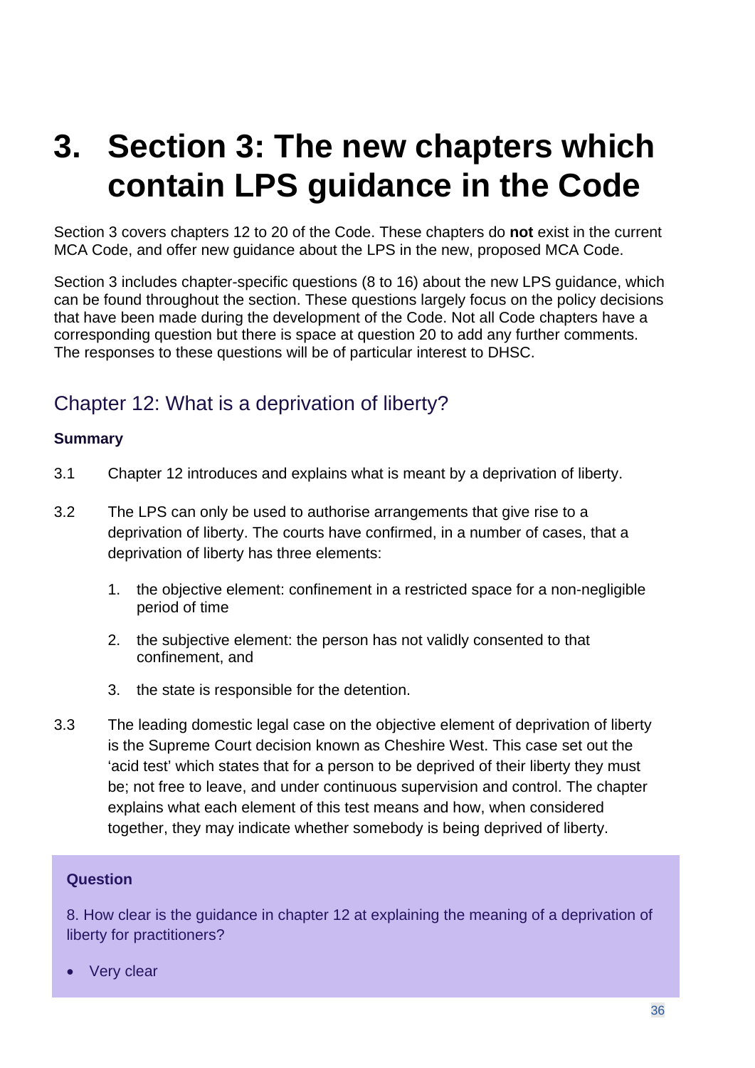# 3. Section 3: The new chapters which contain LPS guidance in the Code

Section 3 covers chapters 12 to 20 of the Code. These chapters do **not** exist in the current MCA Code, and offer new guidance about the LPS in the new, proposed MCA Code.

Section 3 includes chapter-specific questions (8 to 16) about the new LPS guidance, which can be found throughout the section. These questions largely focus on the policy decisions that have been made during the development of the Code. Not all Code chapters have a corresponding question but there is space at question 20 to add any further comments. The responses to these questions will be of particular interest to DHSC.

## Chapter 12: What is a deprivation of liberty?

**Summary**

3.1 Chapter 12 introduces and explains what is meant by a deprivation of liberty.

3.2 The LPS can only be used to authorise arrangements that give rise to a deprivation of liberty. The courts have confirmed, in a number of cases, that a deprivation of liberty has three elements:

1. the objective element: confinement in a restricted space for a non-negligible period of time
2. the subjective element: the person has not validly consented to that confinement, and
3. the state is responsible for the detention.

3.3 The leading domestic legal case on the objective element of deprivation of liberty is the Supreme Court decision known as Cheshire West. This case set out the 'acid test' which states that for a person to be deprived of their liberty they must be; not free to leave, and under continuous supervision and control. The chapter explains what each element of this test means and how, when considered together, they may indicate whether somebody is being deprived of liberty.

**Question**

8. How clear is the guidance in chapter 12 at explaining the meaning of a deprivation of liberty for practitioners?

- Very clear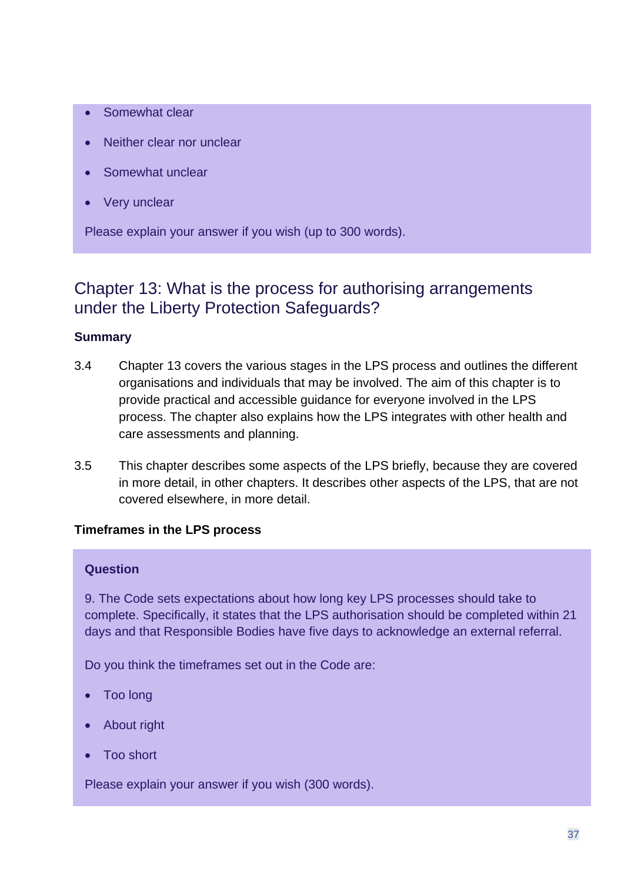- Somewhat clear
- Neither clear nor unclear
- Somewhat unclear
- Very unclear

Please explain your answer if you wish (up to 300 words).

## Chapter 13: What is the process for authorising arrangements under the Liberty Protection Safeguards?

**Summary**

3.4 Chapter 13 covers the various stages in the LPS process and outlines the different organisations and individuals that may be involved. The aim of this chapter is to provide practical and accessible guidance for everyone involved in the LPS process. The chapter also explains how the LPS integrates with other health and care assessments and planning.

3.5 This chapter describes some aspects of the LPS briefly, because they are covered in more detail, in other chapters. It describes other aspects of the LPS, that are not covered elsewhere, in more detail.

**Timeframes in the LPS process**

**Question**

9. The Code sets expectations about how long key LPS processes should take to complete. Specifically, it states that the LPS authorisation should be completed within 21 days and that Responsible Bodies have five days to acknowledge an external referral.

Do you think the timeframes set out in the Code are:

- Too long
- About right
- Too short

Please explain your answer if you wish (300 words).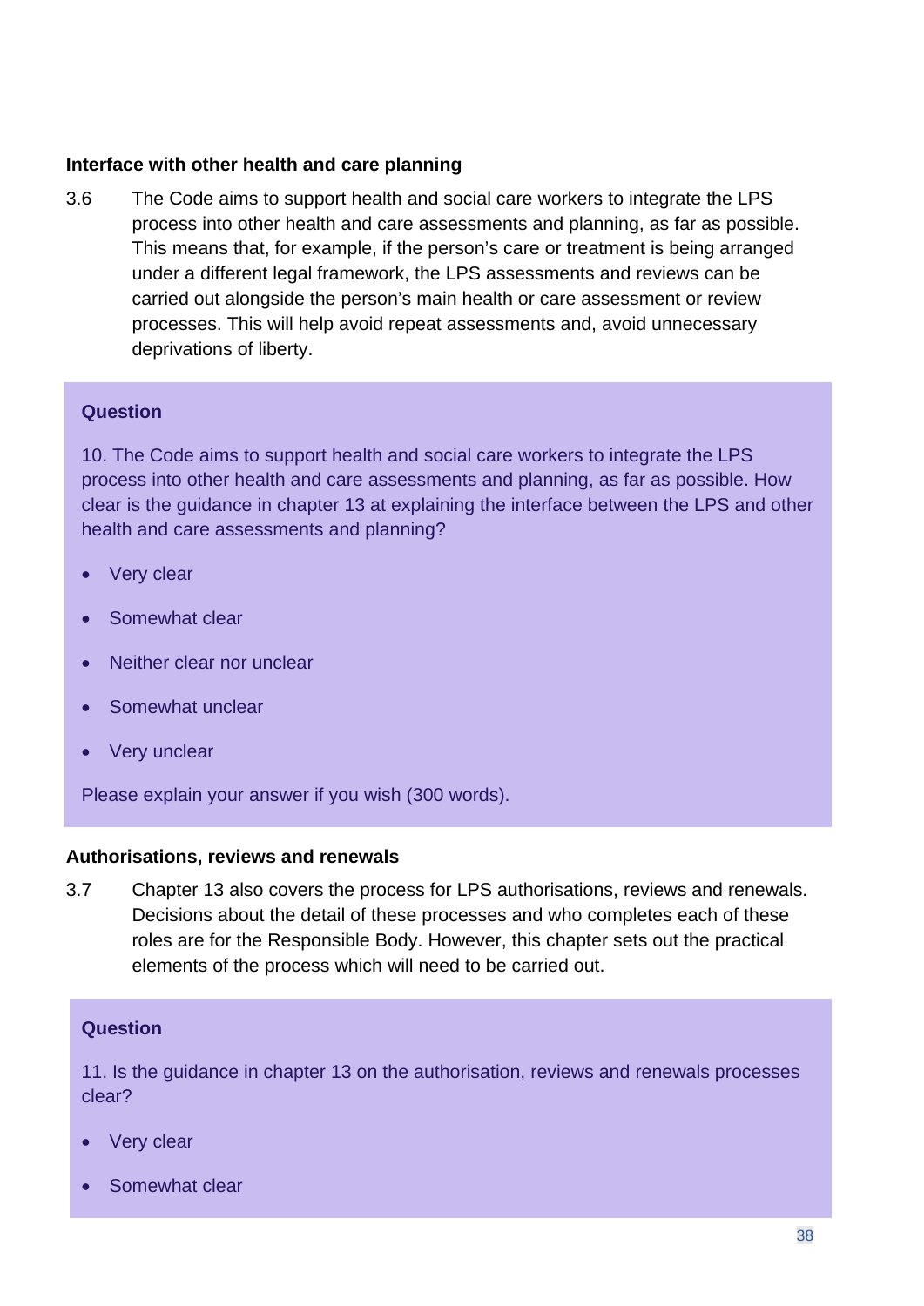**Interface with other health and care planning**

3.6 The Code aims to support health and social care workers to integrate the LPS process into other health and care assessments and planning, as far as possible. This means that, for example, if the person's care or treatment is being arranged under a different legal framework, the LPS assessments and reviews can be carried out alongside the person's main health or care assessment or review processes. This will help avoid repeat assessments and, avoid unnecessary deprivations of liberty.

**Question**

10. The Code aims to support health and social care workers to integrate the LPS process into other health and care assessments and planning, as far as possible. How clear is the guidance in chapter 13 at explaining the interface between the LPS and other health and care assessments and planning?

- Very clear
- Somewhat clear
- Neither clear nor unclear
- Somewhat unclear
- Very unclear

Please explain your answer if you wish (300 words).

**Authorisations, reviews and renewals**

3.7 Chapter 13 also covers the process for LPS authorisations, reviews and renewals. Decisions about the detail of these processes and who completes each of these roles are for the Responsible Body. However, this chapter sets out the practical elements of the process which will need to be carried out.

**Question**

11. Is the guidance in chapter 13 on the authorisation, reviews and renewals processes clear?

- Very clear
- Somewhat clear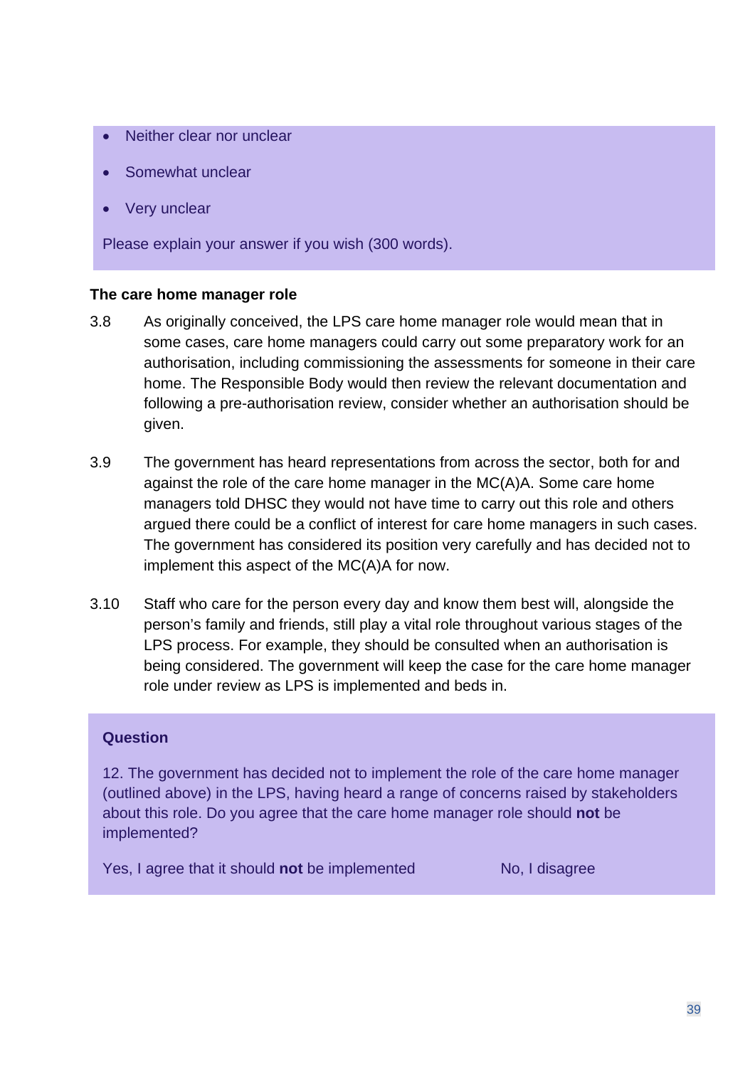- Neither clear nor unclear
- Somewhat unclear
- Very unclear

Please explain your answer if you wish (300 words).

**The care home manager role**

3.8 As originally conceived, the LPS care home manager role would mean that in some cases, care home managers could carry out some preparatory work for an authorisation, including commissioning the assessments for someone in their care home. The Responsible Body would then review the relevant documentation and following a pre-authorisation review, consider whether an authorisation should be given.

3.9 The government has heard representations from across the sector, both for and against the role of the care home manager in the MC(A)A. Some care home managers told DHSC they would not have time to carry out this role and others argued there could be a conflict of interest for care home managers in such cases. The government has considered its position very carefully and has decided not to implement this aspect of the MC(A)A for now.

3.10 Staff who care for the person every day and know them best will, alongside the person's family and friends, still play a vital role throughout various stages of the LPS process. For example, they should be consulted when an authorisation is being considered. The government will keep the case for the care home manager role under review as LPS is implemented and beds in.

**Question**

12. The government has decided not to implement the role of the care home manager (outlined above) in the LPS, having heard a range of concerns raised by stakeholders about this role. Do you agree that the care home manager role should **not** be implemented?

Yes, I agree that it should **not** be implemented

No, I disagree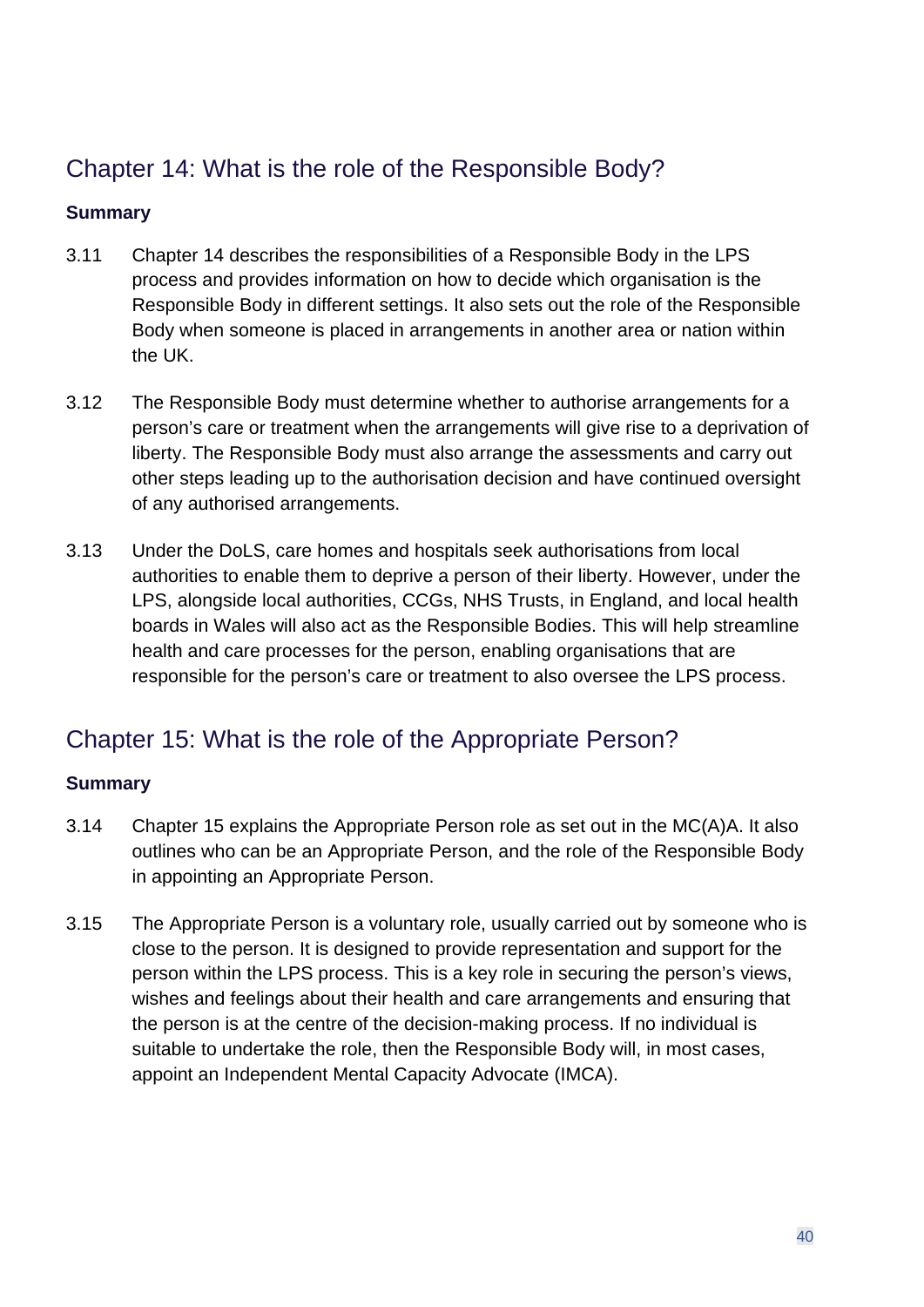## Chapter 14: What is the role of the Responsible Body?

**Summary**

3.11 Chapter 14 describes the responsibilities of a Responsible Body in the LPS process and provides information on how to decide which organisation is the Responsible Body in different settings. It also sets out the role of the Responsible Body when someone is placed in arrangements in another area or nation within the UK.

3.12 The Responsible Body must determine whether to authorise arrangements for a person's care or treatment when the arrangements will give rise to a deprivation of liberty. The Responsible Body must also arrange the assessments and carry out other steps leading up to the authorisation decision and have continued oversight of any authorised arrangements.

3.13 Under the DoLS, care homes and hospitals seek authorisations from local authorities to enable them to deprive a person of their liberty. However, under the LPS, alongside local authorities, CCGs, NHS Trusts, in England, and local health boards in Wales will also act as the Responsible Bodies. This will help streamline health and care processes for the person, enabling organisations that are responsible for the person's care or treatment to also oversee the LPS process.

## Chapter 15: What is the role of the Appropriate Person?

**Summary**

3.14 Chapter 15 explains the Appropriate Person role as set out in the MC(A)A. It also outlines who can be an Appropriate Person, and the role of the Responsible Body in appointing an Appropriate Person.

3.15 The Appropriate Person is a voluntary role, usually carried out by someone who is close to the person. It is designed to provide representation and support for the person within the LPS process. This is a key role in securing the person's views, wishes and feelings about their health and care arrangements and ensuring that the person is at the centre of the decision-making process. If no individual is suitable to undertake the role, then the Responsible Body will, in most cases, appoint an Independent Mental Capacity Advocate (IMCA).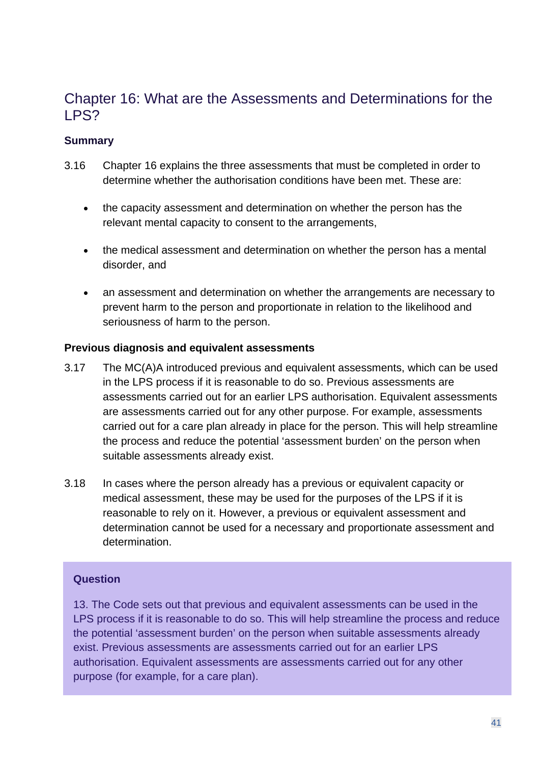## Chapter 16: What are the Assessments and Determinations for the LPS?

### Summary

3.16 Chapter 16 explains the three assessments that must be completed in order to determine whether the authorisation conditions have been met. These are:

- the capacity assessment and determination on whether the person has the relevant mental capacity to consent to the arrangements,
- the medical assessment and determination on whether the person has a mental disorder, and
- an assessment and determination on whether the arrangements are necessary to prevent harm to the person and proportionate in relation to the likelihood and seriousness of harm to the person.

### Previous diagnosis and equivalent assessments

3.17 The MC(A)A introduced previous and equivalent assessments, which can be used in the LPS process if it is reasonable to do so. Previous assessments are assessments carried out for an earlier LPS authorisation. Equivalent assessments are assessments carried out for any other purpose. For example, assessments carried out for a care plan already in place for the person. This will help streamline the process and reduce the potential 'assessment burden' on the person when suitable assessments already exist.

3.18 In cases where the person already has a previous or equivalent capacity or medical assessment, these may be used for the purposes of the LPS if it is reasonable to rely on it. However, a previous or equivalent assessment and determination cannot be used for a necessary and proportionate assessment and determination.

**Question**

13. The Code sets out that previous and equivalent assessments can be used in the LPS process if it is reasonable to do so. This will help streamline the process and reduce the potential 'assessment burden' on the person when suitable assessments already exist. Previous assessments are assessments carried out for an earlier LPS authorisation. Equivalent assessments are assessments carried out for any other purpose (for example, for a care plan).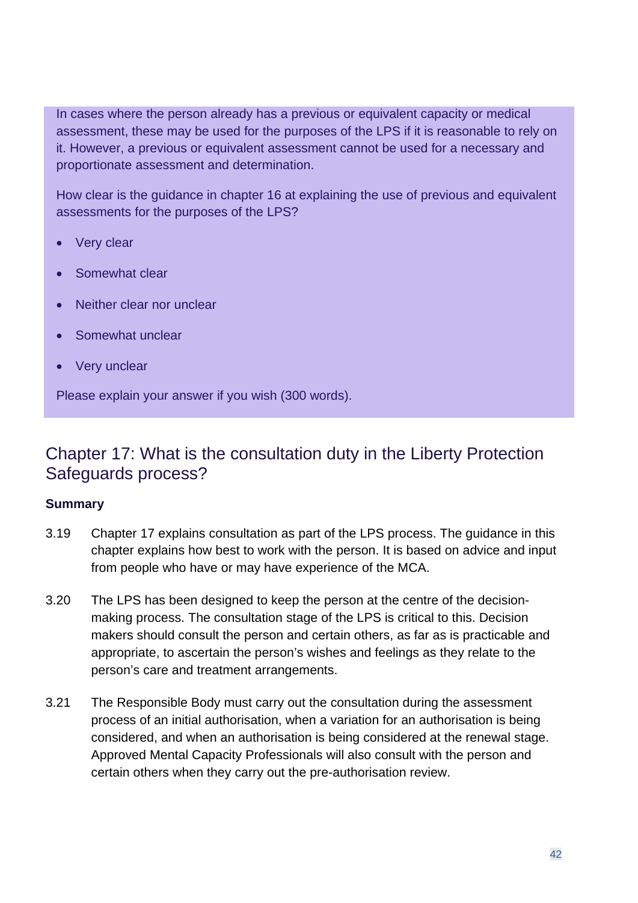In cases where the person already has a previous or equivalent capacity or medical assessment, these may be used for the purposes of the LPS if it is reasonable to rely on it. However, a previous or equivalent assessment cannot be used for a necessary and proportionate assessment and determination.

How clear is the guidance in chapter 16 at explaining the use of previous and equivalent assessments for the purposes of the LPS?

- Very clear
- Somewhat clear
- Neither clear nor unclear
- Somewhat unclear
- Very unclear

Please explain your answer if you wish (300 words).

## Chapter 17: What is the consultation duty in the Liberty Protection Safeguards process?

**Summary**

3.19 Chapter 17 explains consultation as part of the LPS process. The guidance in this chapter explains how best to work with the person. It is based on advice and input from people who have or may have experience of the MCA.

3.20 The LPS has been designed to keep the person at the centre of the decision-making process. The consultation stage of the LPS is critical to this. Decision makers should consult the person and certain others, as far as is practicable and appropriate, to ascertain the person's wishes and feelings as they relate to the person's care and treatment arrangements.

3.21 The Responsible Body must carry out the consultation during the assessment process of an initial authorisation, when a variation for an authorisation is being considered, and when an authorisation is being considered at the renewal stage. Approved Mental Capacity Professionals will also consult with the person and certain others when they carry out the pre-authorisation review.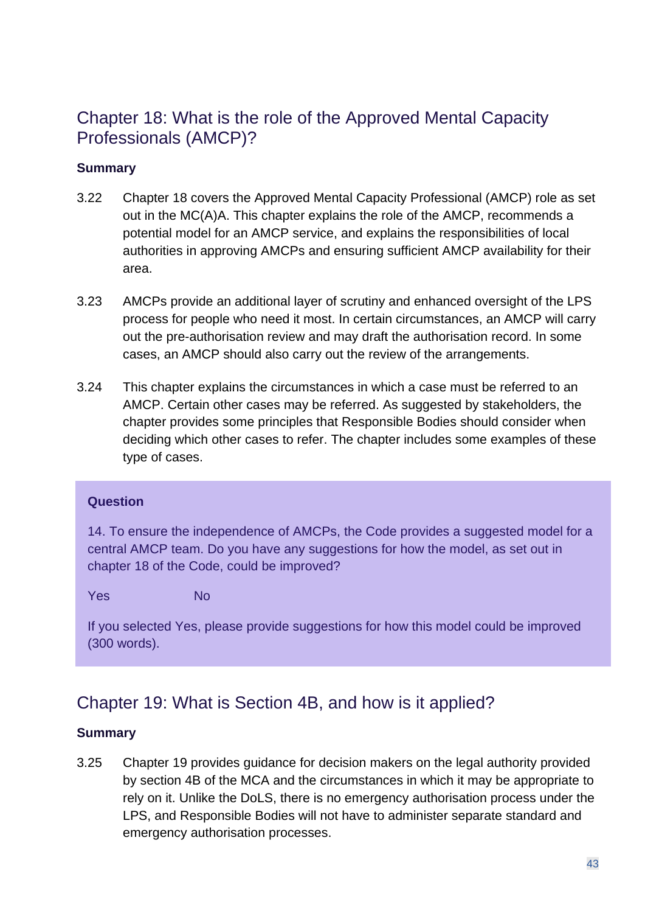## Chapter 18: What is the role of the Approved Mental Capacity Professionals (AMCP)?

**Summary**

3.22 Chapter 18 covers the Approved Mental Capacity Professional (AMCP) role as set out in the MC(A)A. This chapter explains the role of the AMCP, recommends a potential model for an AMCP service, and explains the responsibilities of local authorities in approving AMCPs and ensuring sufficient AMCP availability for their area.

3.23 AMCPs provide an additional layer of scrutiny and enhanced oversight of the LPS process for people who need it most. In certain circumstances, an AMCP will carry out the pre-authorisation review and may draft the authorisation record. In some cases, an AMCP should also carry out the review of the arrangements.

3.24 This chapter explains the circumstances in which a case must be referred to an AMCP. Certain other cases may be referred. As suggested by stakeholders, the chapter provides some principles that Responsible Bodies should consider when deciding which other cases to refer. The chapter includes some examples of these type of cases.

**Question**

14. To ensure the independence of AMCPs, the Code provides a suggested model for a central AMCP team. Do you have any suggestions for how the model, as set out in chapter 18 of the Code, could be improved?

Yes No

If you selected Yes, please provide suggestions for how this model could be improved (300 words).

## Chapter 19: What is Section 4B, and how is it applied?

**Summary**

3.25 Chapter 19 provides guidance for decision makers on the legal authority provided by section 4B of the MCA and the circumstances in which it may be appropriate to rely on it. Unlike the DoLS, there is no emergency authorisation process under the LPS, and Responsible Bodies will not have to administer separate standard and emergency authorisation processes.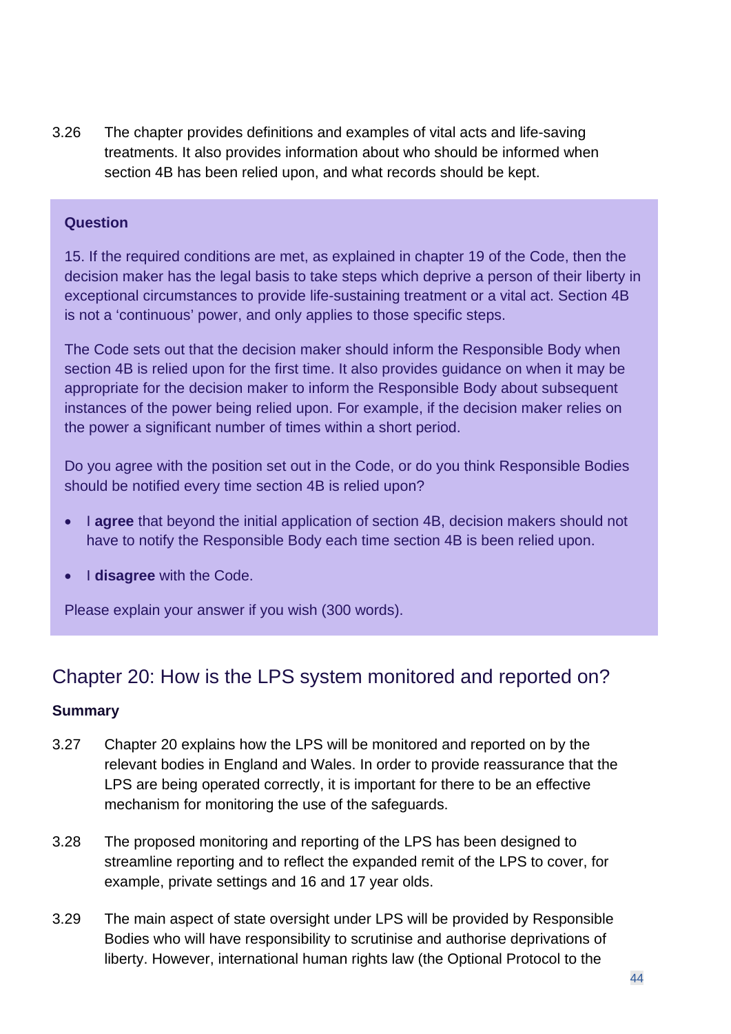3.26 The chapter provides definitions and examples of vital acts and life-saving treatments. It also provides information about who should be informed when section 4B has been relied upon, and what records should be kept.

**Question**

15. If the required conditions are met, as explained in chapter 19 of the Code, then the decision maker has the legal basis to take steps which deprive a person of their liberty in exceptional circumstances to provide life-sustaining treatment or a vital act. Section 4B is not a 'continuous' power, and only applies to those specific steps.

The Code sets out that the decision maker should inform the Responsible Body when section 4B is relied upon for the first time. It also provides guidance on when it may be appropriate for the decision maker to inform the Responsible Body about subsequent instances of the power being relied upon. For example, if the decision maker relies on the power a significant number of times within a short period.

Do you agree with the position set out in the Code, or do you think Responsible Bodies should be notified every time section 4B is relied upon?

- I **agree** that beyond the initial application of section 4B, decision makers should not have to notify the Responsible Body each time section 4B is been relied upon.
- I **disagree** with the Code.

Please explain your answer if you wish (300 words).

## Chapter 20: How is the LPS system monitored and reported on?

**Summary**

3.27 Chapter 20 explains how the LPS will be monitored and reported on by the relevant bodies in England and Wales. In order to provide reassurance that the LPS are being operated correctly, it is important for there to be an effective mechanism for monitoring the use of the safeguards.

3.28 The proposed monitoring and reporting of the LPS has been designed to streamline reporting and to reflect the expanded remit of the LPS to cover, for example, private settings and 16 and 17 year olds.

3.29 The main aspect of state oversight under LPS will be provided by Responsible Bodies who will have responsibility to scrutinise and authorise deprivations of liberty. However, international human rights law (the Optional Protocol to the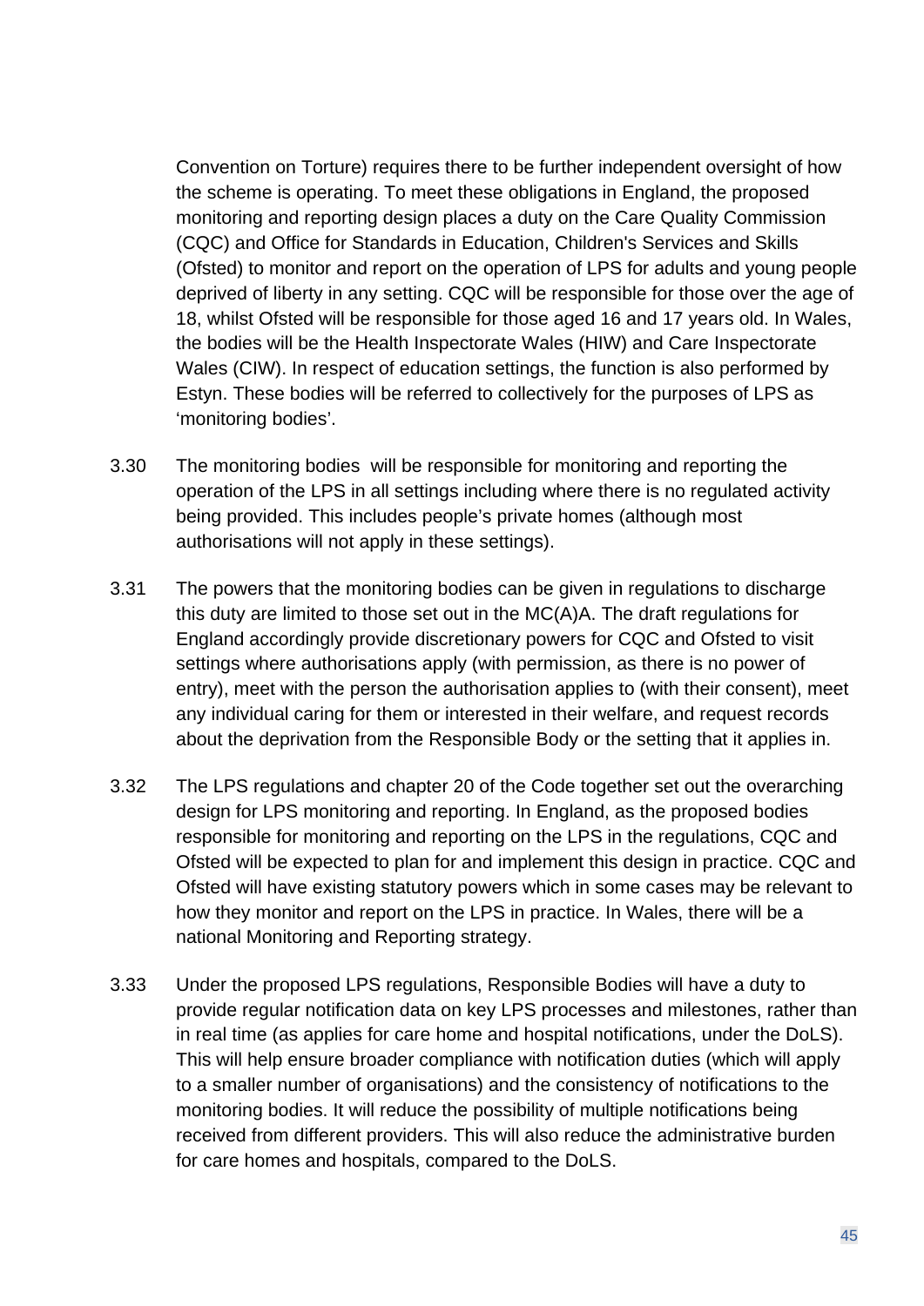Convention on Torture) requires there to be further independent oversight of how the scheme is operating. To meet these obligations in England, the proposed monitoring and reporting design places a duty on the Care Quality Commission (CQC) and Office for Standards in Education, Children's Services and Skills (Ofsted) to monitor and report on the operation of LPS for adults and young people deprived of liberty in any setting. CQC will be responsible for those over the age of 18, whilst Ofsted will be responsible for those aged 16 and 17 years old. In Wales, the bodies will be the Health Inspectorate Wales (HIW) and Care Inspectorate Wales (CIW). In respect of education settings, the function is also performed by Estyn. These bodies will be referred to collectively for the purposes of LPS as 'monitoring bodies'.

3.30 The monitoring bodies will be responsible for monitoring and reporting the operation of the LPS in all settings including where there is no regulated activity being provided. This includes people's private homes (although most authorisations will not apply in these settings).

3.31 The powers that the monitoring bodies can be given in regulations to discharge this duty are limited to those set out in the MC(A)A. The draft regulations for England accordingly provide discretionary powers for CQC and Ofsted to visit settings where authorisations apply (with permission, as there is no power of entry), meet with the person the authorisation applies to (with their consent), meet any individual caring for them or interested in their welfare, and request records about the deprivation from the Responsible Body or the setting that it applies in.

3.32 The LPS regulations and chapter 20 of the Code together set out the overarching design for LPS monitoring and reporting. In England, as the proposed bodies responsible for monitoring and reporting on the LPS in the regulations, CQC and Ofsted will be expected to plan for and implement this design in practice. CQC and Ofsted will have existing statutory powers which in some cases may be relevant to how they monitor and report on the LPS in practice. In Wales, there will be a national Monitoring and Reporting strategy.

3.33 Under the proposed LPS regulations, Responsible Bodies will have a duty to provide regular notification data on key LPS processes and milestones, rather than in real time (as applies for care home and hospital notifications, under the DoLS). This will help ensure broader compliance with notification duties (which will apply to a smaller number of organisations) and the consistency of notifications to the monitoring bodies. It will reduce the possibility of multiple notifications being received from different providers. This will also reduce the administrative burden for care homes and hospitals, compared to the DoLS.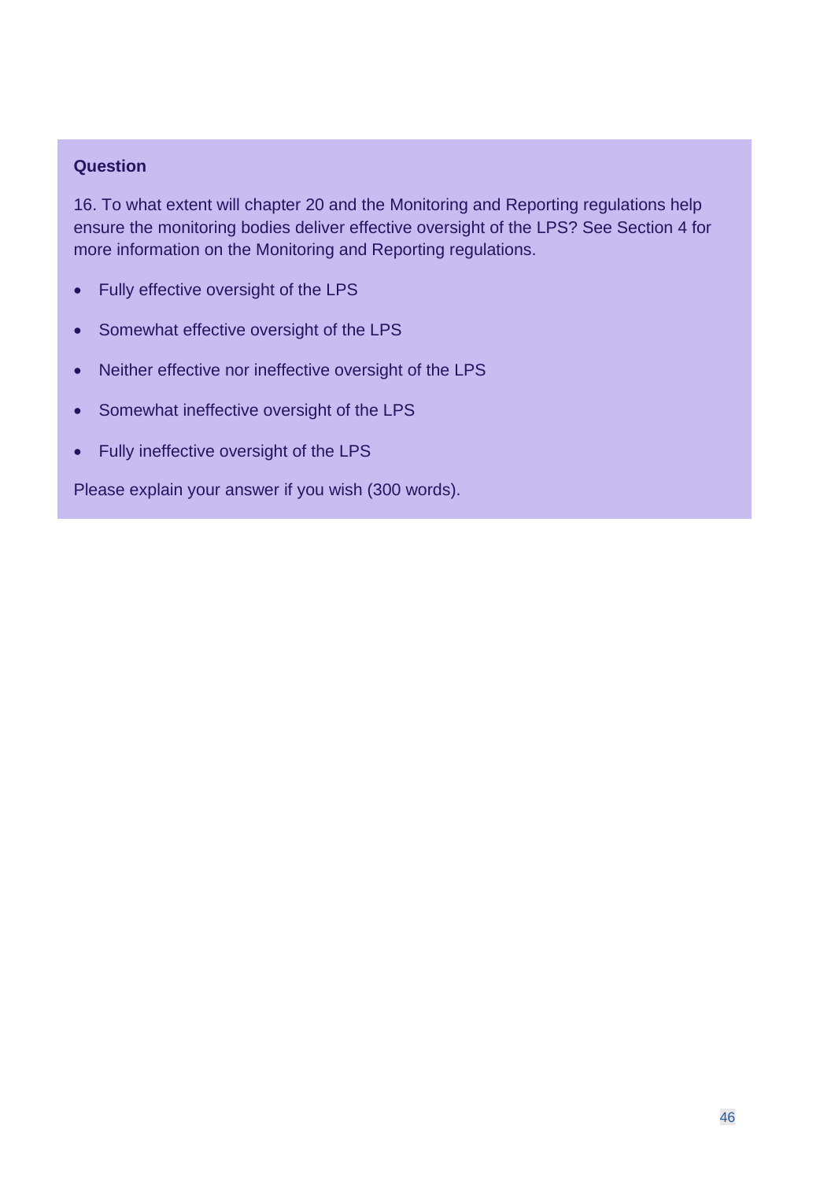**Question**

16. To what extent will chapter 20 and the Monitoring and Reporting regulations help ensure the monitoring bodies deliver effective oversight of the LPS? See Section 4 for more information on the Monitoring and Reporting regulations.

- Fully effective oversight of the LPS
- Somewhat effective oversight of the LPS
- Neither effective nor ineffective oversight of the LPS
- Somewhat ineffective oversight of the LPS
- Fully ineffective oversight of the LPS

Please explain your answer if you wish (300 words).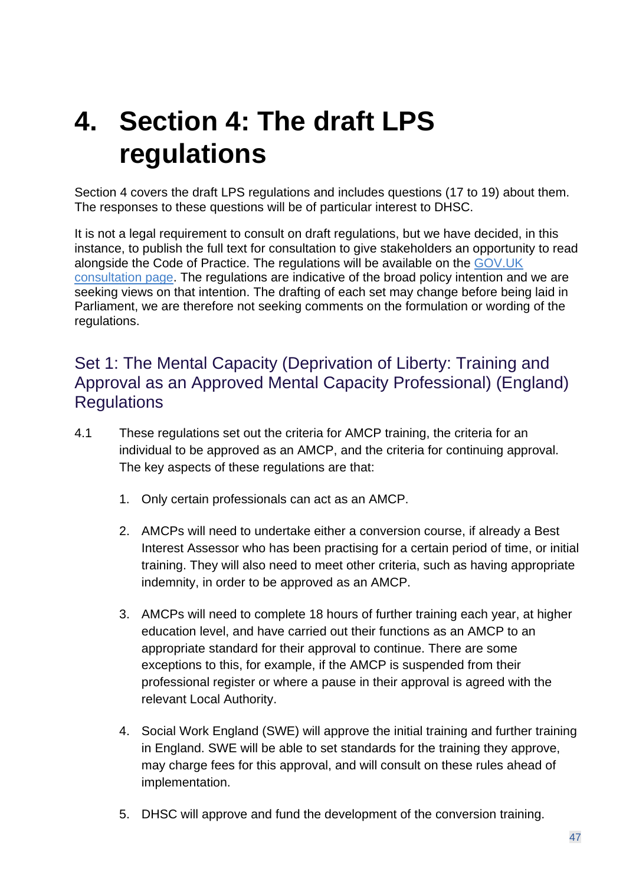# 4. Section 4: The draft LPS regulations

Section 4 covers the draft LPS regulations and includes questions (17 to 19) about them. The responses to these questions will be of particular interest to DHSC.

It is not a legal requirement to consult on draft regulations, but we have decided, in this instance, to publish the full text for consultation to give stakeholders an opportunity to read alongside the Code of Practice. The regulations will be available on the GOV.UK consultation page. The regulations are indicative of the broad policy intention and we are seeking views on that intention. The drafting of each set may change before being laid in Parliament, we are therefore not seeking comments on the formulation or wording of the regulations.

## Set 1: The Mental Capacity (Deprivation of Liberty: Training and Approval as an Approved Mental Capacity Professional) (England) Regulations

4.1 These regulations set out the criteria for AMCP training, the criteria for an individual to be approved as an AMCP, and the criteria for continuing approval. The key aspects of these regulations are that:

1. Only certain professionals can act as an AMCP.

2. AMCPs will need to undertake either a conversion course, if already a Best Interest Assessor who has been practising for a certain period of time, or initial training. They will also need to meet other criteria, such as having appropriate indemnity, in order to be approved as an AMCP.

3. AMCPs will need to complete 18 hours of further training each year, at higher education level, and have carried out their functions as an AMCP to an appropriate standard for their approval to continue. There are some exceptions to this, for example, if the AMCP is suspended from their professional register or where a pause in their approval is agreed with the relevant Local Authority.

4. Social Work England (SWE) will approve the initial training and further training in England. SWE will be able to set standards for the training they approve, may charge fees for this approval, and will consult on these rules ahead of implementation.

5. DHSC will approve and fund the development of the conversion training.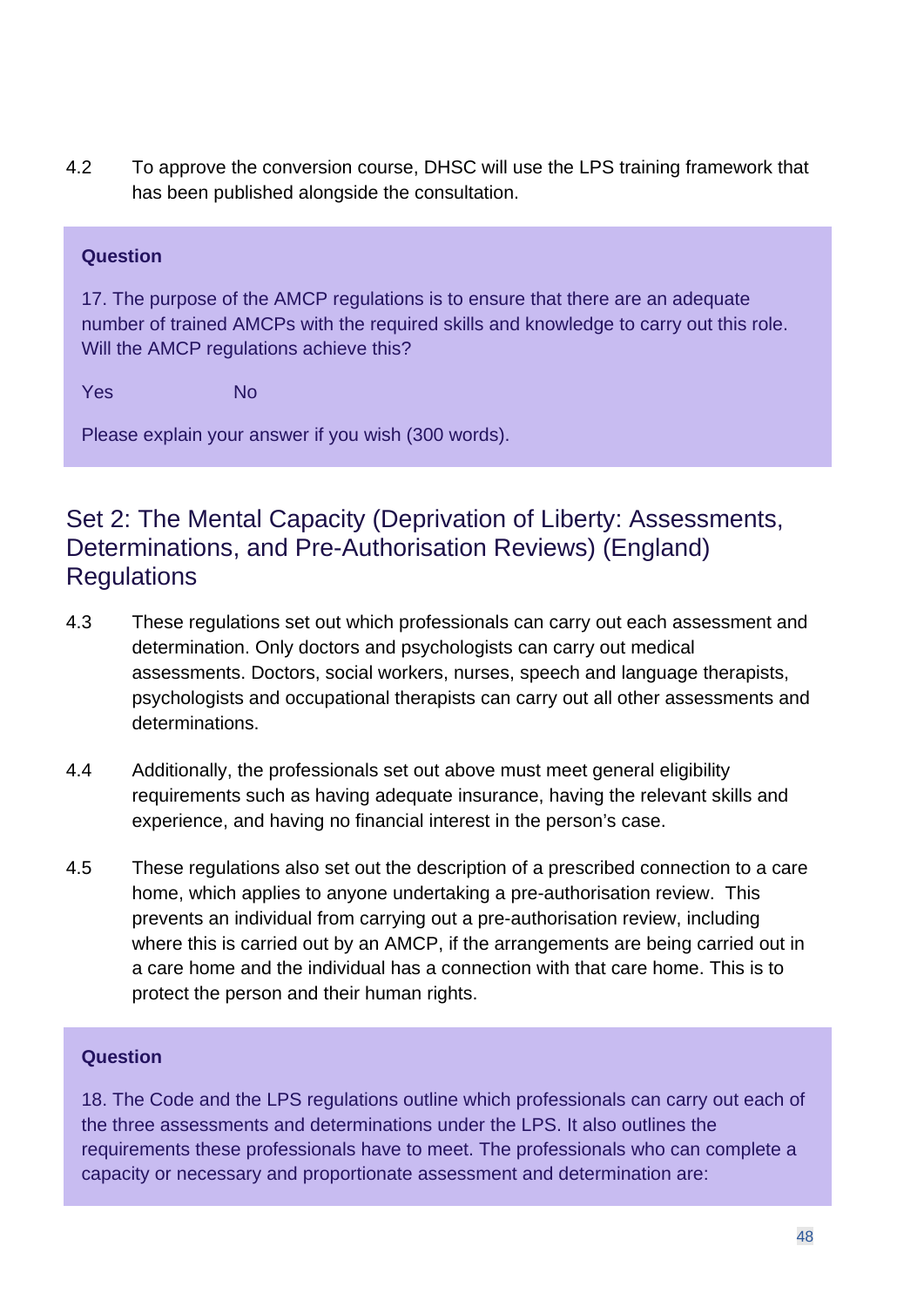4.2 To approve the conversion course, DHSC will use the LPS training framework that has been published alongside the consultation.

**Question**

17. The purpose of the AMCP regulations is to ensure that there are an adequate number of trained AMCPs with the required skills and knowledge to carry out this role. Will the AMCP regulations achieve this?

Yes No

Please explain your answer if you wish (300 words).

## Set 2: The Mental Capacity (Deprivation of Liberty: Assessments, Determinations, and Pre-Authorisation Reviews) (England) Regulations

4.3 These regulations set out which professionals can carry out each assessment and determination. Only doctors and psychologists can carry out medical assessments. Doctors, social workers, nurses, speech and language therapists, psychologists and occupational therapists can carry out all other assessments and determinations.

4.4 Additionally, the professionals set out above must meet general eligibility requirements such as having adequate insurance, having the relevant skills and experience, and having no financial interest in the person's case.

4.5 These regulations also set out the description of a prescribed connection to a care home, which applies to anyone undertaking a pre-authorisation review. This prevents an individual from carrying out a pre-authorisation review, including where this is carried out by an AMCP, if the arrangements are being carried out in a care home and the individual has a connection with that care home. This is to protect the person and their human rights.

**Question**

18. The Code and the LPS regulations outline which professionals can carry out each of the three assessments and determinations under the LPS. It also outlines the requirements these professionals have to meet. The professionals who can complete a capacity or necessary and proportionate assessment and determination are: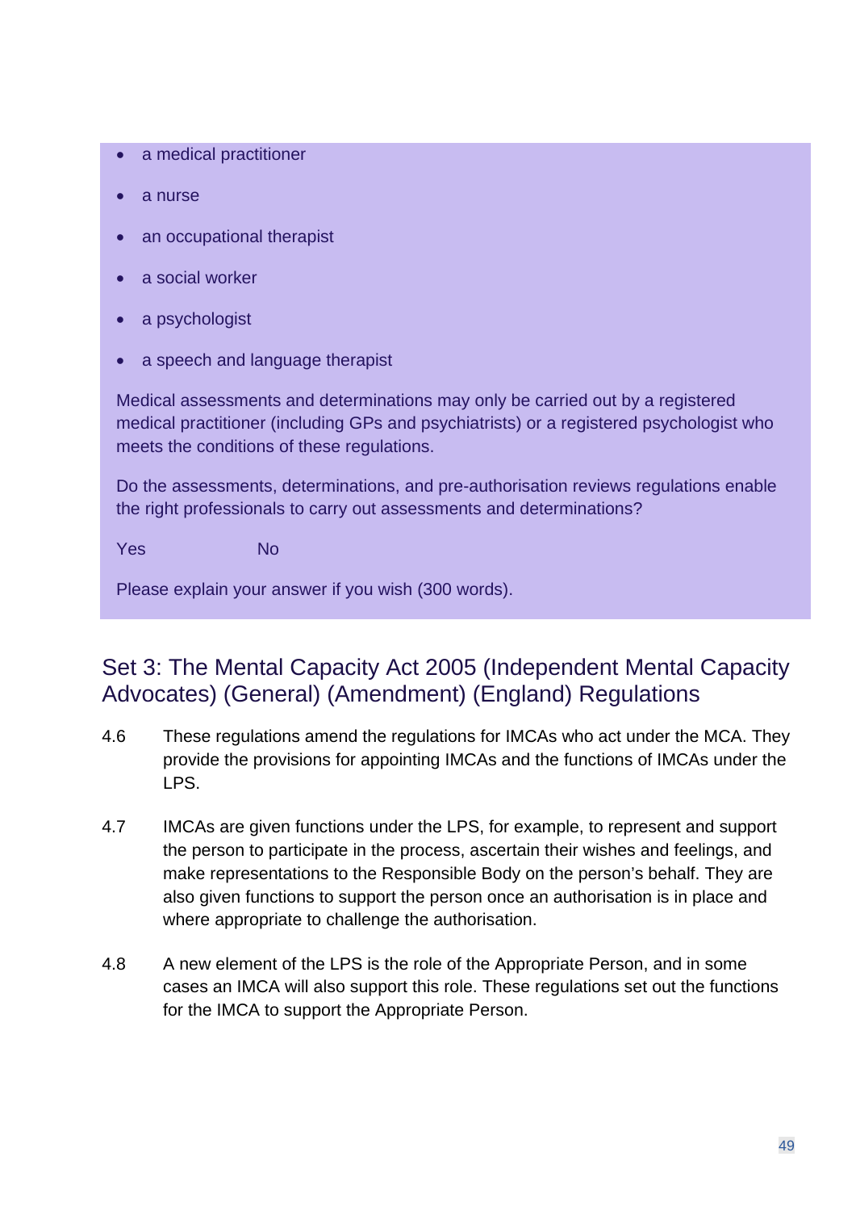- a medical practitioner
- a nurse
- an occupational therapist
- a social worker
- a psychologist
- a speech and language therapist

Medical assessments and determinations may only be carried out by a registered medical practitioner (including GPs and psychiatrists) or a registered psychologist who meets the conditions of these regulations.

Do the assessments, determinations, and pre-authorisation reviews regulations enable the right professionals to carry out assessments and determinations?

Yes No

Please explain your answer if you wish (300 words).

## Set 3: The Mental Capacity Act 2005 (Independent Mental Capacity Advocates) (General) (Amendment) (England) Regulations

4.6 These regulations amend the regulations for IMCAs who act under the MCA. They provide the provisions for appointing IMCAs and the functions of IMCAs under the LPS.

4.7 IMCAs are given functions under the LPS, for example, to represent and support the person to participate in the process, ascertain their wishes and feelings, and make representations to the Responsible Body on the person's behalf. They are also given functions to support the person once an authorisation is in place and where appropriate to challenge the authorisation.

4.8 A new element of the LPS is the role of the Appropriate Person, and in some cases an IMCA will also support this role. These regulations set out the functions for the IMCA to support the Appropriate Person.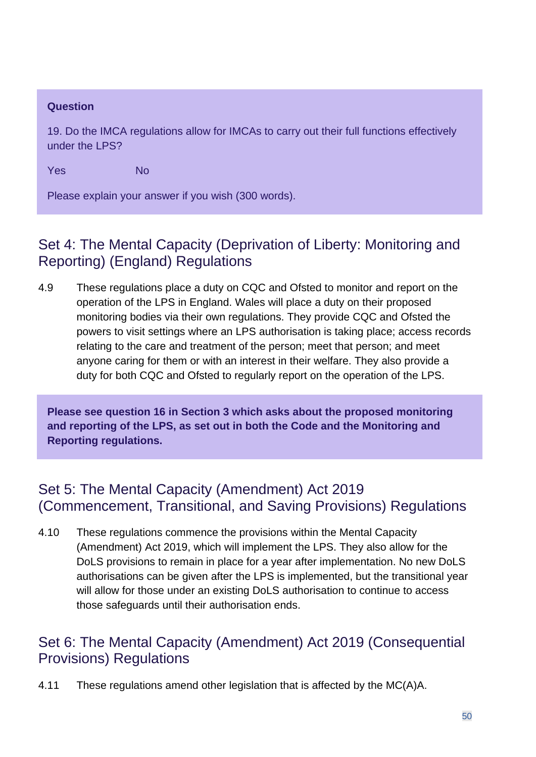**Question**

19. Do the IMCA regulations allow for IMCAs to carry out their full functions effectively under the LPS?

Yes No

Please explain your answer if you wish (300 words).

## Set 4: The Mental Capacity (Deprivation of Liberty: Monitoring and Reporting) (England) Regulations

4.9 These regulations place a duty on CQC and Ofsted to monitor and report on the operation of the LPS in England. Wales will place a duty on their proposed monitoring bodies via their own regulations. They provide CQC and Ofsted the powers to visit settings where an LPS authorisation is taking place; access records relating to the care and treatment of the person; meet that person; and meet anyone caring for them or with an interest in their welfare. They also provide a duty for both CQC and Ofsted to regularly report on the operation of the LPS.

**Please see question 16 in Section 3 which asks about the proposed monitoring and reporting of the LPS, as set out in both the Code and the Monitoring and Reporting regulations.**

## Set 5: The Mental Capacity (Amendment) Act 2019 (Commencement, Transitional, and Saving Provisions) Regulations

4.10 These regulations commence the provisions within the Mental Capacity (Amendment) Act 2019, which will implement the LPS. They also allow for the DoLS provisions to remain in place for a year after implementation. No new DoLS authorisations can be given after the LPS is implemented, but the transitional year will allow for those under an existing DoLS authorisation to continue to access those safeguards until their authorisation ends.

## Set 6: The Mental Capacity (Amendment) Act 2019 (Consequential Provisions) Regulations

4.11 These regulations amend other legislation that is affected by the MC(A)A.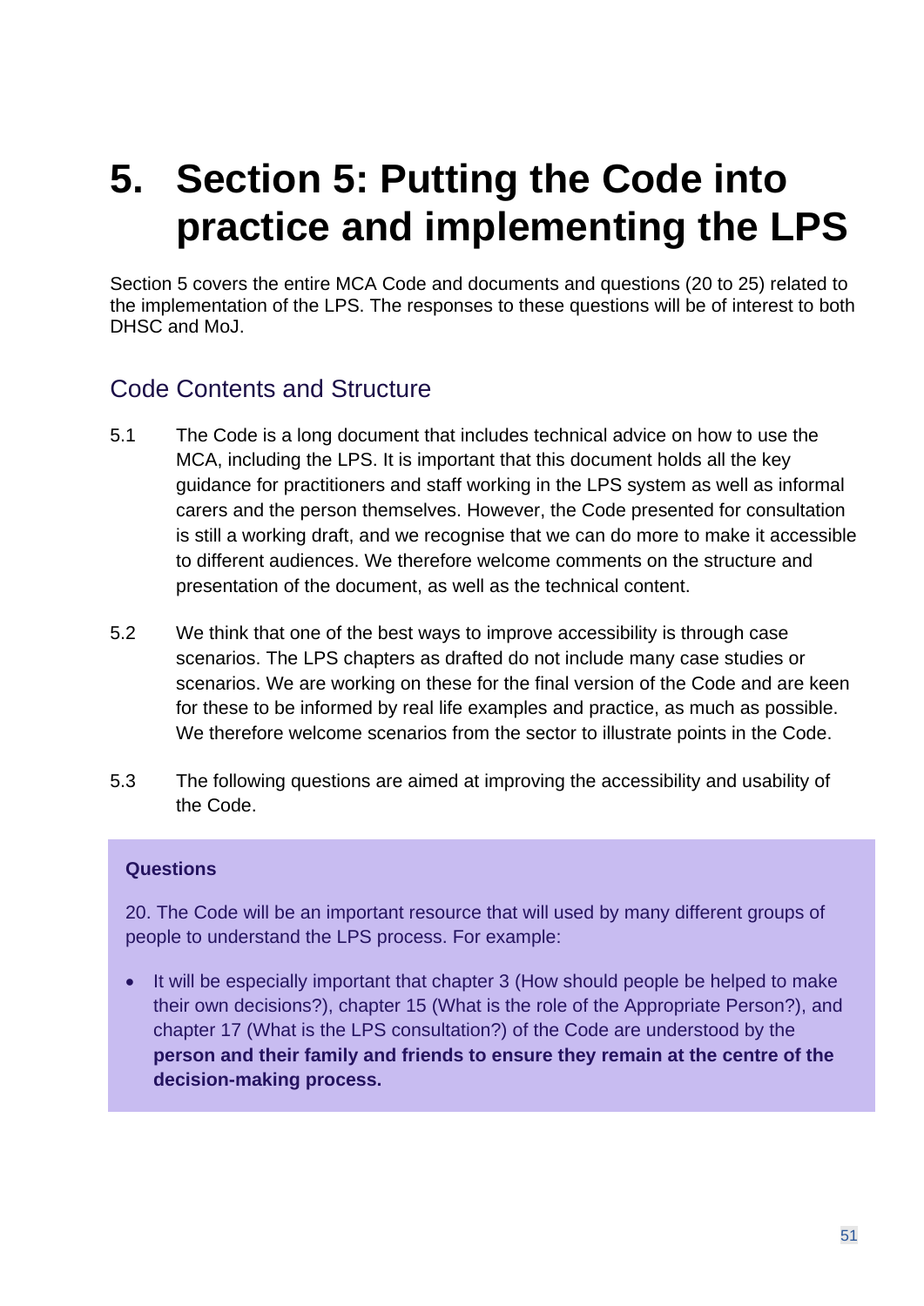# 5. Section 5: Putting the Code into practice and implementing the LPS

Section 5 covers the entire MCA Code and documents and questions (20 to 25) related to the implementation of the LPS. The responses to these questions will be of interest to both DHSC and MoJ.

## Code Contents and Structure

5.1 The Code is a long document that includes technical advice on how to use the MCA, including the LPS. It is important that this document holds all the key guidance for practitioners and staff working in the LPS system as well as informal carers and the person themselves. However, the Code presented for consultation is still a working draft, and we recognise that we can do more to make it accessible to different audiences. We therefore welcome comments on the structure and presentation of the document, as well as the technical content.

5.2 We think that one of the best ways to improve accessibility is through case scenarios. The LPS chapters as drafted do not include many case studies or scenarios. We are working on these for the final version of the Code and are keen for these to be informed by real life examples and practice, as much as possible. We therefore welcome scenarios from the sector to illustrate points in the Code.

5.3 The following questions are aimed at improving the accessibility and usability of the Code.

**Questions**

20. The Code will be an important resource that will used by many different groups of people to understand the LPS process. For example:

- It will be especially important that chapter 3 (How should people be helped to make their own decisions?), chapter 15 (What is the role of the Appropriate Person?), and chapter 17 (What is the LPS consultation?) of the Code are understood by the **person and their family and friends to ensure they remain at the centre of the decision-making process.**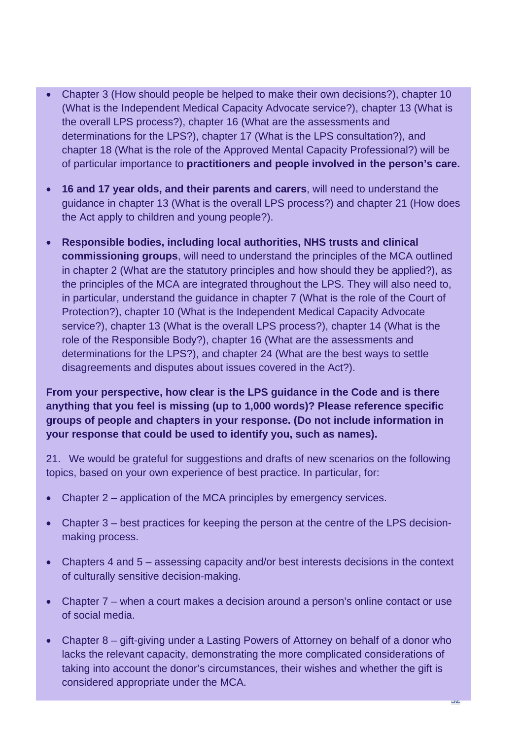- Chapter 3 (How should people be helped to make their own decisions?), chapter 10 (What is the Independent Medical Capacity Advocate service?), chapter 13 (What is the overall LPS process?), chapter 16 (What are the assessments and determinations for the LPS?), chapter 17 (What is the LPS consultation?), and chapter 18 (What is the role of the Approved Mental Capacity Professional?) will be of particular importance to **practitioners and people involved in the person's care.**

- **16 and 17 year olds, and their parents and carers**, will need to understand the guidance in chapter 13 (What is the overall LPS process?) and chapter 21 (How does the Act apply to children and young people?).

- **Responsible bodies, including local authorities, NHS trusts and clinical commissioning groups**, will need to understand the principles of the MCA outlined in chapter 2 (What are the statutory principles and how should they be applied?), as the principles of the MCA are integrated throughout the LPS. They will also need to, in particular, understand the guidance in chapter 7 (What is the role of the Court of Protection?), chapter 10 (What is the Independent Medical Capacity Advocate service?), chapter 13 (What is the overall LPS process?), chapter 14 (What is the role of the Responsible Body?), chapter 16 (What are the assessments and determinations for the LPS?), and chapter 24 (What are the best ways to settle disagreements and disputes about issues covered in the Act?).

**From your perspective, how clear is the LPS guidance in the Code and is there anything that you feel is missing (up to 1,000 words)? Please reference specific groups of people and chapters in your response. (Do not include information in your response that could be used to identify you, such as names).**

21. We would be grateful for suggestions and drafts of new scenarios on the following topics, based on your own experience of best practice. In particular, for:

- Chapter 2 – application of the MCA principles by emergency services.

- Chapter 3 – best practices for keeping the person at the centre of the LPS decision-making process.

- Chapters 4 and 5 – assessing capacity and/or best interests decisions in the context of culturally sensitive decision-making.

- Chapter 7 – when a court makes a decision around a person's online contact or use of social media.

- Chapter 8 – gift-giving under a Lasting Powers of Attorney on behalf of a donor who lacks the relevant capacity, demonstrating the more complicated considerations of taking into account the donor's circumstances, their wishes and whether the gift is considered appropriate under the MCA.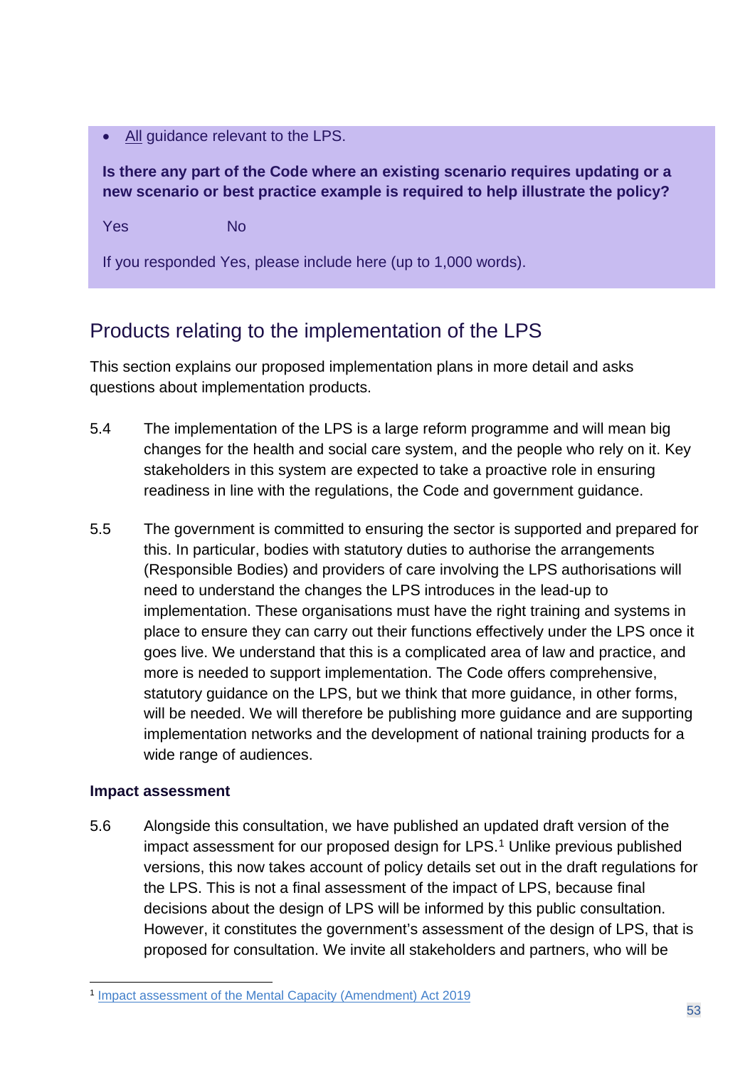- All guidance relevant to the LPS.

**Is there any part of the Code where an existing scenario requires updating or a new scenario or best practice example is required to help illustrate the policy?**

Yes No

If you responded Yes, please include here (up to 1,000 words).

## Products relating to the implementation of the LPS

This section explains our proposed implementation plans in more detail and asks questions about implementation products.

5.4 The implementation of the LPS is a large reform programme and will mean big changes for the health and social care system, and the people who rely on it. Key stakeholders in this system are expected to take a proactive role in ensuring readiness in line with the regulations, the Code and government guidance.

5.5 The government is committed to ensuring the sector is supported and prepared for this. In particular, bodies with statutory duties to authorise the arrangements (Responsible Bodies) and providers of care involving the LPS authorisations will need to understand the changes the LPS introduces in the lead-up to implementation. These organisations must have the right training and systems in place to ensure they can carry out their functions effectively under the LPS once it goes live. We understand that this is a complicated area of law and practice, and more is needed to support implementation. The Code offers comprehensive, statutory guidance on the LPS, but we think that more guidance, in other forms, will be needed. We will therefore be publishing more guidance and are supporting implementation networks and the development of national training products for a wide range of audiences.

### Impact assessment

5.6 Alongside this consultation, we have published an updated draft version of the impact assessment for our proposed design for LPS.[1] Unlike previous published versions, this now takes account of policy details set out in the draft regulations for the LPS. This is not a final assessment of the impact of LPS, because final decisions about the design of LPS will be informed by this public consultation. However, it constitutes the government's assessment of the design of LPS, that is proposed for consultation. We invite all stakeholders and partners, who will be

[1] Impact assessment of the Mental Capacity (Amendment) Act 2019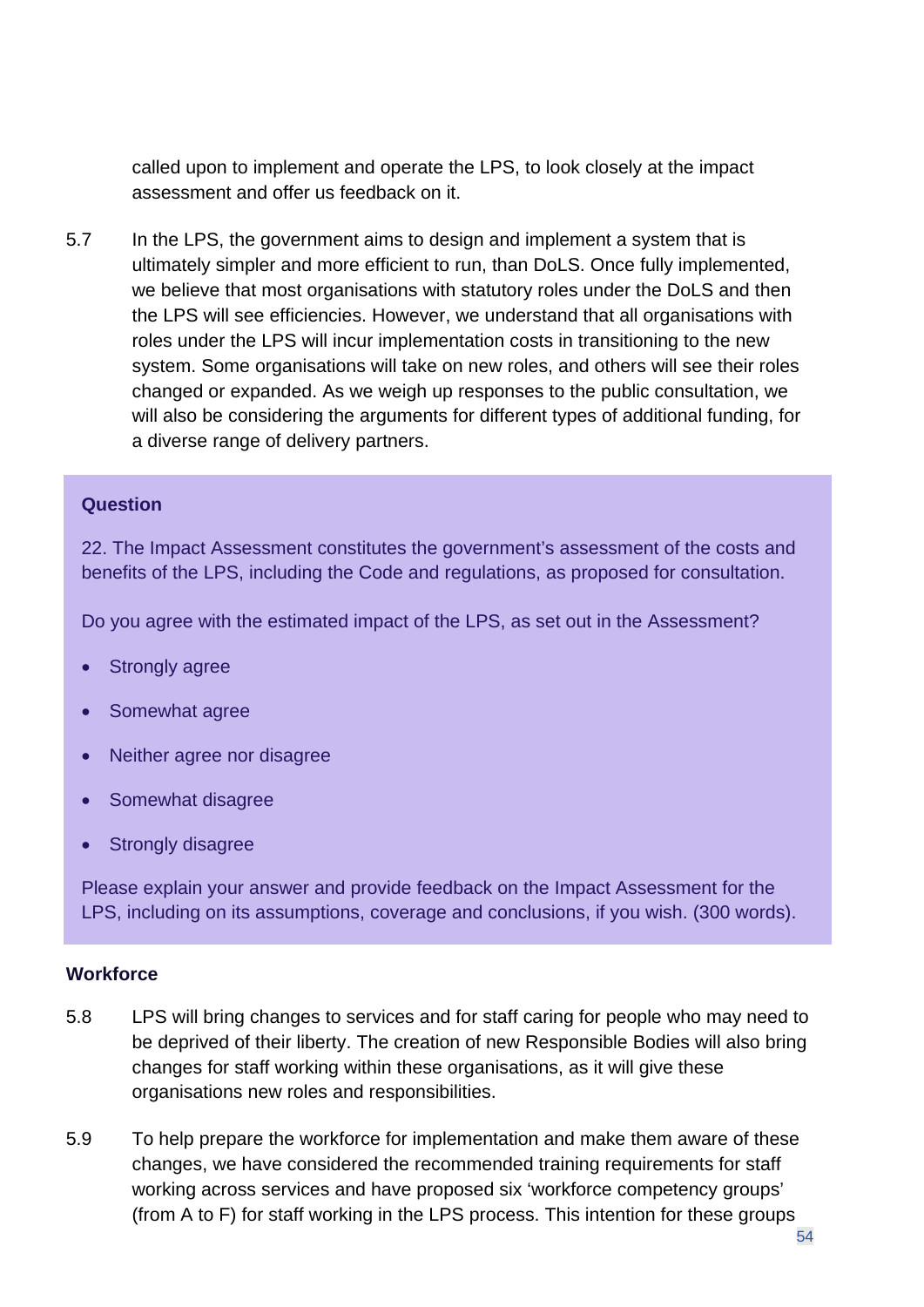called upon to implement and operate the LPS, to look closely at the impact assessment and offer us feedback on it.

5.7 In the LPS, the government aims to design and implement a system that is ultimately simpler and more efficient to run, than DoLS. Once fully implemented, we believe that most organisations with statutory roles under the DoLS and then the LPS will see efficiencies. However, we understand that all organisations with roles under the LPS will incur implementation costs in transitioning to the new system. Some organisations will take on new roles, and others will see their roles changed or expanded. As we weigh up responses to the public consultation, we will also be considering the arguments for different types of additional funding, for a diverse range of delivery partners.

**Question**

22. The Impact Assessment constitutes the government's assessment of the costs and benefits of the LPS, including the Code and regulations, as proposed for consultation.

Do you agree with the estimated impact of the LPS, as set out in the Assessment?

- Strongly agree
- Somewhat agree
- Neither agree nor disagree
- Somewhat disagree
- Strongly disagree

Please explain your answer and provide feedback on the Impact Assessment for the LPS, including on its assumptions, coverage and conclusions, if you wish. (300 words).

### Workforce

5.8 LPS will bring changes to services and for staff caring for people who may need to be deprived of their liberty. The creation of new Responsible Bodies will also bring changes for staff working within these organisations, as it will give these organisations new roles and responsibilities.

5.9 To help prepare the workforce for implementation and make them aware of these changes, we have considered the recommended training requirements for staff working across services and have proposed six 'workforce competency groups' (from A to F) for staff working in the LPS process. This intention for these groups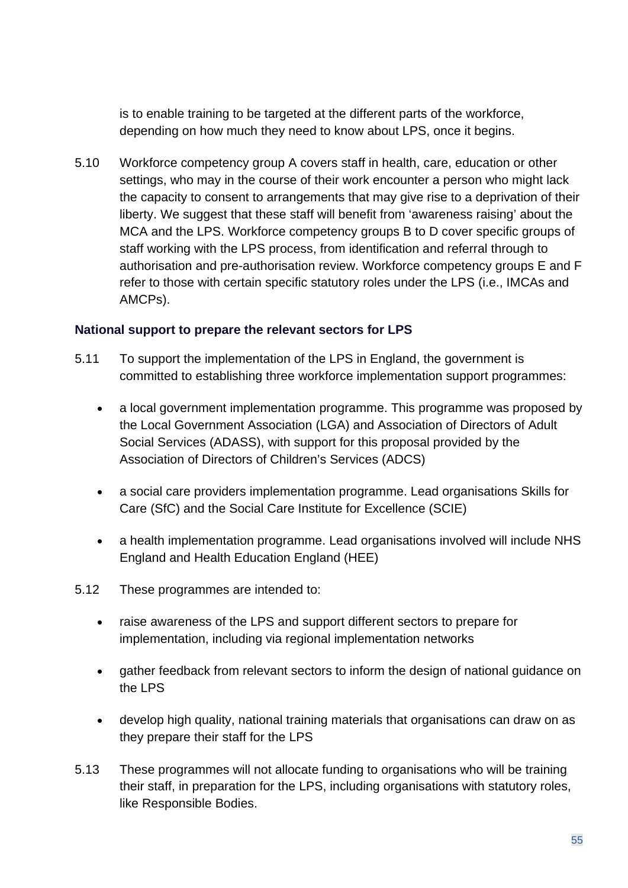is to enable training to be targeted at the different parts of the workforce, depending on how much they need to know about LPS, once it begins.

5.10 Workforce competency group A covers staff in health, care, education or other settings, who may in the course of their work encounter a person who might lack the capacity to consent to arrangements that may give rise to a deprivation of their liberty. We suggest that these staff will benefit from 'awareness raising' about the MCA and the LPS. Workforce competency groups B to D cover specific groups of staff working with the LPS process, from identification and referral through to authorisation and pre-authorisation review. Workforce competency groups E and F refer to those with certain specific statutory roles under the LPS (i.e., IMCAs and AMCPs).

### National support to prepare the relevant sectors for LPS

5.11 To support the implementation of the LPS in England, the government is committed to establishing three workforce implementation support programmes:

- a local government implementation programme. This programme was proposed by the Local Government Association (LGA) and Association of Directors of Adult Social Services (ADASS), with support for this proposal provided by the Association of Directors of Children's Services (ADCS)
- a social care providers implementation programme. Lead organisations Skills for Care (SfC) and the Social Care Institute for Excellence (SCIE)
- a health implementation programme. Lead organisations involved will include NHS England and Health Education England (HEE)

5.12 These programmes are intended to:

- raise awareness of the LPS and support different sectors to prepare for implementation, including via regional implementation networks
- gather feedback from relevant sectors to inform the design of national guidance on the LPS
- develop high quality, national training materials that organisations can draw on as they prepare their staff for the LPS

5.13 These programmes will not allocate funding to organisations who will be training their staff, in preparation for the LPS, including organisations with statutory roles, like Responsible Bodies.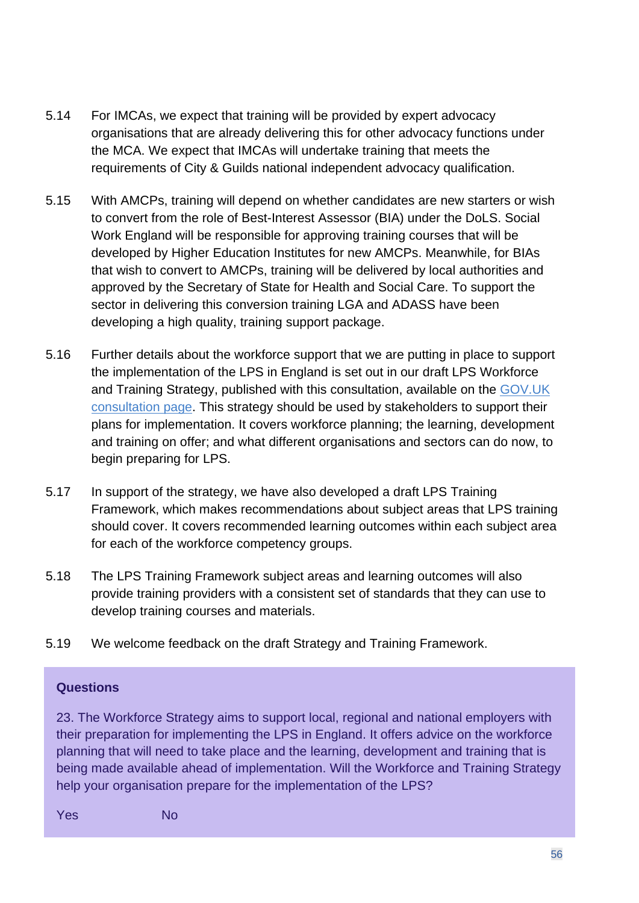5.14 For IMCAs, we expect that training will be provided by expert advocacy organisations that are already delivering this for other advocacy functions under the MCA. We expect that IMCAs will undertake training that meets the requirements of City & Guilds national independent advocacy qualification.

5.15 With AMCPs, training will depend on whether candidates are new starters or wish to convert from the role of Best-Interest Assessor (BIA) under the DoLS. Social Work England will be responsible for approving training courses that will be developed by Higher Education Institutes for new AMCPs. Meanwhile, for BIAs that wish to convert to AMCPs, training will be delivered by local authorities and approved by the Secretary of State for Health and Social Care. To support the sector in delivering this conversion training LGA and ADASS have been developing a high quality, training support package.

5.16 Further details about the workforce support that we are putting in place to support the implementation of the LPS in England is set out in our draft LPS Workforce and Training Strategy, published with this consultation, available on the GOV.UK consultation page. This strategy should be used by stakeholders to support their plans for implementation. It covers workforce planning; the learning, development and training on offer; and what different organisations and sectors can do now, to begin preparing for LPS.

5.17 In support of the strategy, we have also developed a draft LPS Training Framework, which makes recommendations about subject areas that LPS training should cover. It covers recommended learning outcomes within each subject area for each of the workforce competency groups.

5.18 The LPS Training Framework subject areas and learning outcomes will also provide training providers with a consistent set of standards that they can use to develop training courses and materials.

5.19 We welcome feedback on the draft Strategy and Training Framework.

**Questions**

23. The Workforce Strategy aims to support local, regional and national employers with their preparation for implementing the LPS in England. It offers advice on the workforce planning that will need to take place and the learning, development and training that is being made available ahead of implementation. Will the Workforce and Training Strategy help your organisation prepare for the implementation of the LPS?

Yes No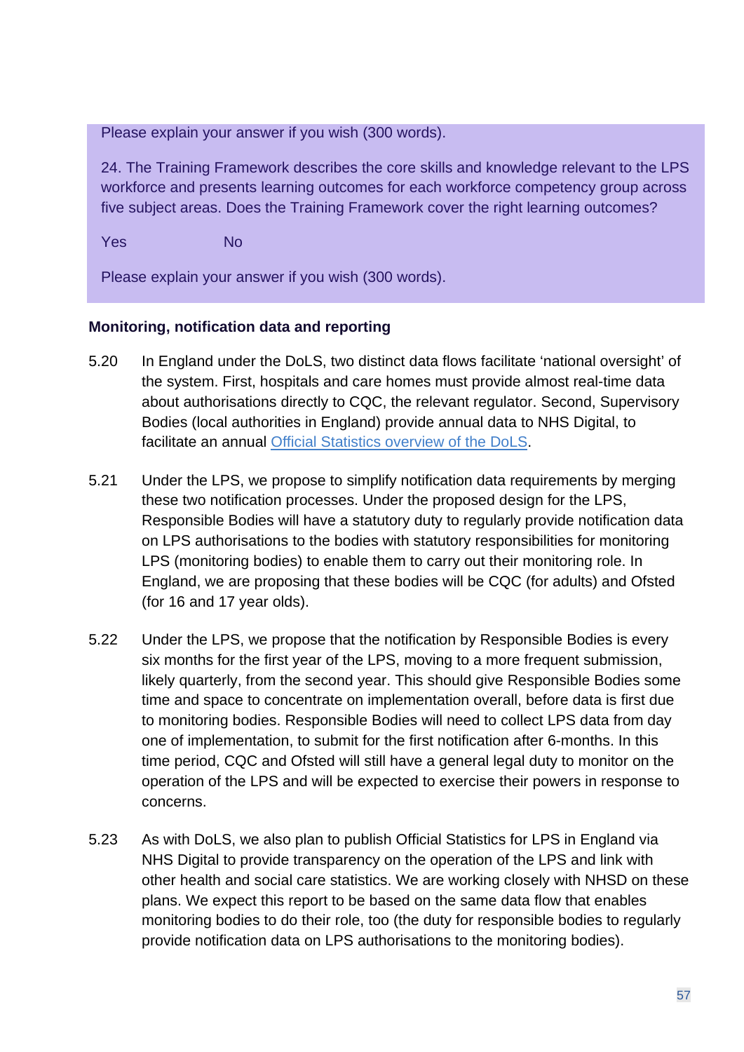Please explain your answer if you wish (300 words).

24. The Training Framework describes the core skills and knowledge relevant to the LPS workforce and presents learning outcomes for each workforce competency group across five subject areas. Does the Training Framework cover the right learning outcomes?

Yes No

Please explain your answer if you wish (300 words).

**Monitoring, notification data and reporting**

5.20 In England under the DoLS, two distinct data flows facilitate 'national oversight' of the system. First, hospitals and care homes must provide almost real-time data about authorisations directly to CQC, the relevant regulator. Second, Supervisory Bodies (local authorities in England) provide annual data to NHS Digital, to facilitate an annual Official Statistics overview of the DoLS.

5.21 Under the LPS, we propose to simplify notification data requirements by merging these two notification processes. Under the proposed design for the LPS, Responsible Bodies will have a statutory duty to regularly provide notification data on LPS authorisations to the bodies with statutory responsibilities for monitoring LPS (monitoring bodies) to enable them to carry out their monitoring role. In England, we are proposing that these bodies will be CQC (for adults) and Ofsted (for 16 and 17 year olds).

5.22 Under the LPS, we propose that the notification by Responsible Bodies is every six months for the first year of the LPS, moving to a more frequent submission, likely quarterly, from the second year. This should give Responsible Bodies some time and space to concentrate on implementation overall, before data is first due to monitoring bodies. Responsible Bodies will need to collect LPS data from day one of implementation, to submit for the first notification after 6-months. In this time period, CQC and Ofsted will still have a general legal duty to monitor on the operation of the LPS and will be expected to exercise their powers in response to concerns.

5.23 As with DoLS, we also plan to publish Official Statistics for LPS in England via NHS Digital to provide transparency on the operation of the LPS and link with other health and social care statistics. We are working closely with NHSD on these plans. We expect this report to be based on the same data flow that enables monitoring bodies to do their role, too (the duty for responsible bodies to regularly provide notification data on LPS authorisations to the monitoring bodies).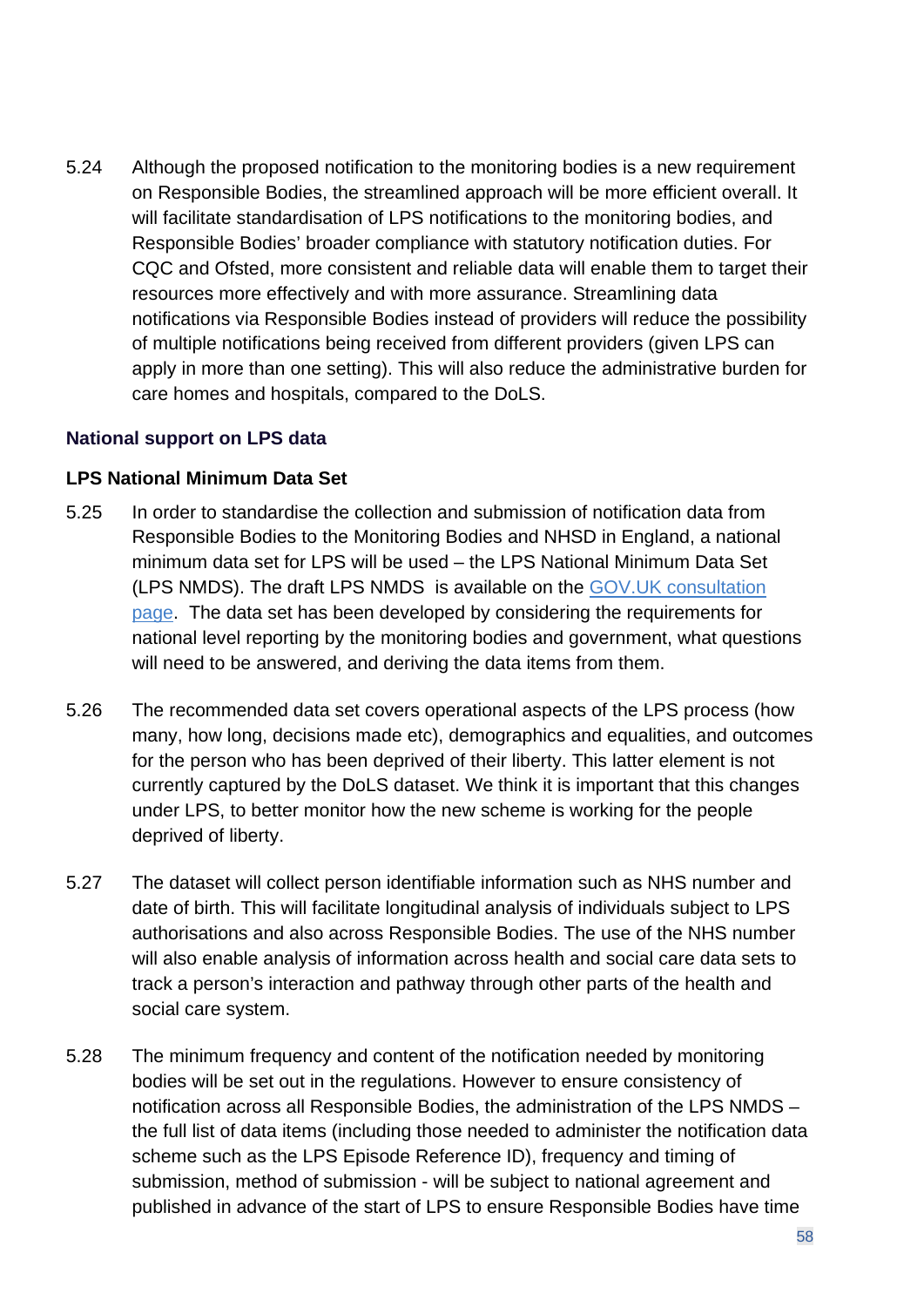5.24 Although the proposed notification to the monitoring bodies is a new requirement on Responsible Bodies, the streamlined approach will be more efficient overall. It will facilitate standardisation of LPS notifications to the monitoring bodies, and Responsible Bodies' broader compliance with statutory notification duties. For CQC and Ofsted, more consistent and reliable data will enable them to target their resources more effectively and with more assurance. Streamlining data notifications via Responsible Bodies instead of providers will reduce the possibility of multiple notifications being received from different providers (given LPS can apply in more than one setting). This will also reduce the administrative burden for care homes and hospitals, compared to the DoLS.

### National support on LPS data

#### LPS National Minimum Data Set

5.25 In order to standardise the collection and submission of notification data from Responsible Bodies to the Monitoring Bodies and NHSD in England, a national minimum data set for LPS will be used – the LPS National Minimum Data Set (LPS NMDS). The draft LPS NMDS is available on the GOV.UK consultation page. The data set has been developed by considering the requirements for national level reporting by the monitoring bodies and government, what questions will need to be answered, and deriving the data items from them.

5.26 The recommended data set covers operational aspects of the LPS process (how many, how long, decisions made etc), demographics and equalities, and outcomes for the person who has been deprived of their liberty. This latter element is not currently captured by the DoLS dataset. We think it is important that this changes under LPS, to better monitor how the new scheme is working for the people deprived of liberty.

5.27 The dataset will collect person identifiable information such as NHS number and date of birth. This will facilitate longitudinal analysis of individuals subject to LPS authorisations and also across Responsible Bodies. The use of the NHS number will also enable analysis of information across health and social care data sets to track a person's interaction and pathway through other parts of the health and social care system.

5.28 The minimum frequency and content of the notification needed by monitoring bodies will be set out in the regulations. However to ensure consistency of notification across all Responsible Bodies, the administration of the LPS NMDS – the full list of data items (including those needed to administer the notification data scheme such as the LPS Episode Reference ID), frequency and timing of submission, method of submission - will be subject to national agreement and published in advance of the start of LPS to ensure Responsible Bodies have time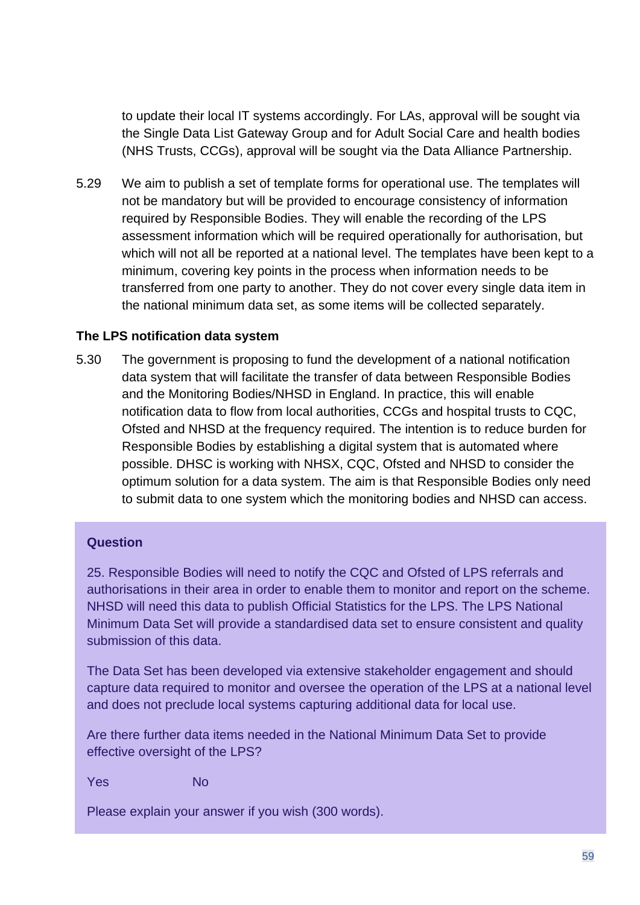to update their local IT systems accordingly. For LAs, approval will be sought via the Single Data List Gateway Group and for Adult Social Care and health bodies (NHS Trusts, CCGs), approval will be sought via the Data Alliance Partnership.

5.29 We aim to publish a set of template forms for operational use. The templates will not be mandatory but will be provided to encourage consistency of information required by Responsible Bodies. They will enable the recording of the LPS assessment information which will be required operationally for authorisation, but which will not all be reported at a national level. The templates have been kept to a minimum, covering key points in the process when information needs to be transferred from one party to another. They do not cover every single data item in the national minimum data set, as some items will be collected separately.

**The LPS notification data system**

5.30 The government is proposing to fund the development of a national notification data system that will facilitate the transfer of data between Responsible Bodies and the Monitoring Bodies/NHSD in England. In practice, this will enable notification data to flow from local authorities, CCGs and hospital trusts to CQC, Ofsted and NHSD at the frequency required. The intention is to reduce burden for Responsible Bodies by establishing a digital system that is automated where possible. DHSC is working with NHSX, CQC, Ofsted and NHSD to consider the optimum solution for a data system. The aim is that Responsible Bodies only need to submit data to one system which the monitoring bodies and NHSD can access.

**Question**

25. Responsible Bodies will need to notify the CQC and Ofsted of LPS referrals and authorisations in their area in order to enable them to monitor and report on the scheme. NHSD will need this data to publish Official Statistics for the LPS. The LPS National Minimum Data Set will provide a standardised data set to ensure consistent and quality submission of this data.

The Data Set has been developed via extensive stakeholder engagement and should capture data required to monitor and oversee the operation of the LPS at a national level and does not preclude local systems capturing additional data for local use.

Are there further data items needed in the National Minimum Data Set to provide effective oversight of the LPS?

Yes No

Please explain your answer if you wish (300 words).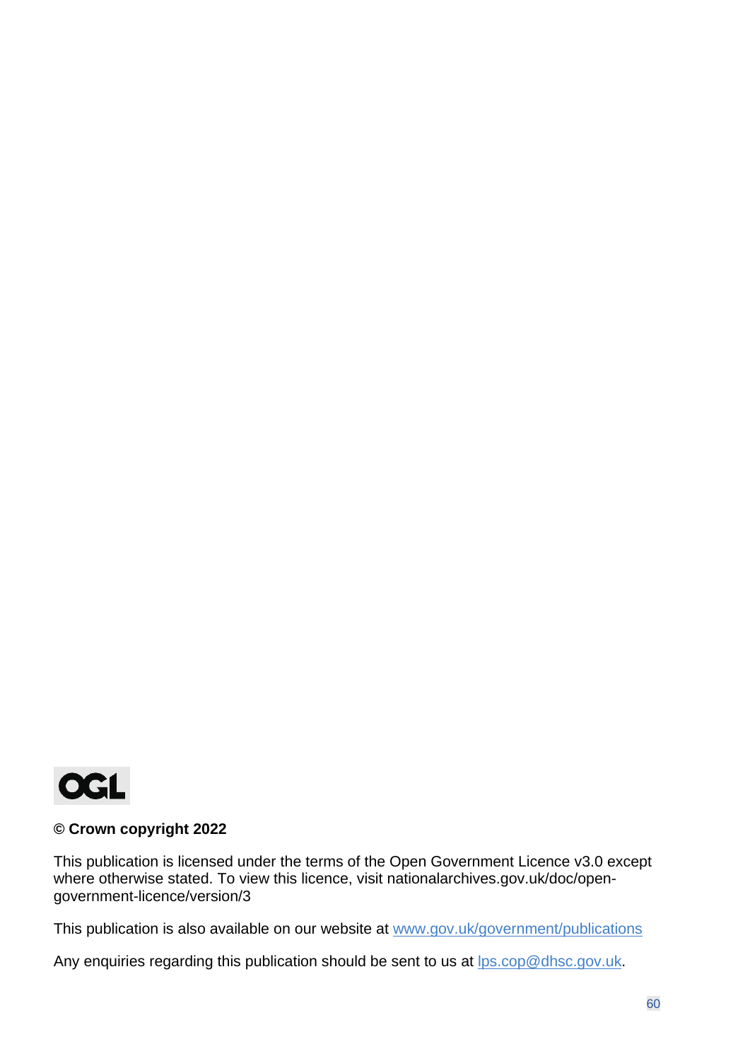OGL

**© Crown copyright 2022**

This publication is licensed under the terms of the Open Government Licence v3.0 except where otherwise stated. To view this licence, visit nationalarchives.gov.uk/doc/open-government-licence/version/3

This publication is also available on our website at [www.gov.uk/government/publications](http://www.gov.uk/government/publications)

Any enquiries regarding this publication should be sent to us at [lps.cop@dhsc.gov.uk](mailto:lps.cop@dhsc.gov.uk).